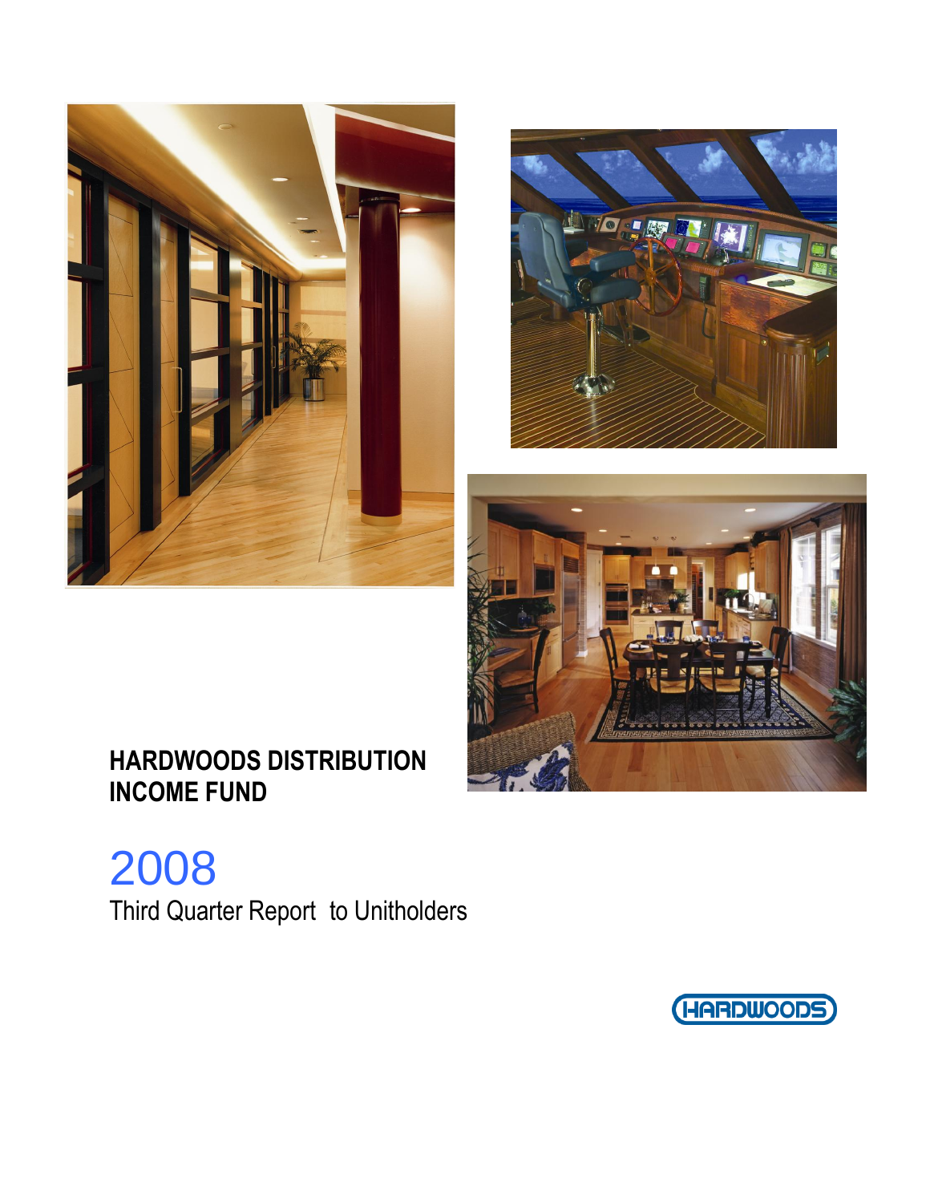# HARDWOODS DISTRIBUTION INCOME FUND

## 2008

Third Quarter Report to Unitholders

HARDWOODS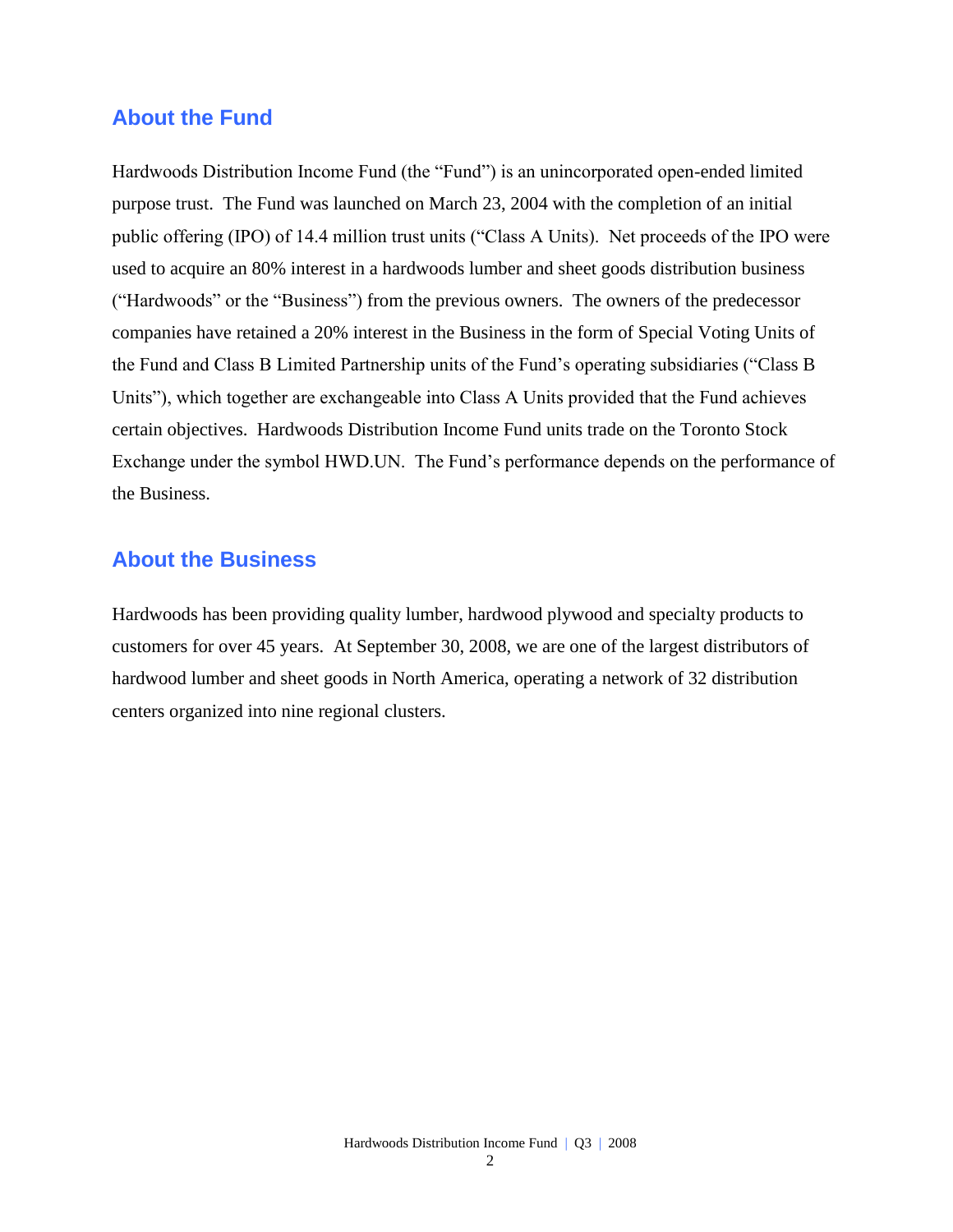## About the Fund

Hardwoods Distribution Income Fund (the "Fund") is an unincorporated open-ended limited purpose trust. The Fund was launched on March 23, 2004 with the completion of an initial public offering (IPO) of 14.4 million trust units ("Class A Units). Net proceeds of the IPO were used to acquire an 80% interest in a hardwoods lumber and sheet goods distribution business ("Hardwoods" or the "Business") from the previous owners. The owners of the predecessor companies have retained a 20% interest in the Business in the form of Special Voting Units of the Fund and Class B Limited Partnership units of the Fund's operating subsidiaries ("Class B Units"), which together are exchangeable into Class A Units provided that the Fund achieves certain objectives. Hardwoods Distribution Income Fund units trade on the Toronto Stock Exchange under the symbol HWD.UN. The Fund's performance depends on the performance of the Business.

## About the Business

Hardwoods has been providing quality lumber, hardwood plywood and specialty products to customers for over 45 years. At September 30, 2008, we are one of the largest distributors of hardwood lumber and sheet goods in North America, operating a network of 32 distribution centers organized into nine regional clusters.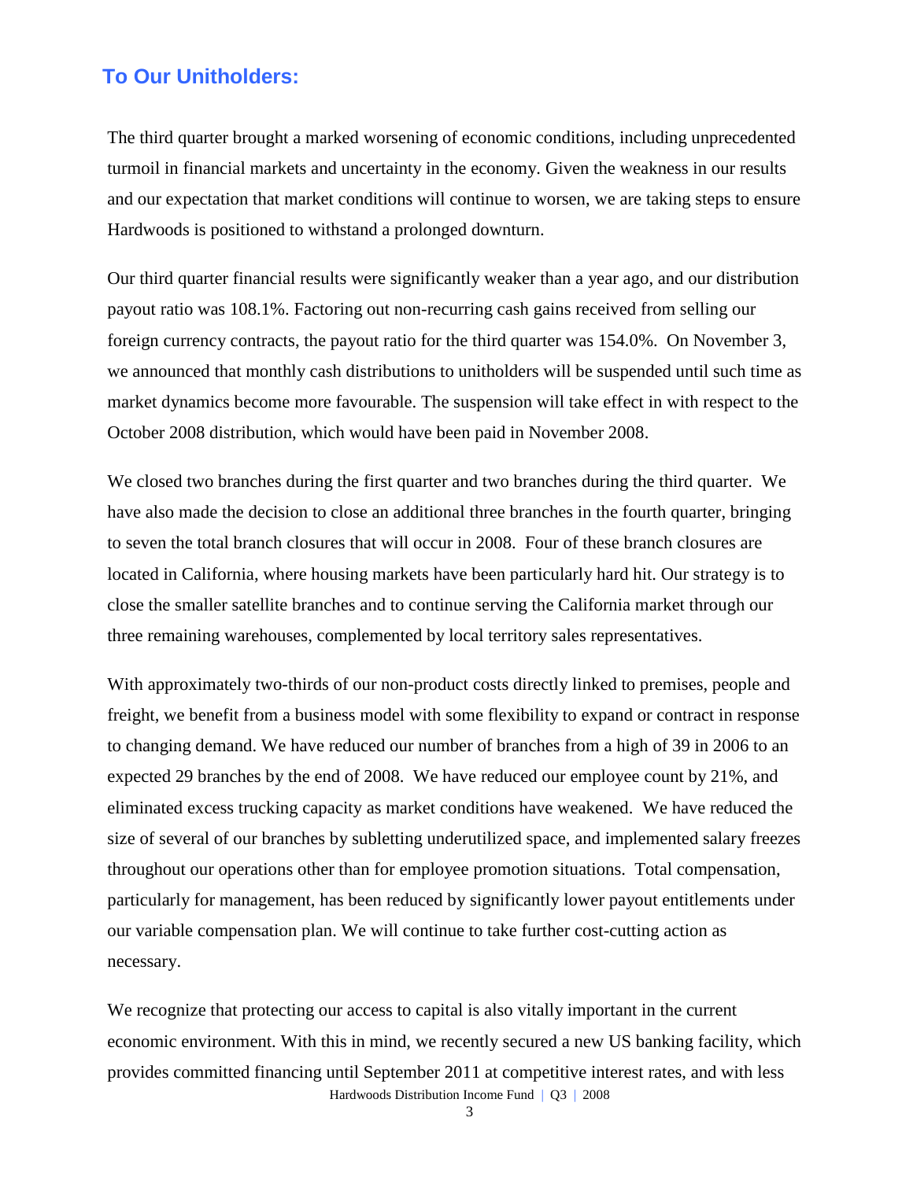## To Our Unitholders:

The third quarter brought a marked worsening of economic conditions, including unprecedented turmoil in financial markets and uncertainty in the economy. Given the weakness in our results and our expectation that market conditions will continue to worsen, we are taking steps to ensure Hardwoods is positioned to withstand a prolonged downturn.

Our third quarter financial results were significantly weaker than a year ago, and our distribution payout ratio was 108.1%. Factoring out non-recurring cash gains received from selling our foreign currency contracts, the payout ratio for the third quarter was 154.0%. On November 3, we announced that monthly cash distributions to unitholders will be suspended until such time as market dynamics become more favourable. The suspension will take effect in with respect to the October 2008 distribution, which would have been paid in November 2008.

We closed two branches during the first quarter and two branches during the third quarter. We have also made the decision to close an additional three branches in the fourth quarter, bringing to seven the total branch closures that will occur in 2008. Four of these branch closures are located in California, where housing markets have been particularly hard hit. Our strategy is to close the smaller satellite branches and to continue serving the California market through our three remaining warehouses, complemented by local territory sales representatives.

With approximately two-thirds of our non-product costs directly linked to premises, people and freight, we benefit from a business model with some flexibility to expand or contract in response to changing demand. We have reduced our number of branches from a high of 39 in 2006 to an expected 29 branches by the end of 2008. We have reduced our employee count by 21%, and eliminated excess trucking capacity as market conditions have weakened. We have reduced the size of several of our branches by subletting underutilized space, and implemented salary freezes throughout our operations other than for employee promotion situations. Total compensation, particularly for management, has been reduced by significantly lower payout entitlements under our variable compensation plan. We will continue to take further cost-cutting action as necessary.

We recognize that protecting our access to capital is also vitally important in the current economic environment. With this in mind, we recently secured a new US banking facility, which provides committed financing until September 2011 at competitive interest rates, and with less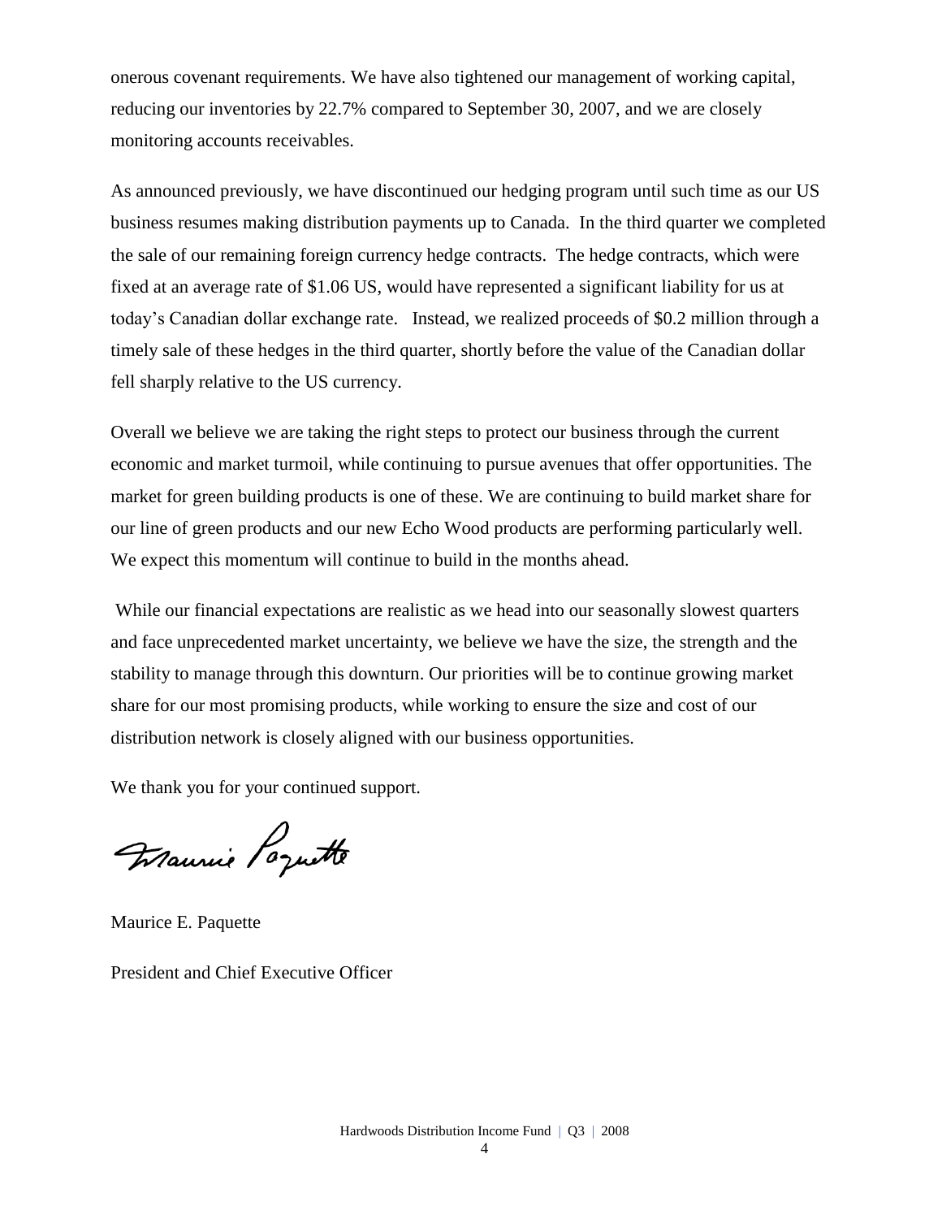onerous covenant requirements. We have also tightened our management of working capital, reducing our inventories by 22.7% compared to September 30, 2007, and we are closely monitoring accounts receivables.

As announced previously, we have discontinued our hedging program until such time as our US business resumes making distribution payments up to Canada. In the third quarter we completed the sale of our remaining foreign currency hedge contracts. The hedge contracts, which were fixed at an average rate of $1.06 US, would have represented a significant liability for us at today's Canadian dollar exchange rate. Instead, we realized proceeds of $0.2 million through a timely sale of these hedges in the third quarter, shortly before the value of the Canadian dollar fell sharply relative to the US currency.

Overall we believe we are taking the right steps to protect our business through the current economic and market turmoil, while continuing to pursue avenues that offer opportunities. The market for green building products is one of these. We are continuing to build market share for our line of green products and our new Echo Wood products are performing particularly well. We expect this momentum will continue to build in the months ahead.

While our financial expectations are realistic as we head into our seasonally slowest quarters and face unprecedented market uncertainty, we believe we have the size, the strength and the stability to manage through this downturn. Our priorities will be to continue growing market share for our most promising products, while working to ensure the size and cost of our distribution network is closely aligned with our business opportunities.

We thank you for your continued support.

Maurice E. Paquette

President and Chief Executive Officer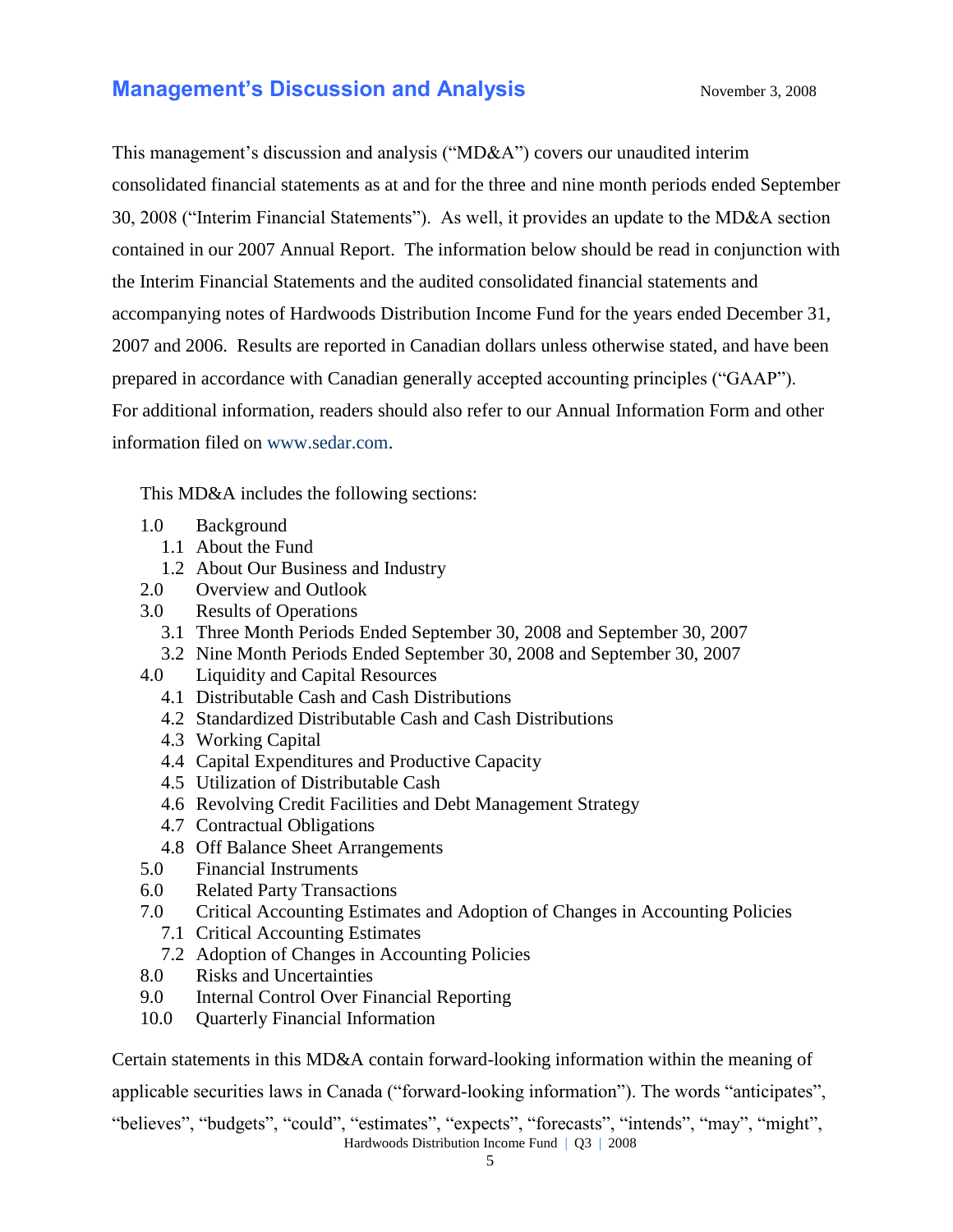# Management's Discussion and Analysis

November 3, 2008

This management's discussion and analysis ("MD&A") covers our unaudited interim consolidated financial statements as at and for the three and nine month periods ended September 30, 2008 ("Interim Financial Statements"). As well, it provides an update to the MD&A section contained in our 2007 Annual Report. The information below should be read in conjunction with the Interim Financial Statements and the audited consolidated financial statements and accompanying notes of Hardwoods Distribution Income Fund for the years ended December 31, 2007 and 2006. Results are reported in Canadian dollars unless otherwise stated, and have been prepared in accordance with Canadian generally accepted accounting principles ("GAAP"). For additional information, readers should also refer to our Annual Information Form and other information filed on www.sedar.com.

This MD&A includes the following sections:

- 1.0 Background
  - 1.1 About the Fund
  - 1.2 About Our Business and Industry
- 2.0 Overview and Outlook
- 3.0 Results of Operations
  - 3.1 Three Month Periods Ended September 30, 2008 and September 30, 2007
  - 3.2 Nine Month Periods Ended September 30, 2008 and September 30, 2007
- 4.0 Liquidity and Capital Resources
  - 4.1 Distributable Cash and Cash Distributions
  - 4.2 Standardized Distributable Cash and Cash Distributions
  - 4.3 Working Capital
  - 4.4 Capital Expenditures and Productive Capacity
  - 4.5 Utilization of Distributable Cash
  - 4.6 Revolving Credit Facilities and Debt Management Strategy
  - 4.7 Contractual Obligations
  - 4.8 Off Balance Sheet Arrangements
- 5.0 Financial Instruments
- 6.0 Related Party Transactions
- 7.0 Critical Accounting Estimates and Adoption of Changes in Accounting Policies
  - 7.1 Critical Accounting Estimates
  - 7.2 Adoption of Changes in Accounting Policies
- 8.0 Risks and Uncertainties
- 9.0 Internal Control Over Financial Reporting
- 10.0 Quarterly Financial Information

Certain statements in this MD&A contain forward-looking information within the meaning of applicable securities laws in Canada ("forward-looking information"). The words "anticipates", "believes", "budgets", "could", "estimates", "expects", "forecasts", "intends", "may", "might",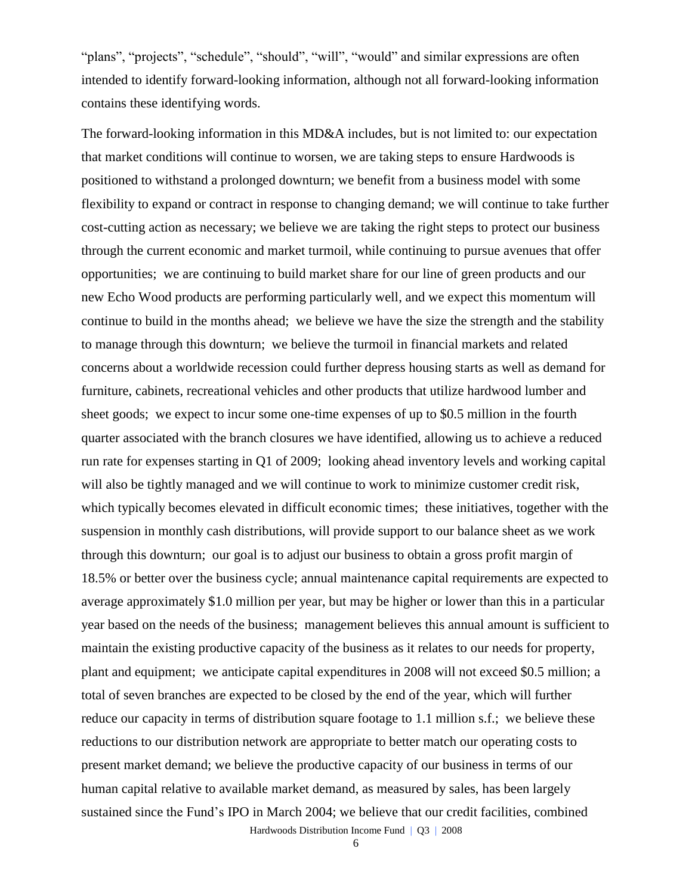"plans", "projects", "schedule", "should", "will", "would" and similar expressions are often intended to identify forward-looking information, although not all forward-looking information contains these identifying words.

The forward-looking information in this MD&A includes, but is not limited to: our expectation that market conditions will continue to worsen, we are taking steps to ensure Hardwoods is positioned to withstand a prolonged downturn; we benefit from a business model with some flexibility to expand or contract in response to changing demand; we will continue to take further cost-cutting action as necessary; we believe we are taking the right steps to protect our business through the current economic and market turmoil, while continuing to pursue avenues that offer opportunities; we are continuing to build market share for our line of green products and our new Echo Wood products are performing particularly well, and we expect this momentum will continue to build in the months ahead; we believe we have the size the strength and the stability to manage through this downturn; we believe the turmoil in financial markets and related concerns about a worldwide recession could further depress housing starts as well as demand for furniture, cabinets, recreational vehicles and other products that utilize hardwood lumber and sheet goods; we expect to incur some one-time expenses of up to $0.5 million in the fourth quarter associated with the branch closures we have identified, allowing us to achieve a reduced run rate for expenses starting in Q1 of 2009; looking ahead inventory levels and working capital will also be tightly managed and we will continue to work to minimize customer credit risk, which typically becomes elevated in difficult economic times; these initiatives, together with the suspension in monthly cash distributions, will provide support to our balance sheet as we work through this downturn; our goal is to adjust our business to obtain a gross profit margin of 18.5% or better over the business cycle; annual maintenance capital requirements are expected to average approximately $1.0 million per year, but may be higher or lower than this in a particular year based on the needs of the business; management believes this annual amount is sufficient to maintain the existing productive capacity of the business as it relates to our needs for property, plant and equipment; we anticipate capital expenditures in 2008 will not exceed $0.5 million; a total of seven branches are expected to be closed by the end of the year, which will further reduce our capacity in terms of distribution square footage to 1.1 million s.f.; we believe these reductions to our distribution network are appropriate to better match our operating costs to present market demand; we believe the productive capacity of our business in terms of our human capital relative to available market demand, as measured by sales, has been largely sustained since the Fund's IPO in March 2004; we believe that our credit facilities, combined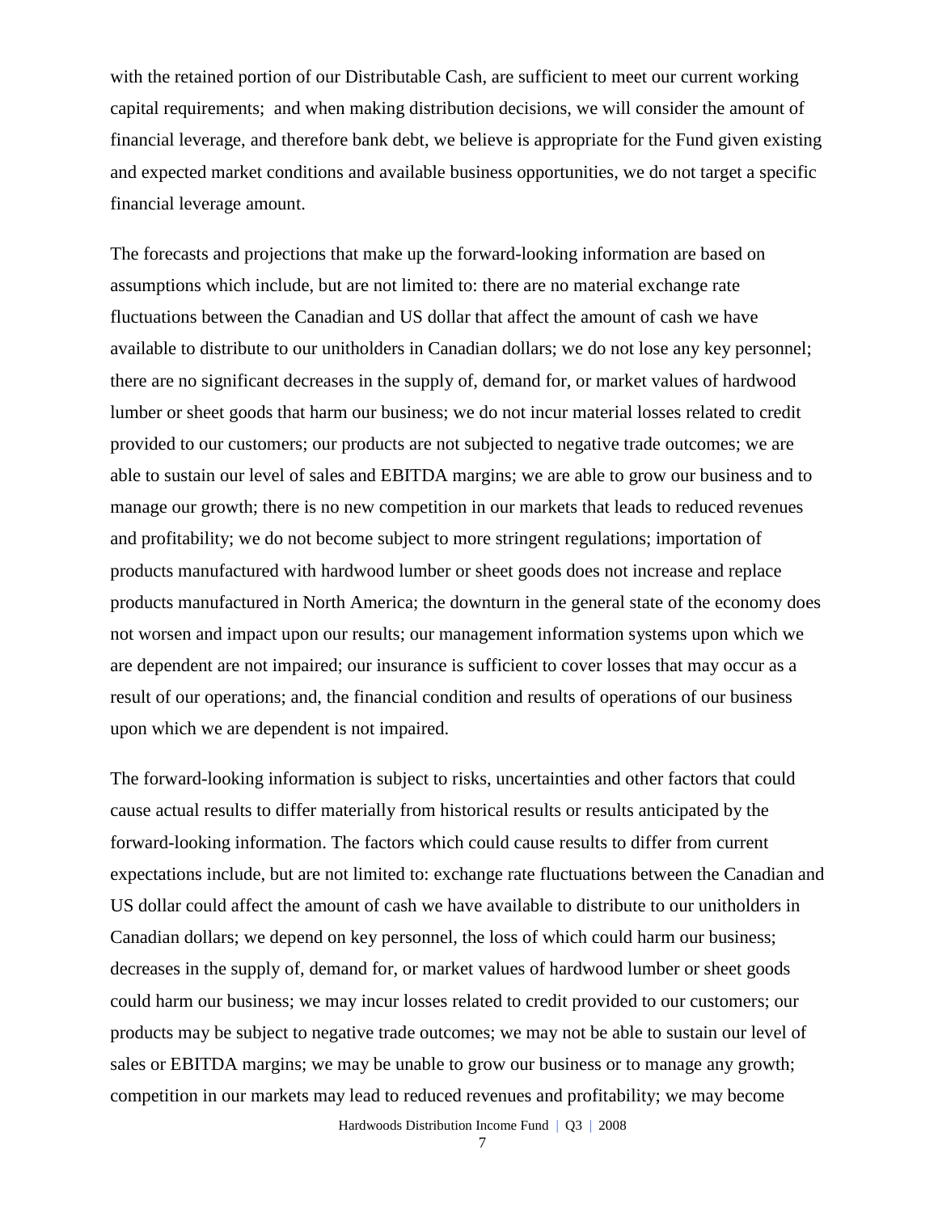with the retained portion of our Distributable Cash, are sufficient to meet our current working capital requirements; and when making distribution decisions, we will consider the amount of financial leverage, and therefore bank debt, we believe is appropriate for the Fund given existing and expected market conditions and available business opportunities, we do not target a specific financial leverage amount.

The forecasts and projections that make up the forward-looking information are based on assumptions which include, but are not limited to: there are no material exchange rate fluctuations between the Canadian and US dollar that affect the amount of cash we have available to distribute to our unitholders in Canadian dollars; we do not lose any key personnel; there are no significant decreases in the supply of, demand for, or market values of hardwood lumber or sheet goods that harm our business; we do not incur material losses related to credit provided to our customers; our products are not subjected to negative trade outcomes; we are able to sustain our level of sales and EBITDA margins; we are able to grow our business and to manage our growth; there is no new competition in our markets that leads to reduced revenues and profitability; we do not become subject to more stringent regulations; importation of products manufactured with hardwood lumber or sheet goods does not increase and replace products manufactured in North America; the downturn in the general state of the economy does not worsen and impact upon our results; our management information systems upon which we are dependent are not impaired; our insurance is sufficient to cover losses that may occur as a result of our operations; and, the financial condition and results of operations of our business upon which we are dependent is not impaired.

The forward-looking information is subject to risks, uncertainties and other factors that could cause actual results to differ materially from historical results or results anticipated by the forward-looking information. The factors which could cause results to differ from current expectations include, but are not limited to: exchange rate fluctuations between the Canadian and US dollar could affect the amount of cash we have available to distribute to our unitholders in Canadian dollars; we depend on key personnel, the loss of which could harm our business; decreases in the supply of, demand for, or market values of hardwood lumber or sheet goods could harm our business; we may incur losses related to credit provided to our customers; our products may be subject to negative trade outcomes; we may not be able to sustain our level of sales or EBITDA margins; we may be unable to grow our business or to manage any growth; competition in our markets may lead to reduced revenues and profitability; we may become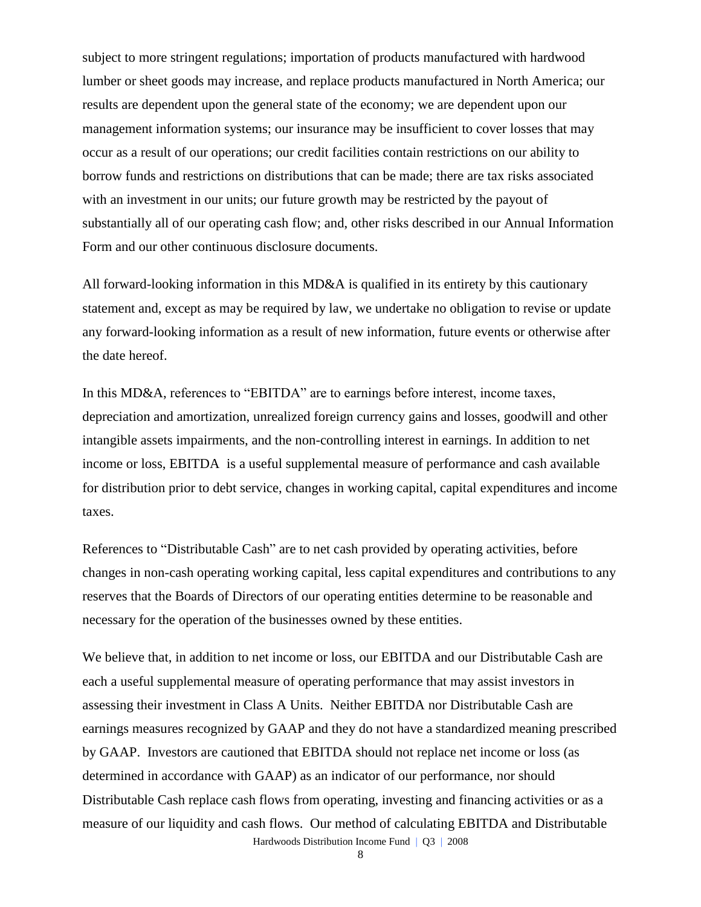subject to more stringent regulations; importation of products manufactured with hardwood lumber or sheet goods may increase, and replace products manufactured in North America; our results are dependent upon the general state of the economy; we are dependent upon our management information systems; our insurance may be insufficient to cover losses that may occur as a result of our operations; our credit facilities contain restrictions on our ability to borrow funds and restrictions on distributions that can be made; there are tax risks associated with an investment in our units; our future growth may be restricted by the payout of substantially all of our operating cash flow; and, other risks described in our Annual Information Form and our other continuous disclosure documents.

All forward-looking information in this MD&A is qualified in its entirety by this cautionary statement and, except as may be required by law, we undertake no obligation to revise or update any forward-looking information as a result of new information, future events or otherwise after the date hereof.

In this MD&A, references to "EBITDA" are to earnings before interest, income taxes, depreciation and amortization, unrealized foreign currency gains and losses, goodwill and other intangible assets impairments, and the non-controlling interest in earnings. In addition to net income or loss, EBITDA is a useful supplemental measure of performance and cash available for distribution prior to debt service, changes in working capital, capital expenditures and income taxes.

References to "Distributable Cash" are to net cash provided by operating activities, before changes in non-cash operating working capital, less capital expenditures and contributions to any reserves that the Boards of Directors of our operating entities determine to be reasonable and necessary for the operation of the businesses owned by these entities.

We believe that, in addition to net income or loss, our EBITDA and our Distributable Cash are each a useful supplemental measure of operating performance that may assist investors in assessing their investment in Class A Units. Neither EBITDA nor Distributable Cash are earnings measures recognized by GAAP and they do not have a standardized meaning prescribed by GAAP. Investors are cautioned that EBITDA should not replace net income or loss (as determined in accordance with GAAP) as an indicator of our performance, nor should Distributable Cash replace cash flows from operating, investing and financing activities or as a measure of our liquidity and cash flows. Our method of calculating EBITDA and Distributable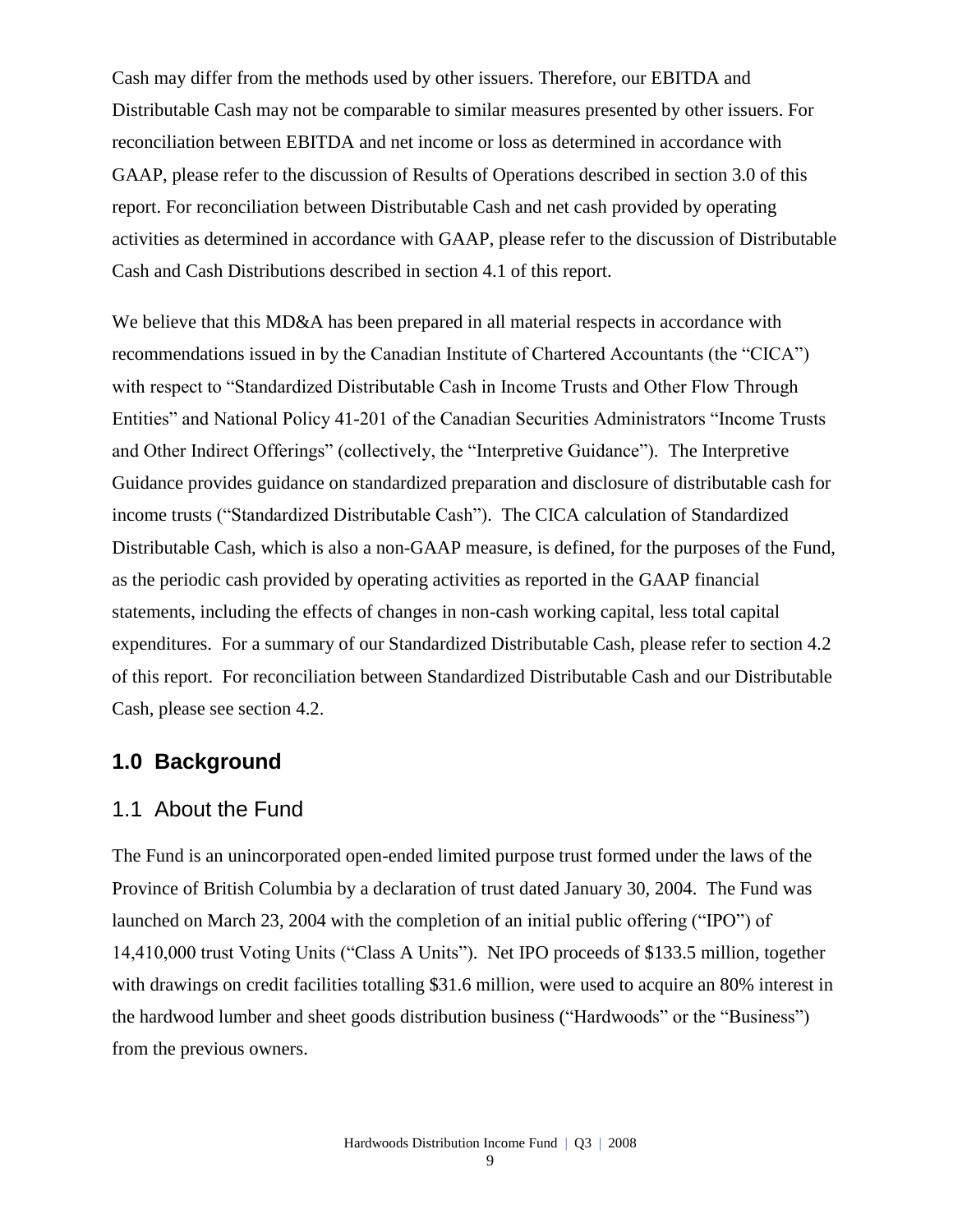Cash may differ from the methods used by other issuers. Therefore, our EBITDA and Distributable Cash may not be comparable to similar measures presented by other issuers. For reconciliation between EBITDA and net income or loss as determined in accordance with GAAP, please refer to the discussion of Results of Operations described in section 3.0 of this report. For reconciliation between Distributable Cash and net cash provided by operating activities as determined in accordance with GAAP, please refer to the discussion of Distributable Cash and Cash Distributions described in section 4.1 of this report.

We believe that this MD&A has been prepared in all material respects in accordance with recommendations issued in by the Canadian Institute of Chartered Accountants (the "CICA") with respect to "Standardized Distributable Cash in Income Trusts and Other Flow Through Entities" and National Policy 41-201 of the Canadian Securities Administrators "Income Trusts and Other Indirect Offerings" (collectively, the "Interpretive Guidance"). The Interpretive Guidance provides guidance on standardized preparation and disclosure of distributable cash for income trusts ("Standardized Distributable Cash"). The CICA calculation of Standardized Distributable Cash, which is also a non-GAAP measure, is defined, for the purposes of the Fund, as the periodic cash provided by operating activities as reported in the GAAP financial statements, including the effects of changes in non-cash working capital, less total capital expenditures. For a summary of our Standardized Distributable Cash, please refer to section 4.2 of this report. For reconciliation between Standardized Distributable Cash and our Distributable Cash, please see section 4.2.

## 1.0 Background

### 1.1 About the Fund

The Fund is an unincorporated open-ended limited purpose trust formed under the laws of the Province of British Columbia by a declaration of trust dated January 30, 2004. The Fund was launched on March 23, 2004 with the completion of an initial public offering ("IPO") of 14,410,000 trust Voting Units ("Class A Units"). Net IPO proceeds of $133.5 million, together with drawings on credit facilities totalling $31.6 million, were used to acquire an 80% interest in the hardwood lumber and sheet goods distribution business ("Hardwoods" or the "Business") from the previous owners.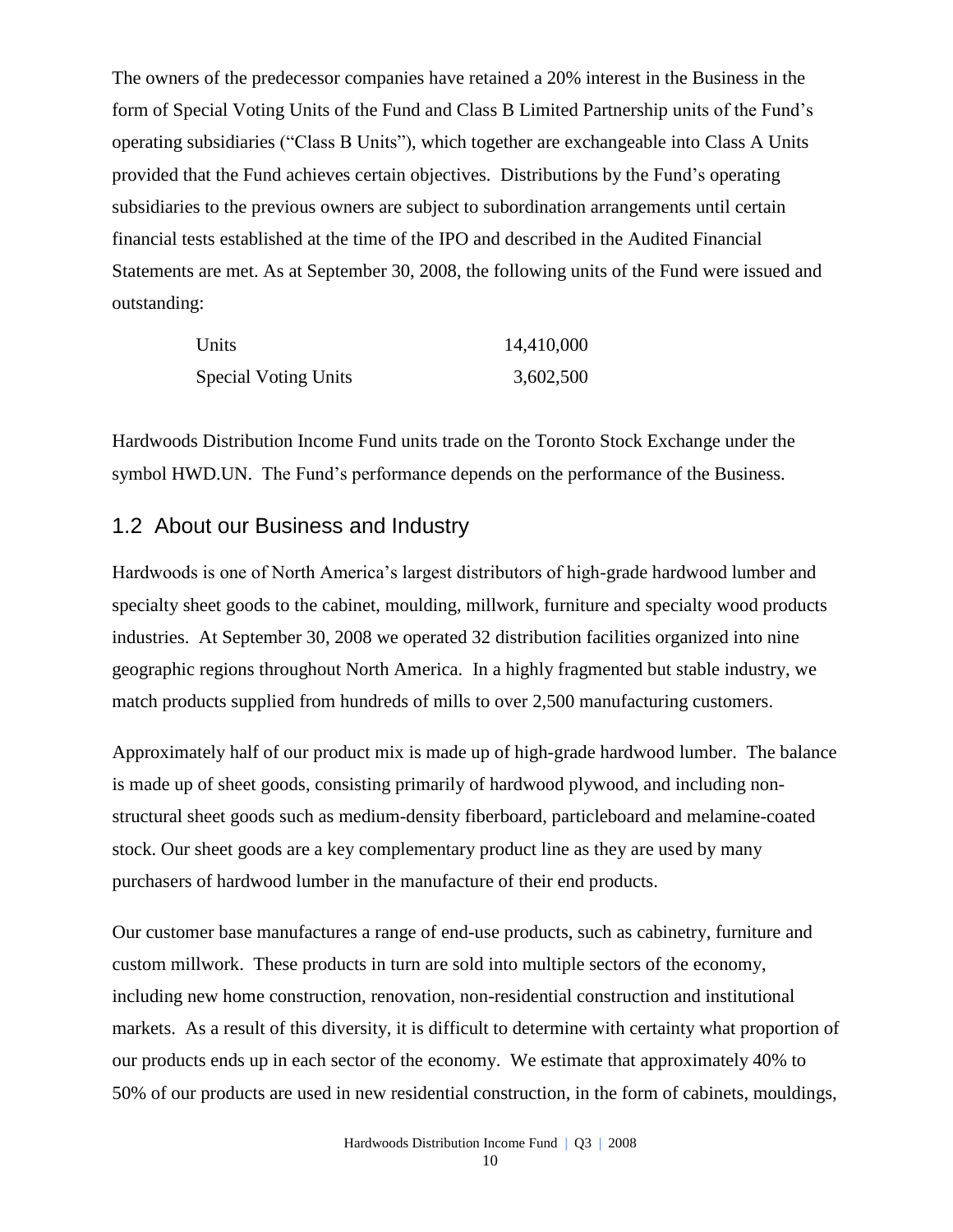The owners of the predecessor companies have retained a 20% interest in the Business in the form of Special Voting Units of the Fund and Class B Limited Partnership units of the Fund's operating subsidiaries ("Class B Units"), which together are exchangeable into Class A Units provided that the Fund achieves certain objectives. Distributions by the Fund's operating subsidiaries to the previous owners are subject to subordination arrangements until certain financial tests established at the time of the IPO and described in the Audited Financial Statements are met. As at September 30, 2008, the following units of the Fund were issued and outstanding:

| | |
|---|---|
| Units | 14,410,000 |
| Special Voting Units | 3,602,500 |

Hardwoods Distribution Income Fund units trade on the Toronto Stock Exchange under the symbol HWD.UN. The Fund's performance depends on the performance of the Business.

## 1.2 About our Business and Industry

Hardwoods is one of North America's largest distributors of high-grade hardwood lumber and specialty sheet goods to the cabinet, moulding, millwork, furniture and specialty wood products industries. At September 30, 2008 we operated 32 distribution facilities organized into nine geographic regions throughout North America. In a highly fragmented but stable industry, we match products supplied from hundreds of mills to over 2,500 manufacturing customers.

Approximately half of our product mix is made up of high-grade hardwood lumber. The balance is made up of sheet goods, consisting primarily of hardwood plywood, and including non-structural sheet goods such as medium-density fiberboard, particleboard and melamine-coated stock. Our sheet goods are a key complementary product line as they are used by many purchasers of hardwood lumber in the manufacture of their end products.

Our customer base manufactures a range of end-use products, such as cabinetry, furniture and custom millwork. These products in turn are sold into multiple sectors of the economy, including new home construction, renovation, non-residential construction and institutional markets. As a result of this diversity, it is difficult to determine with certainty what proportion of our products ends up in each sector of the economy. We estimate that approximately 40% to 50% of our products are used in new residential construction, in the form of cabinets, mouldings,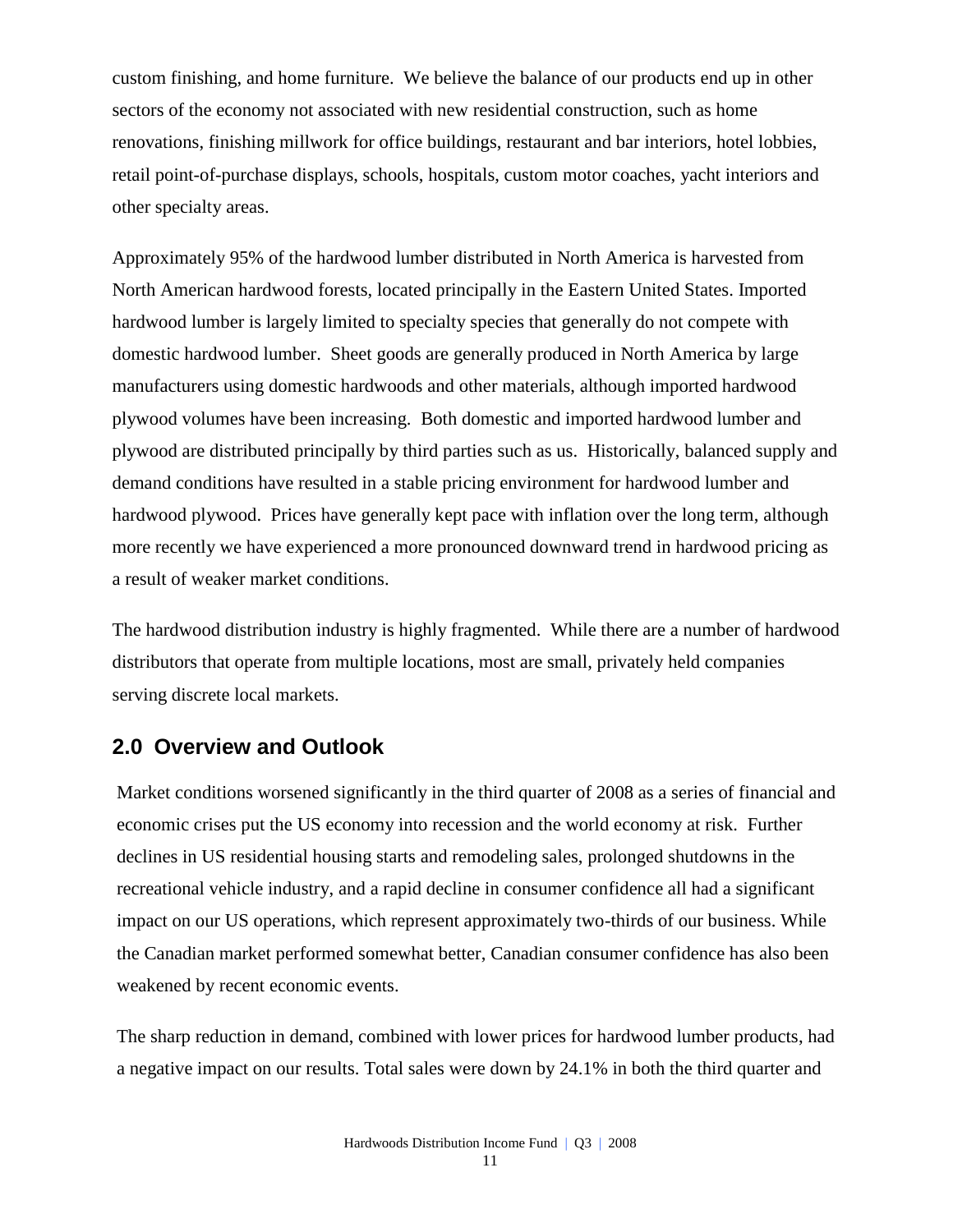custom finishing, and home furniture. We believe the balance of our products end up in other sectors of the economy not associated with new residential construction, such as home renovations, finishing millwork for office buildings, restaurant and bar interiors, hotel lobbies, retail point-of-purchase displays, schools, hospitals, custom motor coaches, yacht interiors and other specialty areas.

Approximately 95% of the hardwood lumber distributed in North America is harvested from North American hardwood forests, located principally in the Eastern United States. Imported hardwood lumber is largely limited to specialty species that generally do not compete with domestic hardwood lumber. Sheet goods are generally produced in North America by large manufacturers using domestic hardwoods and other materials, although imported hardwood plywood volumes have been increasing. Both domestic and imported hardwood lumber and plywood are distributed principally by third parties such as us. Historically, balanced supply and demand conditions have resulted in a stable pricing environment for hardwood lumber and hardwood plywood. Prices have generally kept pace with inflation over the long term, although more recently we have experienced a more pronounced downward trend in hardwood pricing as a result of weaker market conditions.

The hardwood distribution industry is highly fragmented. While there are a number of hardwood distributors that operate from multiple locations, most are small, privately held companies serving discrete local markets.

## 2.0 Overview and Outlook

Market conditions worsened significantly in the third quarter of 2008 as a series of financial and economic crises put the US economy into recession and the world economy at risk. Further declines in US residential housing starts and remodeling sales, prolonged shutdowns in the recreational vehicle industry, and a rapid decline in consumer confidence all had a significant impact on our US operations, which represent approximately two-thirds of our business. While the Canadian market performed somewhat better, Canadian consumer confidence has also been weakened by recent economic events.

The sharp reduction in demand, combined with lower prices for hardwood lumber products, had a negative impact on our results. Total sales were down by 24.1% in both the third quarter and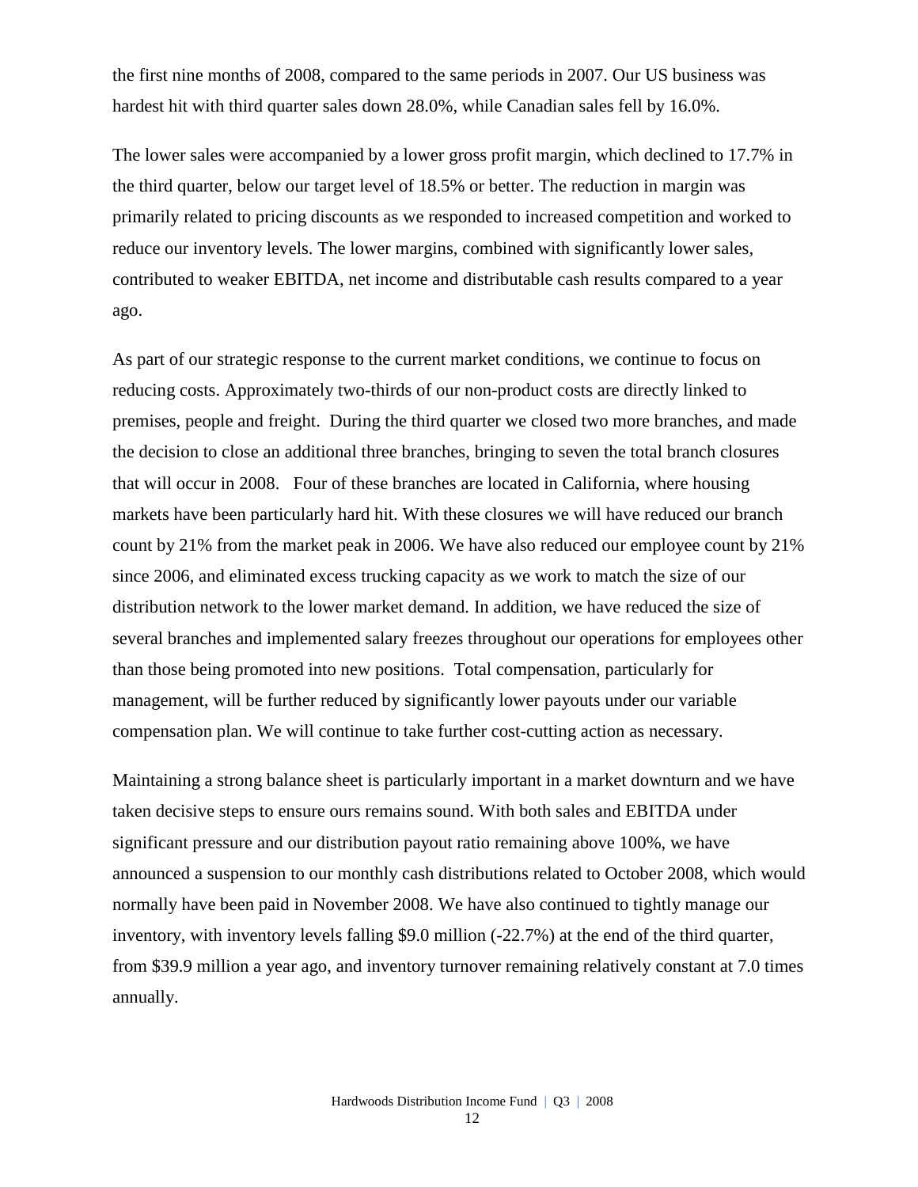the first nine months of 2008, compared to the same periods in 2007. Our US business was hardest hit with third quarter sales down 28.0%, while Canadian sales fell by 16.0%.

The lower sales were accompanied by a lower gross profit margin, which declined to 17.7% in the third quarter, below our target level of 18.5% or better. The reduction in margin was primarily related to pricing discounts as we responded to increased competition and worked to reduce our inventory levels. The lower margins, combined with significantly lower sales, contributed to weaker EBITDA, net income and distributable cash results compared to a year ago.

As part of our strategic response to the current market conditions, we continue to focus on reducing costs. Approximately two-thirds of our non-product costs are directly linked to premises, people and freight. During the third quarter we closed two more branches, and made the decision to close an additional three branches, bringing to seven the total branch closures that will occur in 2008. Four of these branches are located in California, where housing markets have been particularly hard hit. With these closures we will have reduced our branch count by 21% from the market peak in 2006. We have also reduced our employee count by 21% since 2006, and eliminated excess trucking capacity as we work to match the size of our distribution network to the lower market demand. In addition, we have reduced the size of several branches and implemented salary freezes throughout our operations for employees other than those being promoted into new positions. Total compensation, particularly for management, will be further reduced by significantly lower payouts under our variable compensation plan. We will continue to take further cost-cutting action as necessary.

Maintaining a strong balance sheet is particularly important in a market downturn and we have taken decisive steps to ensure ours remains sound. With both sales and EBITDA under significant pressure and our distribution payout ratio remaining above 100%, we have announced a suspension to our monthly cash distributions related to October 2008, which would normally have been paid in November 2008. We have also continued to tightly manage our inventory, with inventory levels falling $9.0 million (-22.7%) at the end of the third quarter, from $39.9 million a year ago, and inventory turnover remaining relatively constant at 7.0 times annually.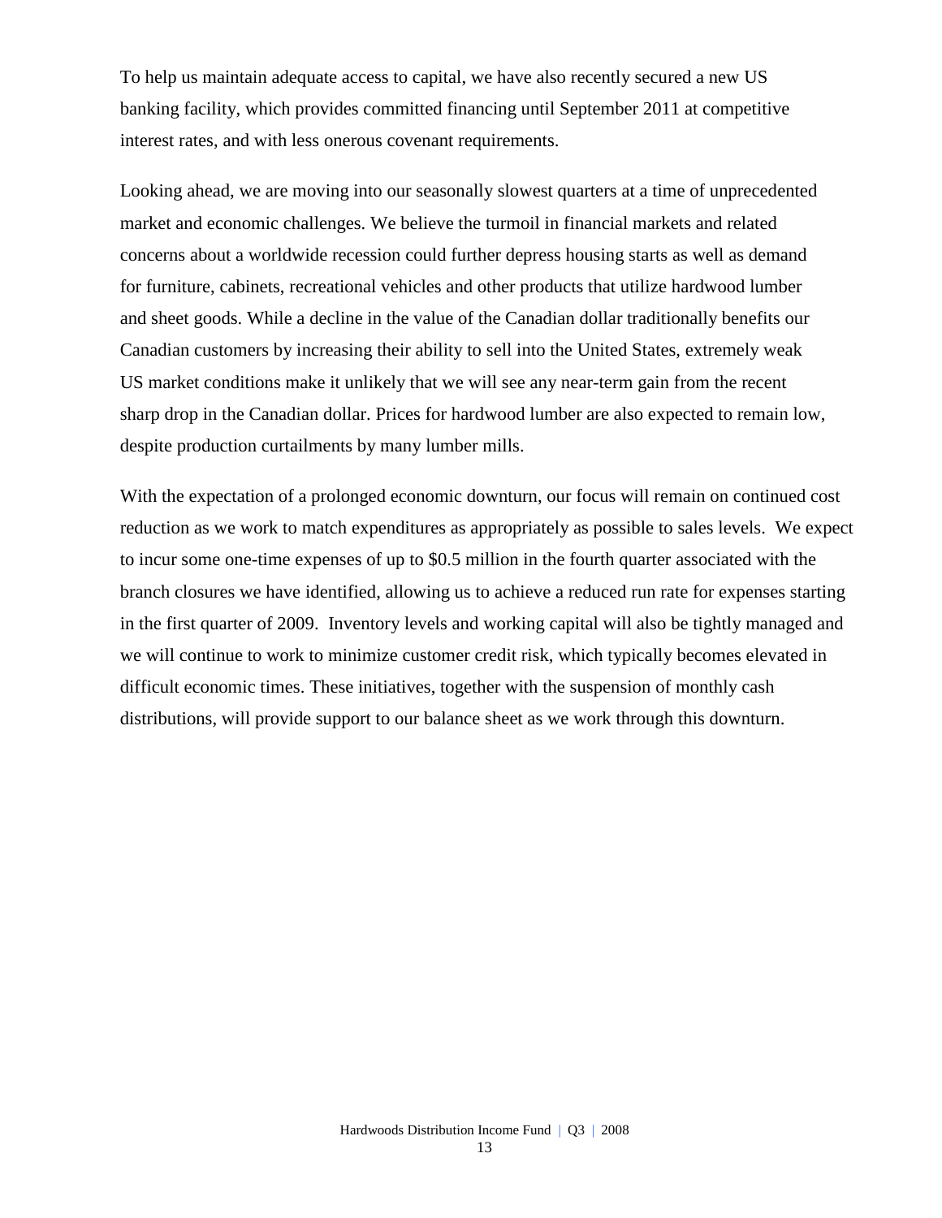To help us maintain adequate access to capital, we have also recently secured a new US banking facility, which provides committed financing until September 2011 at competitive interest rates, and with less onerous covenant requirements.

Looking ahead, we are moving into our seasonally slowest quarters at a time of unprecedented market and economic challenges. We believe the turmoil in financial markets and related concerns about a worldwide recession could further depress housing starts as well as demand for furniture, cabinets, recreational vehicles and other products that utilize hardwood lumber and sheet goods. While a decline in the value of the Canadian dollar traditionally benefits our Canadian customers by increasing their ability to sell into the United States, extremely weak US market conditions make it unlikely that we will see any near-term gain from the recent sharp drop in the Canadian dollar. Prices for hardwood lumber are also expected to remain low, despite production curtailments by many lumber mills.

With the expectation of a prolonged economic downturn, our focus will remain on continued cost reduction as we work to match expenditures as appropriately as possible to sales levels. We expect to incur some one-time expenses of up to $0.5 million in the fourth quarter associated with the branch closures we have identified, allowing us to achieve a reduced run rate for expenses starting in the first quarter of 2009. Inventory levels and working capital will also be tightly managed and we will continue to work to minimize customer credit risk, which typically becomes elevated in difficult economic times. These initiatives, together with the suspension of monthly cash distributions, will provide support to our balance sheet as we work through this downturn.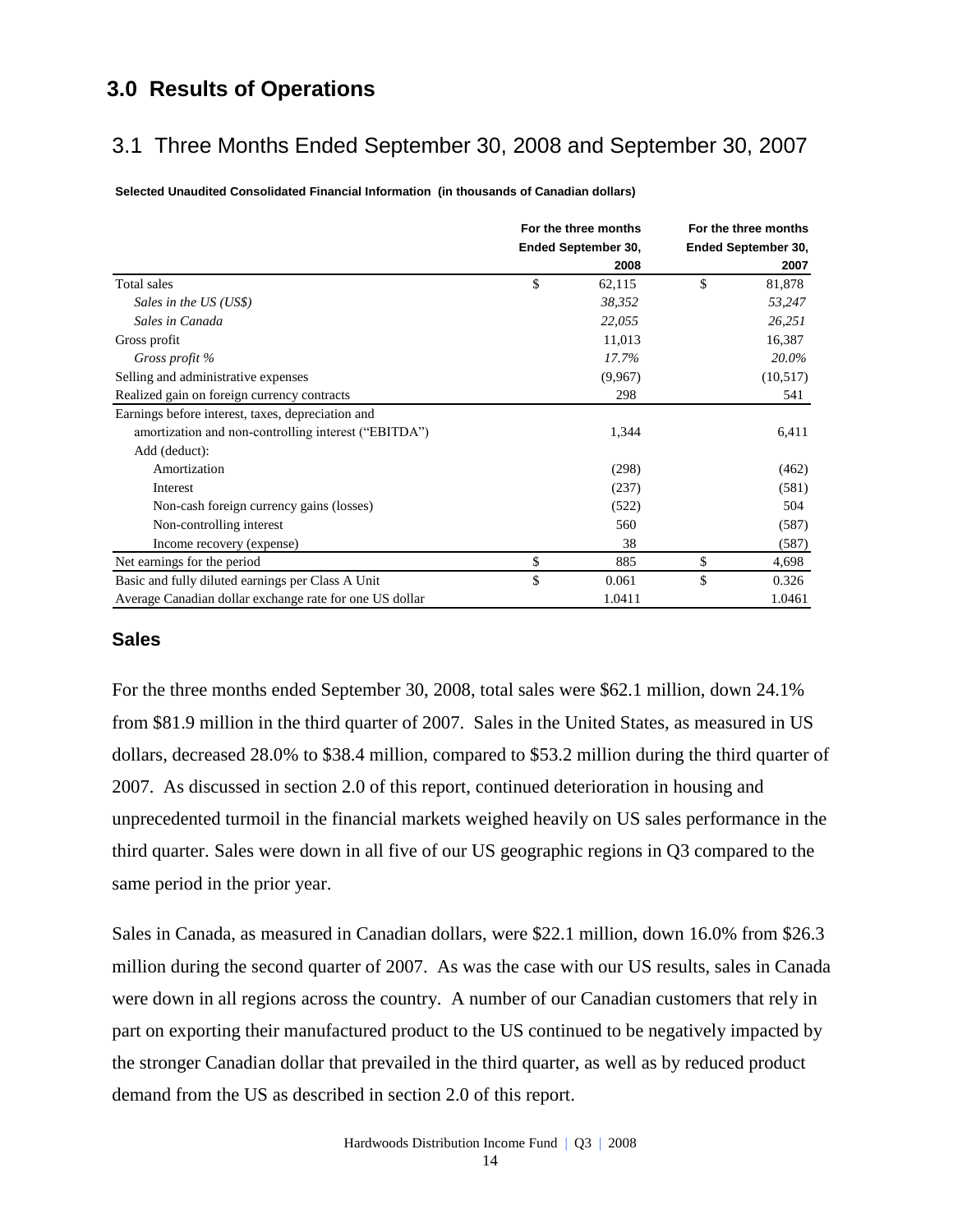# 3.0 Results of Operations

## 3.1 Three Months Ended September 30, 2008 and September 30, 2007

**Selected Unaudited Consolidated Financial Information (in thousands of Canadian dollars)**

| | For the three months Ended September 30, 2008 | For the three months Ended September 30, 2007 |
|---|---|---|
| Total sales | $ 62,115 | $ 81,878 |
| *Sales in the US (US$)* | *38,352* | *53,247* |
| *Sales in Canada* | *22,055* | *26,251* |
| Gross profit | 11,013 | 16,387 |
| *Gross profit %* | *17.7%* | *20.0%* |
| Selling and administrative expenses | (9,967) | (10,517) |
| Realized gain on foreign currency contracts | 298 | 541 |
| Earnings before interest, taxes, depreciation and amortization and non-controlling interest ("EBITDA") | 1,344 | 6,411 |
| Add (deduct): | | |
| Amortization | (298) | (462) |
| Interest | (237) | (581) |
| Non-cash foreign currency gains (losses) | (522) | 504 |
| Non-controlling interest | 560 | (587) |
| Income recovery (expense) | 38 | (587) |
| Net earnings for the period | $ 885 | $ 4,698 |
| Basic and fully diluted earnings per Class A Unit | $ 0.061 | $ 0.326 |
| Average Canadian dollar exchange rate for one US dollar | 1.0411 | 1.0461 |

### Sales

For the three months ended September 30, 2008, total sales were $62.1 million, down 24.1% from $81.9 million in the third quarter of 2007. Sales in the United States, as measured in US dollars, decreased 28.0% to $38.4 million, compared to $53.2 million during the third quarter of 2007. As discussed in section 2.0 of this report, continued deterioration in housing and unprecedented turmoil in the financial markets weighed heavily on US sales performance in the third quarter. Sales were down in all five of our US geographic regions in Q3 compared to the same period in the prior year.

Sales in Canada, as measured in Canadian dollars, were $22.1 million, down 16.0% from $26.3 million during the second quarter of 2007. As was the case with our US results, sales in Canada were down in all regions across the country. A number of our Canadian customers that rely in part on exporting their manufactured product to the US continued to be negatively impacted by the stronger Canadian dollar that prevailed in the third quarter, as well as by reduced product demand from the US as described in section 2.0 of this report.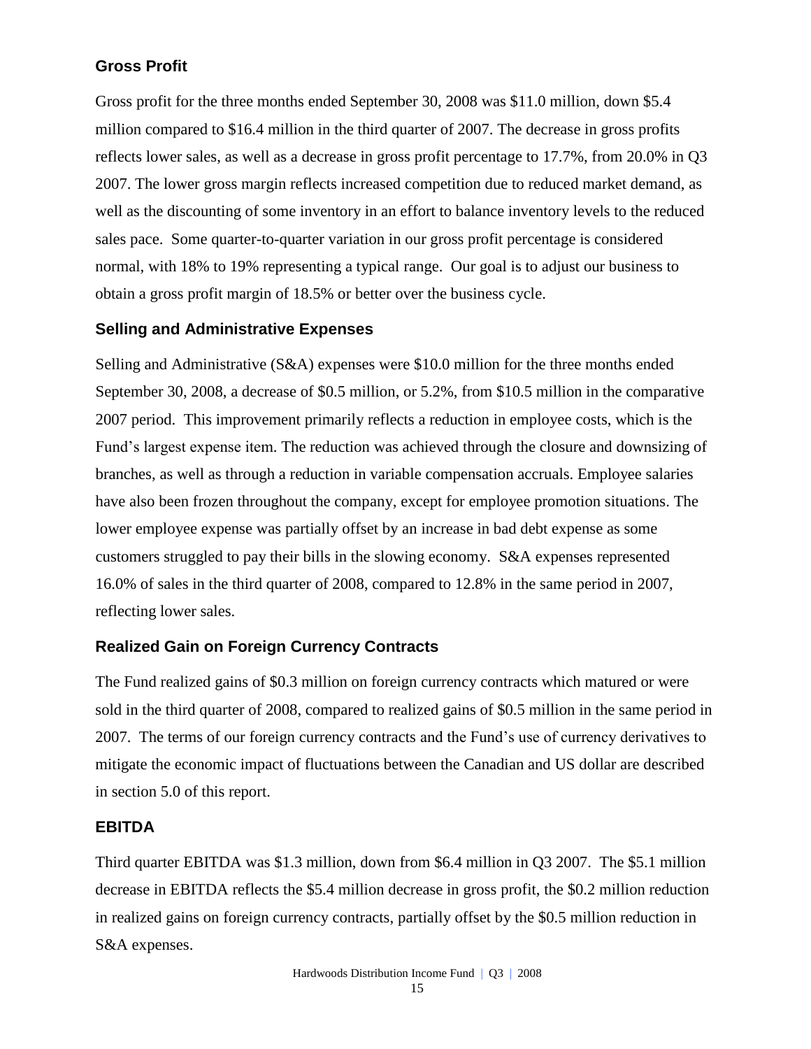## Gross Profit

Gross profit for the three months ended September 30, 2008 was $11.0 million, down $5.4 million compared to $16.4 million in the third quarter of 2007. The decrease in gross profits reflects lower sales, as well as a decrease in gross profit percentage to 17.7%, from 20.0% in Q3 2007. The lower gross margin reflects increased competition due to reduced market demand, as well as the discounting of some inventory in an effort to balance inventory levels to the reduced sales pace. Some quarter-to-quarter variation in our gross profit percentage is considered normal, with 18% to 19% representing a typical range. Our goal is to adjust our business to obtain a gross profit margin of 18.5% or better over the business cycle.

## Selling and Administrative Expenses

Selling and Administrative (S&A) expenses were $10.0 million for the three months ended September 30, 2008, a decrease of $0.5 million, or 5.2%, from $10.5 million in the comparative 2007 period. This improvement primarily reflects a reduction in employee costs, which is the Fund's largest expense item. The reduction was achieved through the closure and downsizing of branches, as well as through a reduction in variable compensation accruals. Employee salaries have also been frozen throughout the company, except for employee promotion situations. The lower employee expense was partially offset by an increase in bad debt expense as some customers struggled to pay their bills in the slowing economy. S&A expenses represented 16.0% of sales in the third quarter of 2008, compared to 12.8% in the same period in 2007, reflecting lower sales.

## Realized Gain on Foreign Currency Contracts

The Fund realized gains of $0.3 million on foreign currency contracts which matured or were sold in the third quarter of 2008, compared to realized gains of $0.5 million in the same period in 2007. The terms of our foreign currency contracts and the Fund's use of currency derivatives to mitigate the economic impact of fluctuations between the Canadian and US dollar are described in section 5.0 of this report.

## EBITDA

Third quarter EBITDA was $1.3 million, down from $6.4 million in Q3 2007. The $5.1 million decrease in EBITDA reflects the $5.4 million decrease in gross profit, the $0.2 million reduction in realized gains on foreign currency contracts, partially offset by the $0.5 million reduction in S&A expenses.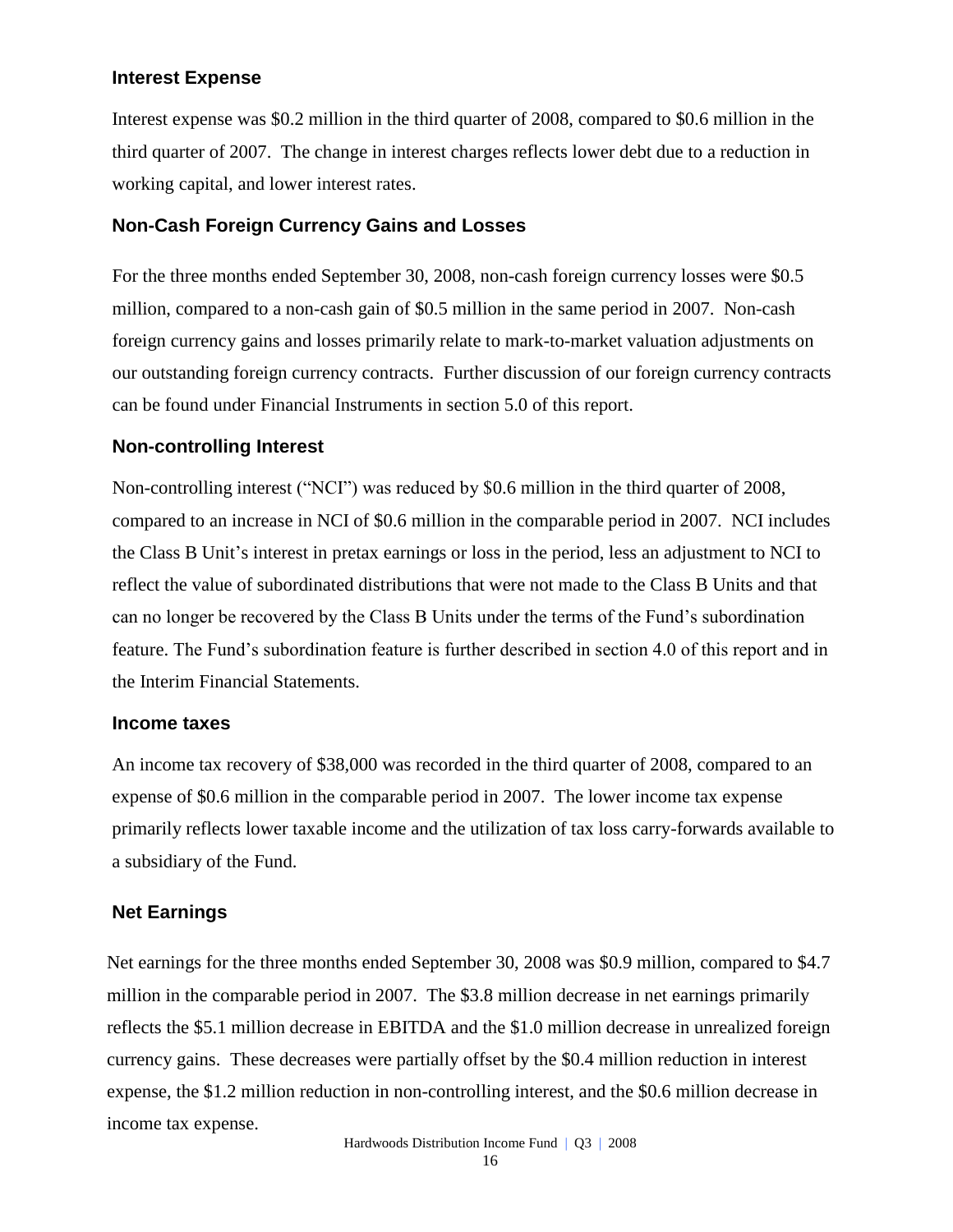### Interest Expense

Interest expense was $0.2 million in the third quarter of 2008, compared to $0.6 million in the third quarter of 2007. The change in interest charges reflects lower debt due to a reduction in working capital, and lower interest rates.

### Non-Cash Foreign Currency Gains and Losses

For the three months ended September 30, 2008, non-cash foreign currency losses were $0.5 million, compared to a non-cash gain of $0.5 million in the same period in 2007. Non-cash foreign currency gains and losses primarily relate to mark-to-market valuation adjustments on our outstanding foreign currency contracts. Further discussion of our foreign currency contracts can be found under Financial Instruments in section 5.0 of this report.

### Non-controlling Interest

Non-controlling interest ("NCI") was reduced by $0.6 million in the third quarter of 2008, compared to an increase in NCI of $0.6 million in the comparable period in 2007. NCI includes the Class B Unit's interest in pretax earnings or loss in the period, less an adjustment to NCI to reflect the value of subordinated distributions that were not made to the Class B Units and that can no longer be recovered by the Class B Units under the terms of the Fund's subordination feature. The Fund's subordination feature is further described in section 4.0 of this report and in the Interim Financial Statements.

### Income taxes

An income tax recovery of $38,000 was recorded in the third quarter of 2008, compared to an expense of $0.6 million in the comparable period in 2007. The lower income tax expense primarily reflects lower taxable income and the utilization of tax loss carry-forwards available to a subsidiary of the Fund.

### Net Earnings

Net earnings for the three months ended September 30, 2008 was $0.9 million, compared to $4.7 million in the comparable period in 2007. The $3.8 million decrease in net earnings primarily reflects the $5.1 million decrease in EBITDA and the $1.0 million decrease in unrealized foreign currency gains. These decreases were partially offset by the $0.4 million reduction in interest expense, the $1.2 million reduction in non-controlling interest, and the $0.6 million decrease in income tax expense.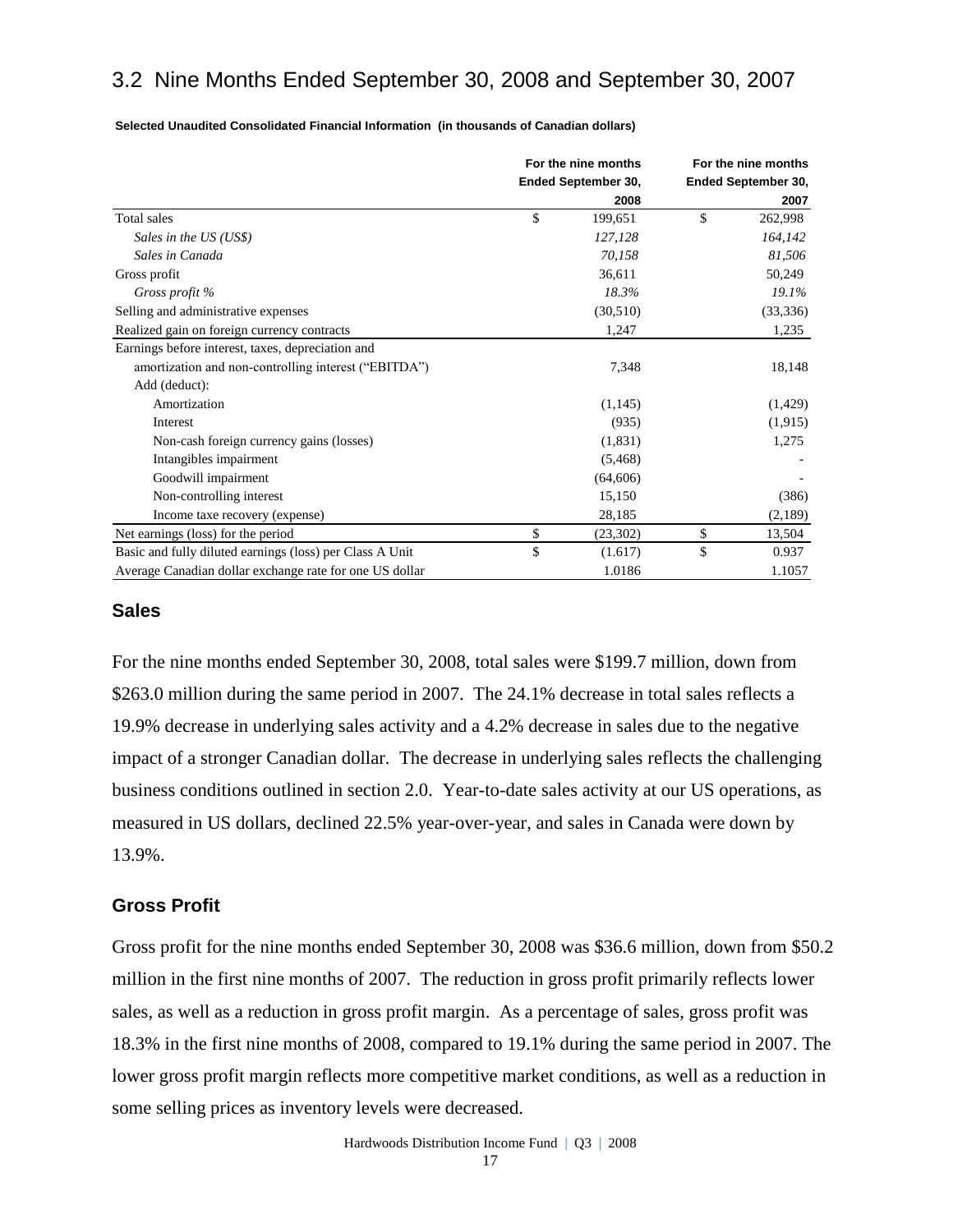## 3.2 Nine Months Ended September 30, 2008 and September 30, 2007

**Selected Unaudited Consolidated Financial Information (in thousands of Canadian dollars)**

| | For the nine months Ended September 30, 2008 | For the nine months Ended September 30, 2007 |
|---|---|---|
| Total sales | $ 199,651 | $ 262,998 |
| *Sales in the US (US$)* | *127,128* | *164,142* |
| *Sales in Canada* | *70,158* | *81,506* |
| Gross profit | 36,611 | 50,249 |
| *Gross profit %* | *18.3%* | *19.1%* |
| Selling and administrative expenses | (30,510) | (33,336) |
| Realized gain on foreign currency contracts | 1,247 | 1,235 |
| Earnings before interest, taxes, depreciation and amortization and non-controlling interest ("EBITDA") | 7,348 | 18,148 |
| Add (deduct): | | |
| Amortization | (1,145) | (1,429) |
| Interest | (935) | (1,915) |
| Non-cash foreign currency gains (losses) | (1,831) | 1,275 |
| Intangibles impairment | (5,468) | - |
| Goodwill impairment | (64,606) | - |
| Non-controlling interest | 15,150 | (386) |
| Income taxe recovery (expense) | 28,185 | (2,189) |
| Net earnings (loss) for the period | $ (23,302) | $ 13,504 |
| Basic and fully diluted earnings (loss) per Class A Unit | $ (1.617) | $ 0.937 |
| Average Canadian dollar exchange rate for one US dollar | 1.0186 | 1.1057 |

### Sales

For the nine months ended September 30, 2008, total sales were $199.7 million, down from $263.0 million during the same period in 2007. The 24.1% decrease in total sales reflects a 19.9% decrease in underlying sales activity and a 4.2% decrease in sales due to the negative impact of a stronger Canadian dollar. The decrease in underlying sales reflects the challenging business conditions outlined in section 2.0. Year-to-date sales activity at our US operations, as measured in US dollars, declined 22.5% year-over-year, and sales in Canada were down by 13.9%.

### Gross Profit

Gross profit for the nine months ended September 30, 2008 was $36.6 million, down from $50.2 million in the first nine months of 2007. The reduction in gross profit primarily reflects lower sales, as well as a reduction in gross profit margin. As a percentage of sales, gross profit was 18.3% in the first nine months of 2008, compared to 19.1% during the same period in 2007. The lower gross profit margin reflects more competitive market conditions, as well as a reduction in some selling prices as inventory levels were decreased.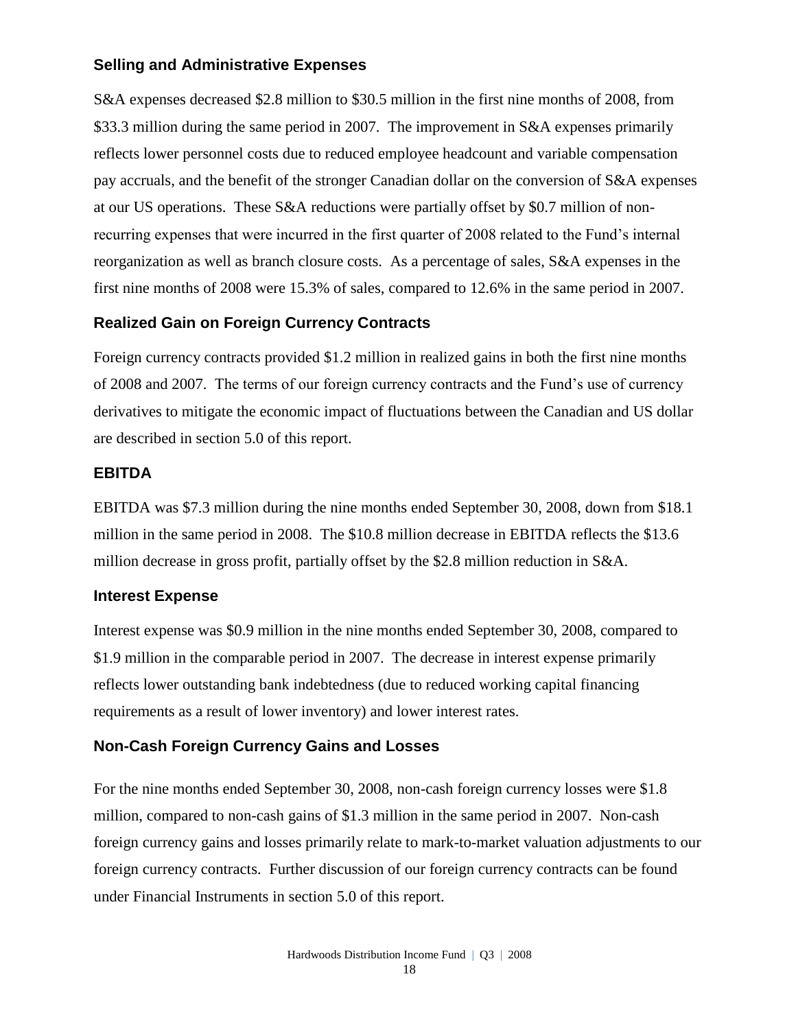### Selling and Administrative Expenses

S&A expenses decreased $2.8 million to $30.5 million in the first nine months of 2008, from $33.3 million during the same period in 2007. The improvement in S&A expenses primarily reflects lower personnel costs due to reduced employee headcount and variable compensation pay accruals, and the benefit of the stronger Canadian dollar on the conversion of S&A expenses at our US operations. These S&A reductions were partially offset by $0.7 million of non-recurring expenses that were incurred in the first quarter of 2008 related to the Fund's internal reorganization as well as branch closure costs. As a percentage of sales, S&A expenses in the first nine months of 2008 were 15.3% of sales, compared to 12.6% in the same period in 2007.

### Realized Gain on Foreign Currency Contracts

Foreign currency contracts provided $1.2 million in realized gains in both the first nine months of 2008 and 2007. The terms of our foreign currency contracts and the Fund's use of currency derivatives to mitigate the economic impact of fluctuations between the Canadian and US dollar are described in section 5.0 of this report.

### EBITDA

EBITDA was $7.3 million during the nine months ended September 30, 2008, down from $18.1 million in the same period in 2008. The $10.8 million decrease in EBITDA reflects the $13.6 million decrease in gross profit, partially offset by the $2.8 million reduction in S&A.

### Interest Expense

Interest expense was $0.9 million in the nine months ended September 30, 2008, compared to $1.9 million in the comparable period in 2007. The decrease in interest expense primarily reflects lower outstanding bank indebtedness (due to reduced working capital financing requirements as a result of lower inventory) and lower interest rates.

### Non-Cash Foreign Currency Gains and Losses

For the nine months ended September 30, 2008, non-cash foreign currency losses were $1.8 million, compared to non-cash gains of $1.3 million in the same period in 2007. Non-cash foreign currency gains and losses primarily relate to mark-to-market valuation adjustments to our foreign currency contracts. Further discussion of our foreign currency contracts can be found under Financial Instruments in section 5.0 of this report.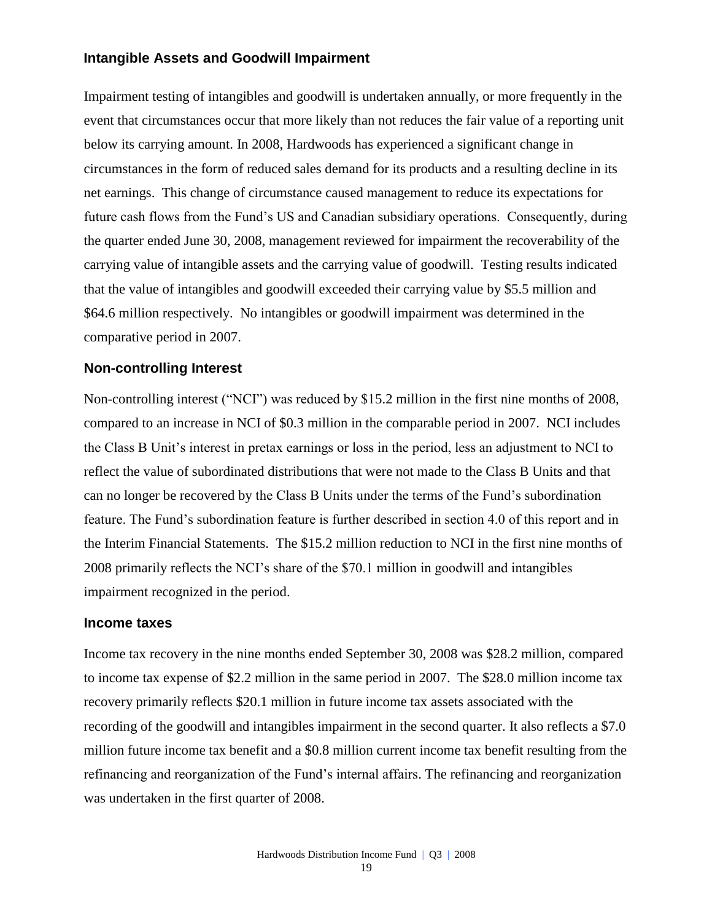### Intangible Assets and Goodwill Impairment

Impairment testing of intangibles and goodwill is undertaken annually, or more frequently in the event that circumstances occur that more likely than not reduces the fair value of a reporting unit below its carrying amount. In 2008, Hardwoods has experienced a significant change in circumstances in the form of reduced sales demand for its products and a resulting decline in its net earnings. This change of circumstance caused management to reduce its expectations for future cash flows from the Fund's US and Canadian subsidiary operations. Consequently, during the quarter ended June 30, 2008, management reviewed for impairment the recoverability of the carrying value of intangible assets and the carrying value of goodwill. Testing results indicated that the value of intangibles and goodwill exceeded their carrying value by $5.5 million and $64.6 million respectively. No intangibles or goodwill impairment was determined in the comparative period in 2007.

### Non-controlling Interest

Non-controlling interest ("NCI") was reduced by $15.2 million in the first nine months of 2008, compared to an increase in NCI of $0.3 million in the comparable period in 2007. NCI includes the Class B Unit's interest in pretax earnings or loss in the period, less an adjustment to NCI to reflect the value of subordinated distributions that were not made to the Class B Units and that can no longer be recovered by the Class B Units under the terms of the Fund's subordination feature. The Fund's subordination feature is further described in section 4.0 of this report and in the Interim Financial Statements. The $15.2 million reduction to NCI in the first nine months of 2008 primarily reflects the NCI's share of the $70.1 million in goodwill and intangibles impairment recognized in the period.

### Income taxes

Income tax recovery in the nine months ended September 30, 2008 was $28.2 million, compared to income tax expense of $2.2 million in the same period in 2007. The $28.0 million income tax recovery primarily reflects $20.1 million in future income tax assets associated with the recording of the goodwill and intangibles impairment in the second quarter. It also reflects a $7.0 million future income tax benefit and a $0.8 million current income tax benefit resulting from the refinancing and reorganization of the Fund's internal affairs. The refinancing and reorganization was undertaken in the first quarter of 2008.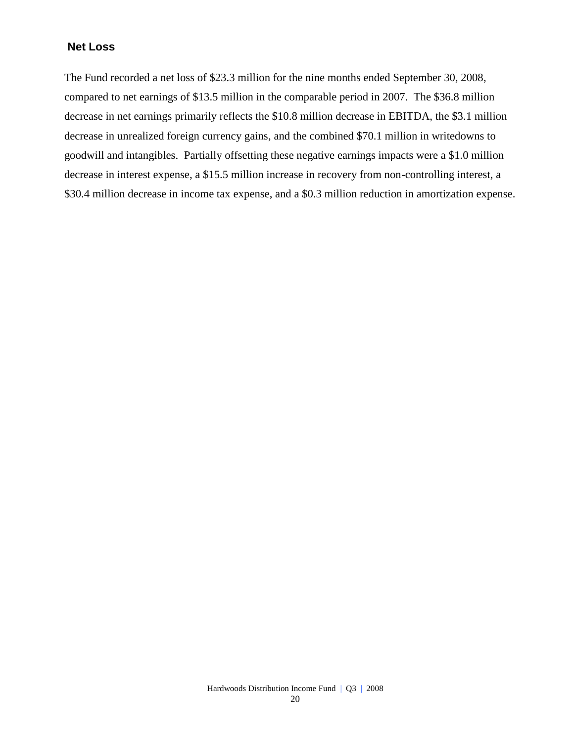## Net Loss

The Fund recorded a net loss of $23.3 million for the nine months ended September 30, 2008, compared to net earnings of $13.5 million in the comparable period in 2007. The $36.8 million decrease in net earnings primarily reflects the $10.8 million decrease in EBITDA, the $3.1 million decrease in unrealized foreign currency gains, and the combined $70.1 million in writedowns to goodwill and intangibles. Partially offsetting these negative earnings impacts were a $1.0 million decrease in interest expense, a $15.5 million increase in recovery from non-controlling interest, a $30.4 million decrease in income tax expense, and a $0.3 million reduction in amortization expense.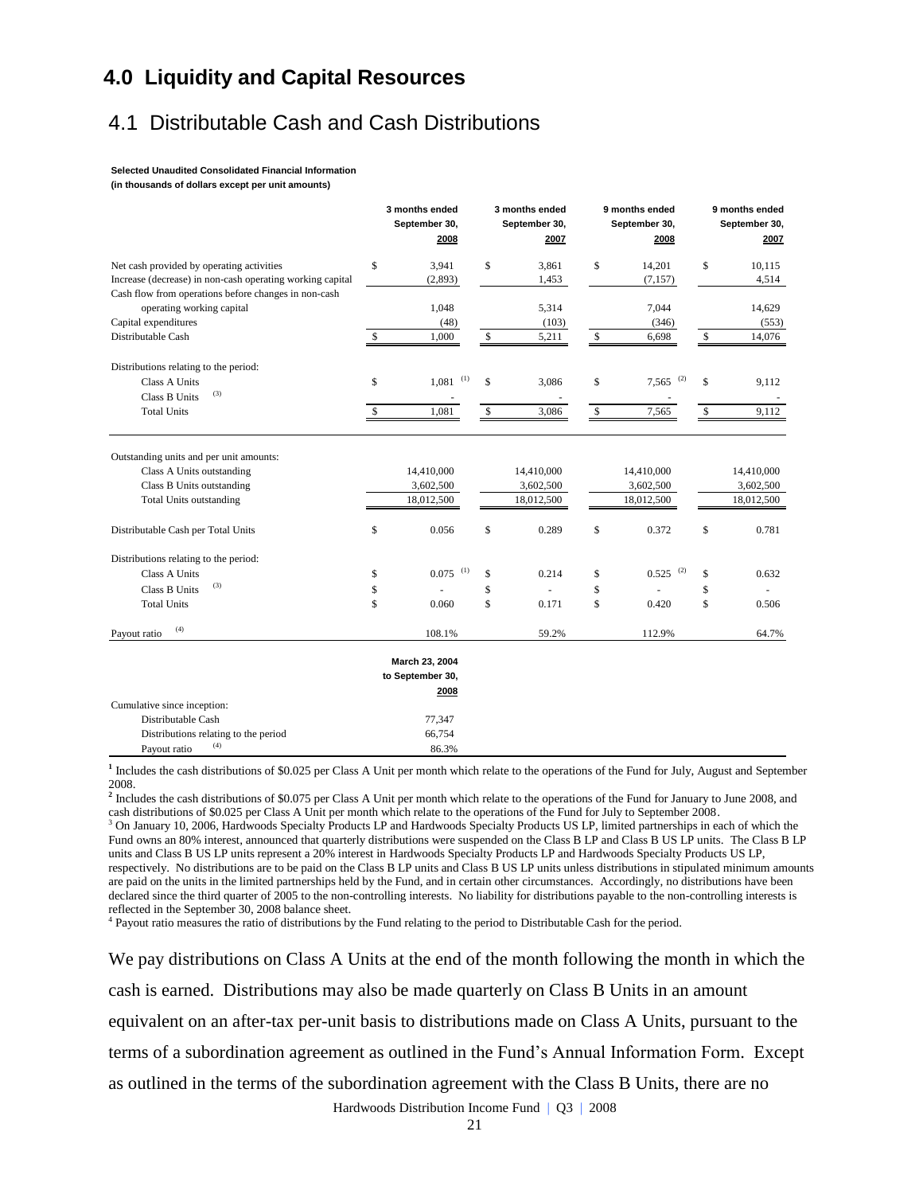## 4.0 Liquidity and Capital Resources

### 4.1 Distributable Cash and Cash Distributions

**Selected Unaudited Consolidated Financial Information**
**(in thousands of dollars except per unit amounts)**

| | 3 months ended September 30, 2008 | 3 months ended September 30, 2007 | 9 months ended September 30, 2008 | 9 months ended September 30, 2007 |
|---|---|---|---|---|
| Net cash provided by operating activities | $ 3,941 | $ 3,861 | $ 14,201 | $ 10,115 |
| Increase (decrease) in non-cash operating working capital | (2,893) | 1,453 | (7,157) | 4,514 |
| Cash flow from operations before changes in non-cash operating working capital | 1,048 | 5,314 | 7,044 | 14,629 |
| Capital expenditures | (48) | (103) | (346) | (553) |
| Distributable Cash | $ 1,000 | $ 5,211 | $ 6,698 | $ 14,076 |
| Distributions relating to the period: | | | | |
| Class A Units | $ 1,081 (1) | $ 3,086 | $ 7,565 (2) | $ 9,112 |
| Class B Units (3) | - | - | - | - |
| Total Units | $ 1,081 | $ 3,086 | $ 7,565 | $ 9,112 |
| Outstanding units and per unit amounts: | | | | |
| Class A Units outstanding | 14,410,000 | 14,410,000 | 14,410,000 | 14,410,000 |
| Class B Units outstanding | 3,602,500 | 3,602,500 | 3,602,500 | 3,602,500 |
| Total Units outstanding | 18,012,500 | 18,012,500 | 18,012,500 | 18,012,500 |
| Distributable Cash per Total Units | $ 0.056 | $ 0.289 | $ 0.372 | $ 0.781 |
| Distributions relating to the period: | | | | |
| Class A Units | $ 0.075 (1) | $ 0.214 | $ 0.525 (2) | $ 0.632 |
| Class B Units (3) | $ - | $ - | $ - | $ - |
| Total Units | $ 0.060 | $ 0.171 | $ 0.420 | $ 0.506 |
| Payout ratio (4) | 108.1% | 59.2% | 112.9% | 64.7% |

| | March 23, 2004 to September 30, 2008 |
|---|---|
| Cumulative since inception: | |
| Distributable Cash | 77,347 |
| Distributions relating to the period | 66,754 |
| Payout ratio (4) | 86.3% |

[1] Includes the cash distributions of $0.025 per Class A Unit per month which relate to the operations of the Fund for July, August and September 2008.
[2] Includes the cash distributions of $0.075 per Class A Unit per month which relate to the operations of the Fund for January to June 2008, and cash distributions of $0.025 per Class A Unit per month which relate to the operations of the Fund for July to September 2008.
[3] On January 10, 2006, Hardwoods Specialty Products LP and Hardwoods Specialty Products US LP, limited partnerships in each of which the Fund owns an 80% interest, announced that quarterly distributions were suspended on the Class B LP and Class B US LP units. The Class B LP units and Class B US LP units represent a 20% interest in Hardwoods Specialty Products LP and Hardwoods Specialty Products US LP, respectively. No distributions are to be paid on the Class B LP units and Class B US LP units unless distributions in stipulated minimum amounts are paid on the units in the limited partnerships held by the Fund, and in certain other circumstances. Accordingly, no distributions have been declared since the third quarter of 2005 to the non-controlling interests. No liability for distributions payable to the non-controlling interests is reflected in the September 30, 2008 balance sheet.
[4] Payout ratio measures the ratio of distributions by the Fund relating to the period to Distributable Cash for the period.

We pay distributions on Class A Units at the end of the month following the month in which the cash is earned. Distributions may also be made quarterly on Class B Units in an amount equivalent on an after-tax per-unit basis to distributions made on Class A Units, pursuant to the terms of a subordination agreement as outlined in the Fund's Annual Information Form. Except as outlined in the terms of the subordination agreement with the Class B Units, there are no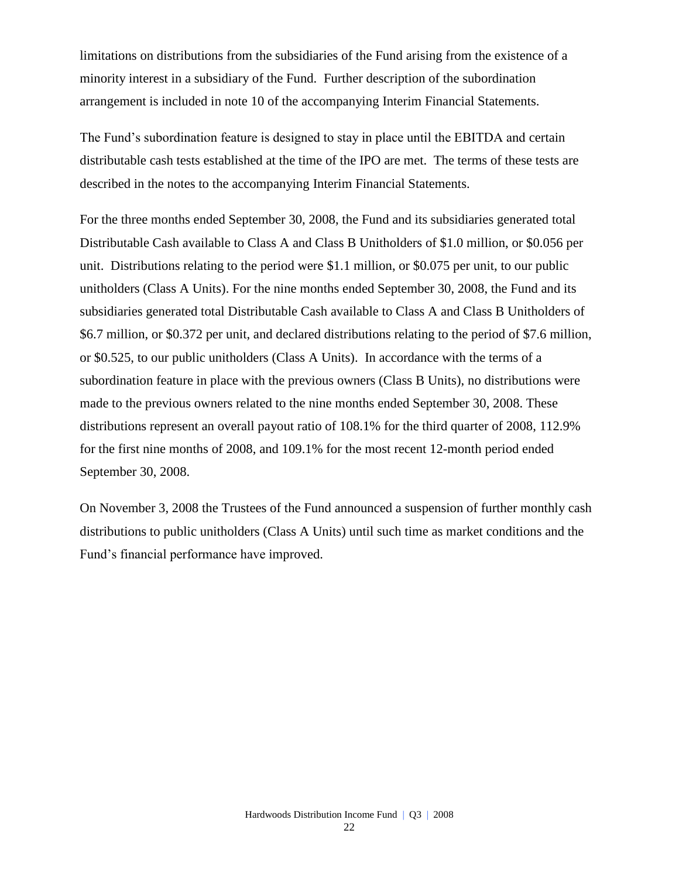limitations on distributions from the subsidiaries of the Fund arising from the existence of a minority interest in a subsidiary of the Fund. Further description of the subordination arrangement is included in note 10 of the accompanying Interim Financial Statements.

The Fund's subordination feature is designed to stay in place until the EBITDA and certain distributable cash tests established at the time of the IPO are met. The terms of these tests are described in the notes to the accompanying Interim Financial Statements.

For the three months ended September 30, 2008, the Fund and its subsidiaries generated total Distributable Cash available to Class A and Class B Unitholders of $1.0 million, or $0.056 per unit. Distributions relating to the period were $1.1 million, or $0.075 per unit, to our public unitholders (Class A Units). For the nine months ended September 30, 2008, the Fund and its subsidiaries generated total Distributable Cash available to Class A and Class B Unitholders of $6.7 million, or $0.372 per unit, and declared distributions relating to the period of $7.6 million, or $0.525, to our public unitholders (Class A Units). In accordance with the terms of a subordination feature in place with the previous owners (Class B Units), no distributions were made to the previous owners related to the nine months ended September 30, 2008. These distributions represent an overall payout ratio of 108.1% for the third quarter of 2008, 112.9% for the first nine months of 2008, and 109.1% for the most recent 12-month period ended September 30, 2008.

On November 3, 2008 the Trustees of the Fund announced a suspension of further monthly cash distributions to public unitholders (Class A Units) until such time as market conditions and the Fund's financial performance have improved.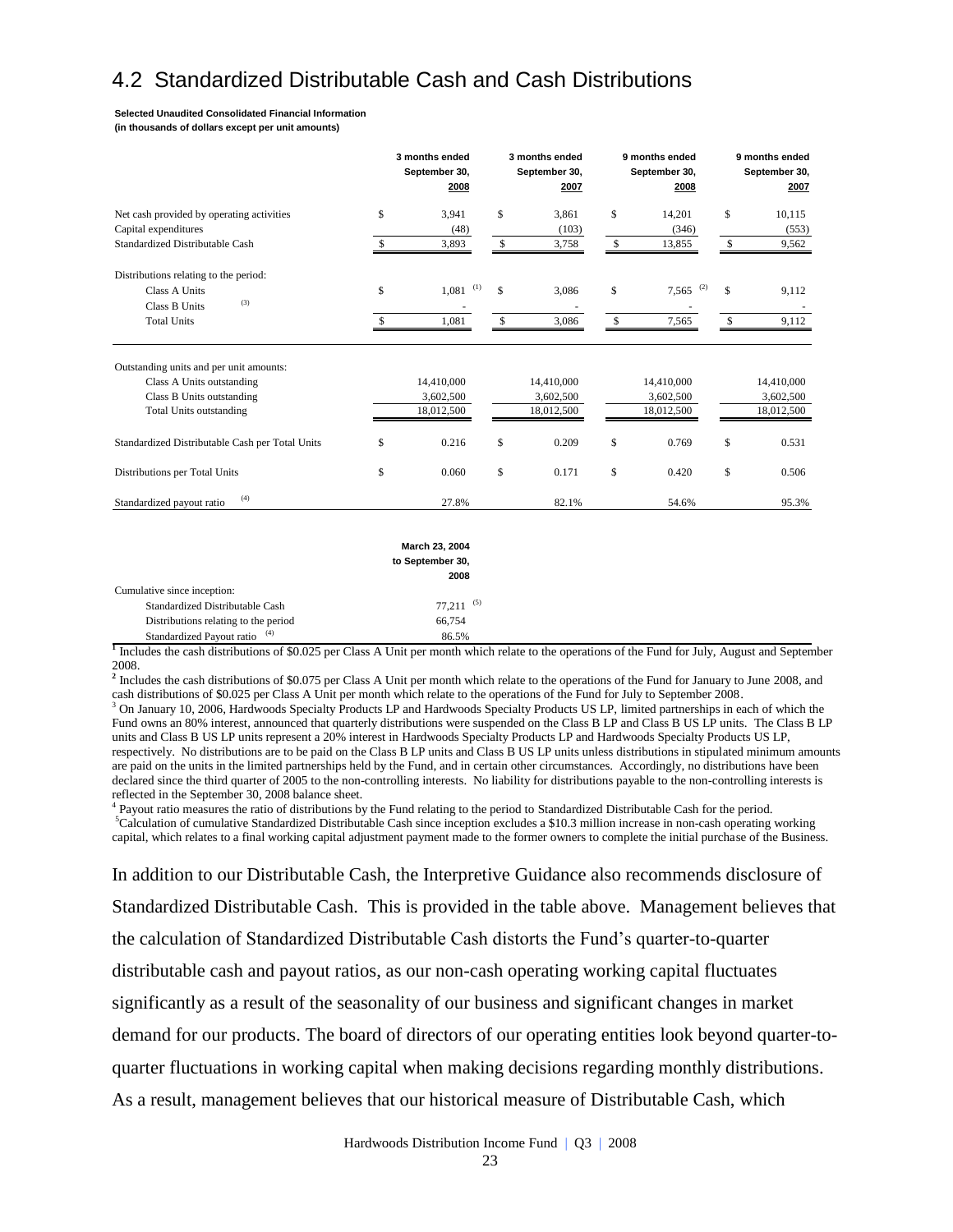# 4.2 Standardized Distributable Cash and Cash Distributions

**Selected Unaudited Consolidated Financial Information**
**(in thousands of dollars except per unit amounts)**

| | 3 months ended September 30, 2008 | 3 months ended September 30, 2007 | 9 months ended September 30, 2008 | 9 months ended September 30, 2007 |
|---|---|---|---|---|
| Net cash provided by operating activities | $ 3,941 | $ 3,861 | $ 14,201 | $ 10,115 |
| Capital expenditures | (48) | (103) | (346) | (553) |
| Standardized Distributable Cash | $ 3,893 | $ 3,758 | $ 13,855 | $ 9,562 |
| Distributions relating to the period: | | | | |
| Class A Units | $ 1,081 (1) | $ 3,086 | $ 7,565 (2) | $ 9,112 |
| Class B Units (3) | - | - | - | - |
| Total Units | $ 1,081 | $ 3,086 | $ 7,565 | $ 9,112 |
| Outstanding units and per unit amounts: | | | | |
| Class A Units outstanding | 14,410,000 | 14,410,000 | 14,410,000 | 14,410,000 |
| Class B Units outstanding | 3,602,500 | 3,602,500 | 3,602,500 | 3,602,500 |
| Total Units outstanding | 18,012,500 | 18,012,500 | 18,012,500 | 18,012,500 |
| Standardized Distributable Cash per Total Units | $ 0.216 | $ 0.209 | $ 0.769 | $ 0.531 |
| Distributions per Total Units | $ 0.060 | $ 0.171 | $ 0.420 | $ 0.506 |
| Standardized payout ratio (4) | 27.8% | 82.1% | 54.6% | 95.3% |

| | March 23, 2004 to September 30, 2008 |
|---|---|
| Cumulative since inception: | |
| Standardized Distributable Cash | 77,211 (5) |
| Distributions relating to the period | 66,754 |
| Standardized Payout ratio (4) | 86.5% |

[1] Includes the cash distributions of $0.025 per Class A Unit per month which relate to the operations of the Fund for July, August and September 2008.

[2] Includes the cash distributions of $0.075 per Class A Unit per month which relate to the operations of the Fund for January to June 2008, and cash distributions of $0.025 per Class A Unit per month which relate to the operations of the Fund for July to September 2008.

[3] On January 10, 2006, Hardwoods Specialty Products LP and Hardwoods Specialty Products US LP, limited partnerships in each of which the Fund owns an 80% interest, announced that quarterly distributions were suspended on the Class B LP and Class B US LP units. The Class B LP units and Class B US LP units represent a 20% interest in Hardwoods Specialty Products LP and Hardwoods Specialty Products US LP, respectively. No distributions are to be paid on the Class B LP units and Class B US LP units unless distributions in stipulated minimum amounts are paid on the units in the limited partnerships held by the Fund, and in certain other circumstances. Accordingly, no distributions have been declared since the third quarter of 2005 to the non-controlling interests. No liability for distributions payable to the non-controlling interests is reflected in the September 30, 2008 balance sheet.

[4] Payout ratio measures the ratio of distributions by the Fund relating to the period to Standardized Distributable Cash for the period.

[5] Calculation of cumulative Standardized Distributable Cash since inception excludes a $10.3 million increase in non-cash operating working capital, which relates to a final working capital adjustment payment made to the former owners to complete the initial purchase of the Business.

In addition to our Distributable Cash, the Interpretive Guidance also recommends disclosure of Standardized Distributable Cash. This is provided in the table above. Management believes that the calculation of Standardized Distributable Cash distorts the Fund's quarter-to-quarter distributable cash and payout ratios, as our non-cash operating working capital fluctuates significantly as a result of the seasonality of our business and significant changes in market demand for our products. The board of directors of our operating entities look beyond quarter-to-quarter fluctuations in working capital when making decisions regarding monthly distributions. As a result, management believes that our historical measure of Distributable Cash, which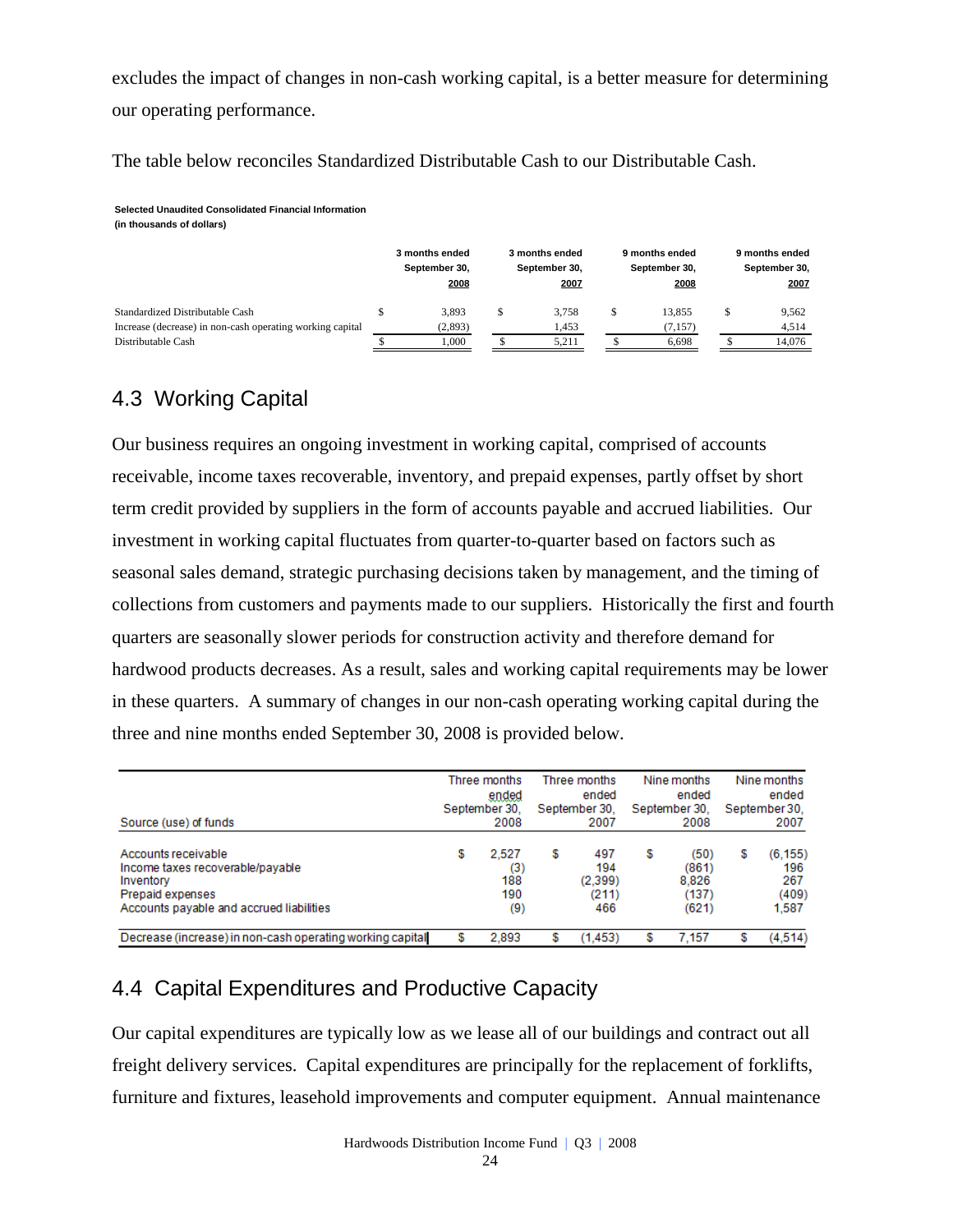excludes the impact of changes in non-cash working capital, is a better measure for determining our operating performance.

The table below reconciles Standardized Distributable Cash to our Distributable Cash.

**Selected Unaudited Consolidated Financial Information**
**(in thousands of dollars)**

| | 3 months ended September 30, 2008 | 3 months ended September 30, 2007 | 9 months ended September 30, 2008 | 9 months ended September 30, 2007 |
|---|---|---|---|---|
| Standardized Distributable Cash | $ 3,893 | $ 3,758 | $ 13,855 | $ 9,562 |
| Increase (decrease) in non-cash operating working capital | (2,893) | 1,453 | (7,157) | 4,514 |
| Distributable Cash | $ 1,000 | $ 5,211 | $ 6,698 | $ 14,076 |

## 4.3 Working Capital

Our business requires an ongoing investment in working capital, comprised of accounts receivable, income taxes recoverable, inventory, and prepaid expenses, partly offset by short term credit provided by suppliers in the form of accounts payable and accrued liabilities. Our investment in working capital fluctuates from quarter-to-quarter based on factors such as seasonal sales demand, strategic purchasing decisions taken by management, and the timing of collections from customers and payments made to our suppliers. Historically the first and fourth quarters are seasonally slower periods for construction activity and therefore demand for hardwood products decreases. As a result, sales and working capital requirements may be lower in these quarters. A summary of changes in our non-cash operating working capital during the three and nine months ended September 30, 2008 is provided below.

| Source (use) of funds | Three months ended September 30, 2008 | Three months ended September 30, 2007 | Nine months ended September 30, 2008 | Nine months ended September 30, 2007 |
|---|---|---|---|---|
| Accounts receivable | $ 2,527 | $ 497 | $ (50) | $ (6,155) |
| Income taxes recoverable/payable | (3) | 194 | (861) | 196 |
| Inventory | 188 | (2,399) | 8,826 | 267 |
| Prepaid expenses | 190 | (211) | (137) | (409) |
| Accounts payable and accrued liabilities | (9) | 466 | (621) | 1,587 |
| Decrease (increase) in non-cash operating working capital | $ 2,893 | $ (1,453) | $ 7,157 | $ (4,514) |

## 4.4 Capital Expenditures and Productive Capacity

Our capital expenditures are typically low as we lease all of our buildings and contract out all freight delivery services. Capital expenditures are principally for the replacement of forklifts, furniture and fixtures, leasehold improvements and computer equipment. Annual maintenance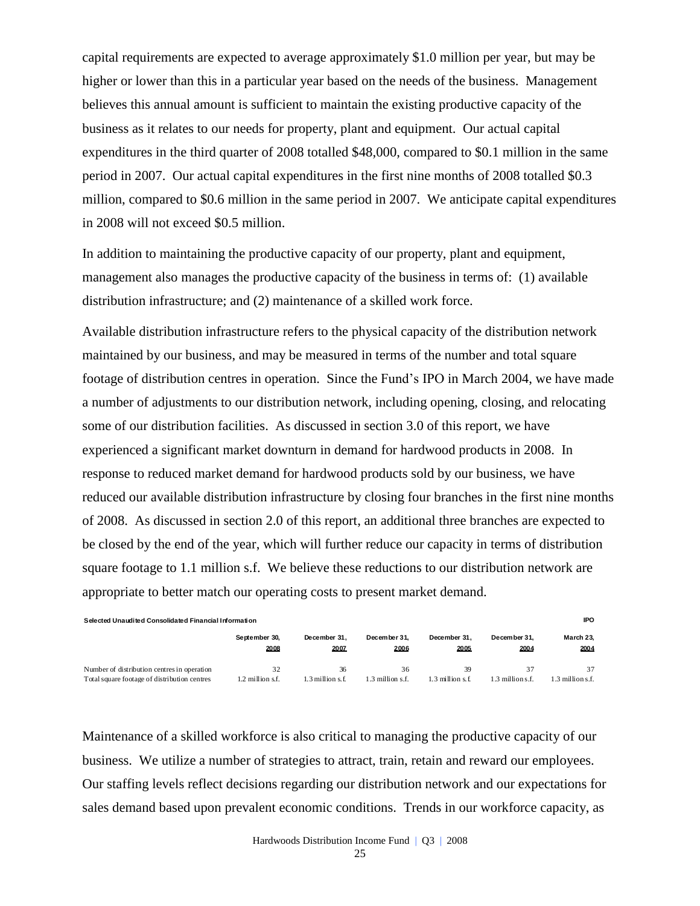capital requirements are expected to average approximately $1.0 million per year, but may be higher or lower than this in a particular year based on the needs of the business. Management believes this annual amount is sufficient to maintain the existing productive capacity of the business as it relates to our needs for property, plant and equipment. Our actual capital expenditures in the third quarter of 2008 totalled $48,000, compared to $0.1 million in the same period in 2007. Our actual capital expenditures in the first nine months of 2008 totalled $0.3 million, compared to $0.6 million in the same period in 2007. We anticipate capital expenditures in 2008 will not exceed $0.5 million.

In addition to maintaining the productive capacity of our property, plant and equipment, management also manages the productive capacity of the business in terms of: (1) available distribution infrastructure; and (2) maintenance of a skilled work force.

Available distribution infrastructure refers to the physical capacity of the distribution network maintained by our business, and may be measured in terms of the number and total square footage of distribution centres in operation. Since the Fund's IPO in March 2004, we have made a number of adjustments to our distribution network, including opening, closing, and relocating some of our distribution facilities. As discussed in section 3.0 of this report, we have experienced a significant market downturn in demand for hardwood products in 2008. In response to reduced market demand for hardwood products sold by our business, we have reduced our available distribution infrastructure by closing four branches in the first nine months of 2008. As discussed in section 2.0 of this report, an additional three branches are expected to be closed by the end of the year, which will further reduce our capacity in terms of distribution square footage to 1.1 million s.f. We believe these reductions to our distribution network are appropriate to better match our operating costs to present market demand.

**Selected Unaudited Consolidated Financial Information**

| | September 30, 2008 | December 31, 2007 | December 31, 2006 | December 31, 2005 | December 31, 2004 | IPO March 23, 2004 |
|---|---|---|---|---|---|---|
| Number of distribution centres in operation | 32 | 36 | 36 | 39 | 37 | 37 |
| Total square footage of distribution centres | 1.2 million s.f. | 1.3 million s.f. | 1.3 million s.f. | 1.3 million s.f. | 1.3 million s.f. | 1.3 million s.f. |

Maintenance of a skilled workforce is also critical to managing the productive capacity of our business. We utilize a number of strategies to attract, train, retain and reward our employees. Our staffing levels reflect decisions regarding our distribution network and our expectations for sales demand based upon prevalent economic conditions. Trends in our workforce capacity, as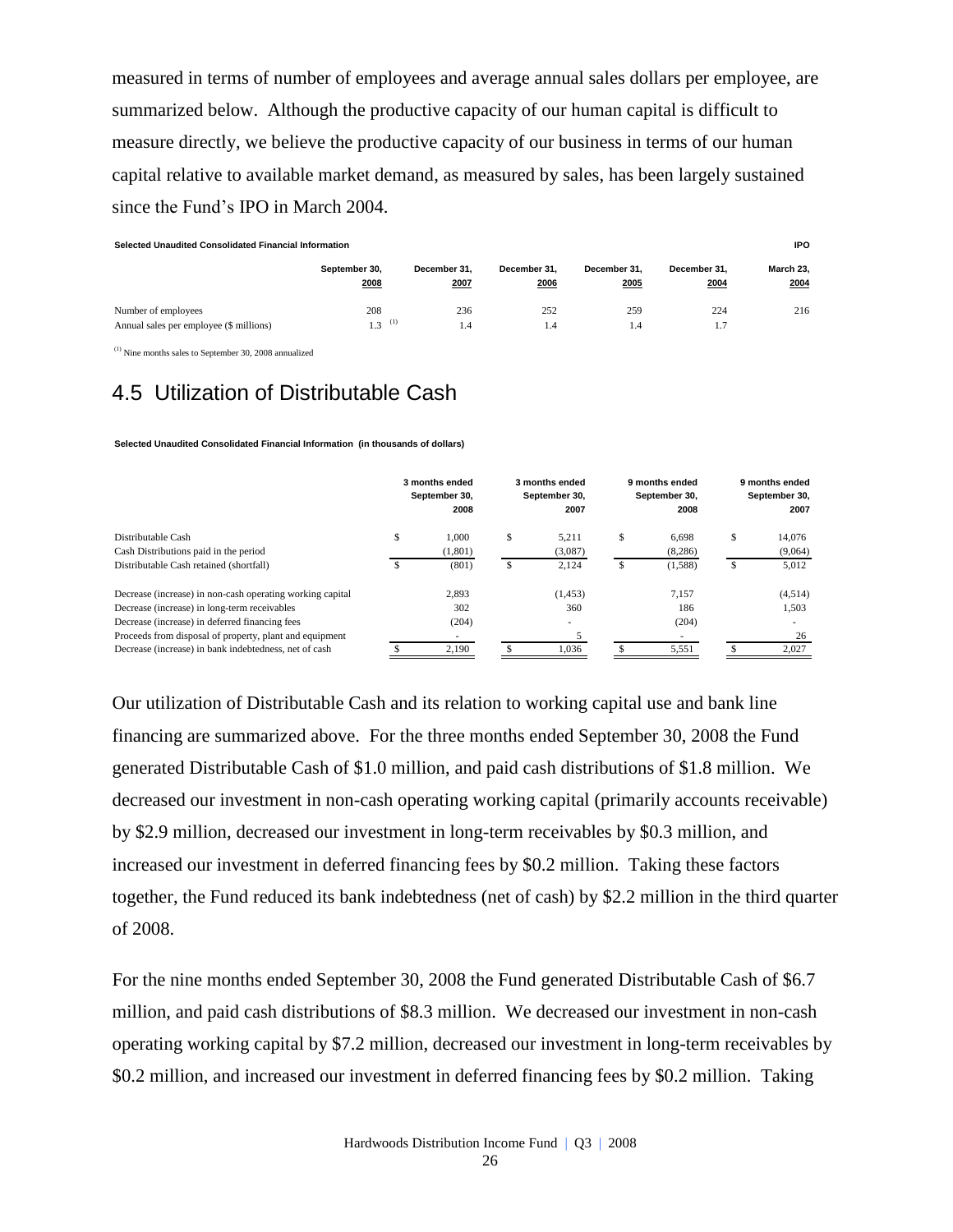measured in terms of number of employees and average annual sales dollars per employee, are summarized below. Although the productive capacity of our human capital is difficult to measure directly, we believe the productive capacity of our business in terms of our human capital relative to available market demand, as measured by sales, has been largely sustained since the Fund's IPO in March 2004.

**Selected Unaudited Consolidated Financial Information**

| | September 30, 2008 | December 31, 2007 | December 31, 2006 | December 31, 2005 | December 31, 2004 | IPO March 23, 2004 |
|---|---|---|---|---|---|---|
| Number of employees | 208 | 236 | 252 | 259 | 224 | 216 |
| Annual sales per employee ($ millions) | 1.3 (1) | 1.4 | 1.4 | 1.4 | 1.7 | |

(1) Nine months sales to September 30, 2008 annualized

## 4.5 Utilization of Distributable Cash

**Selected Unaudited Consolidated Financial Information (in thousands of dollars)**

| | 3 months ended September 30, 2008 | 3 months ended September 30, 2007 | 9 months ended September 30, 2008 | 9 months ended September 30, 2007 |
|---|---|---|---|---|
| Distributable Cash | $ 1,000 | $ 5,211 | $ 6,698 | $ 14,076 |
| Cash Distributions paid in the period | (1,801) | (3,087) | (8,286) | (9,064) |
| Distributable Cash retained (shortfall) | $ (801) | $ 2,124 | $ (1,588) | $ 5,012 |
| Decrease (increase) in non-cash operating working capital | 2,893 | (1,453) | 7,157 | (4,514) |
| Decrease (increase) in long-term receivables | 302 | 360 | 186 | 1,503 |
| Decrease (increase) in deferred financing fees | (204) | - | (204) | - |
| Proceeds from disposal of property, plant and equipment | - | 5 | - | 26 |
| Decrease (increase) in bank indebtedness, net of cash | $ 2,190 | $ 1,036 | $ 5,551 | $ 2,027 |

Our utilization of Distributable Cash and its relation to working capital use and bank line financing are summarized above. For the three months ended September 30, 2008 the Fund generated Distributable Cash of $1.0 million, and paid cash distributions of $1.8 million. We decreased our investment in non-cash operating working capital (primarily accounts receivable) by $2.9 million, decreased our investment in long-term receivables by $0.3 million, and increased our investment in deferred financing fees by $0.2 million. Taking these factors together, the Fund reduced its bank indebtedness (net of cash) by $2.2 million in the third quarter of 2008.

For the nine months ended September 30, 2008 the Fund generated Distributable Cash of $6.7 million, and paid cash distributions of $8.3 million. We decreased our investment in non-cash operating working capital by $7.2 million, decreased our investment in long-term receivables by $0.2 million, and increased our investment in deferred financing fees by $0.2 million. Taking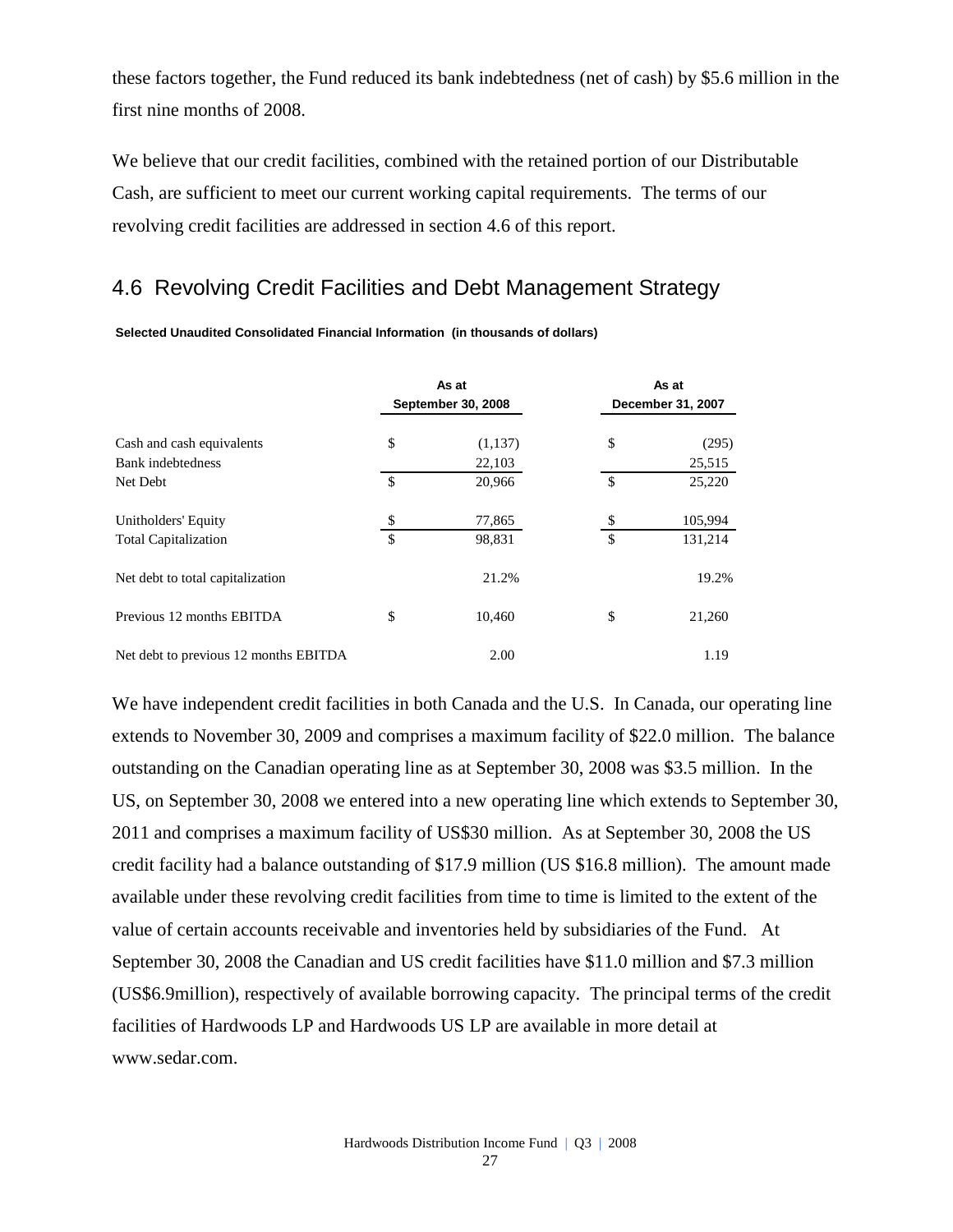these factors together, the Fund reduced its bank indebtedness (net of cash) by $5.6 million in the first nine months of 2008.

We believe that our credit facilities, combined with the retained portion of our Distributable Cash, are sufficient to meet our current working capital requirements. The terms of our revolving credit facilities are addressed in section 4.6 of this report.

## 4.6 Revolving Credit Facilities and Debt Management Strategy

**Selected Unaudited Consolidated Financial Information (in thousands of dollars)**

| | As at September 30, 2008 | | As at December 31, 2007 | |
|---|---|---|---|---|
| Cash and cash equivalents | $ | (1,137) | $ | (295) |
| Bank indebtedness | | 22,103 | | 25,515 |
| Net Debt | $ | 20,966 | $ | 25,220 |
| Unitholders' Equity | $ | 77,865 | $ | 105,994 |
| Total Capitalization | $ | 98,831 | $ | 131,214 |
| Net debt to total capitalization | | 21.2% | | 19.2% |
| Previous 12 months EBITDA | $ | 10,460 | $ | 21,260 |
| Net debt to previous 12 months EBITDA | | 2.00 | | 1.19 |

We have independent credit facilities in both Canada and the U.S. In Canada, our operating line extends to November 30, 2009 and comprises a maximum facility of $22.0 million. The balance outstanding on the Canadian operating line as at September 30, 2008 was $3.5 million. In the US, on September 30, 2008 we entered into a new operating line which extends to September 30, 2011 and comprises a maximum facility of US$30 million. As at September 30, 2008 the US credit facility had a balance outstanding of $17.9 million (US $16.8 million). The amount made available under these revolving credit facilities from time to time is limited to the extent of the value of certain accounts receivable and inventories held by subsidiaries of the Fund. At September 30, 2008 the Canadian and US credit facilities have $11.0 million and $7.3 million (US$6.9million), respectively of available borrowing capacity. The principal terms of the credit facilities of Hardwoods LP and Hardwoods US LP are available in more detail at www.sedar.com.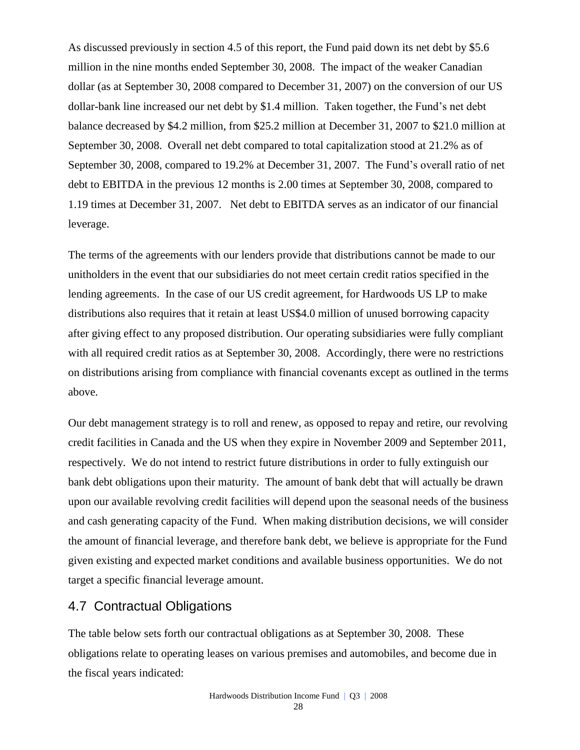As discussed previously in section 4.5 of this report, the Fund paid down its net debt by $5.6 million in the nine months ended September 30, 2008. The impact of the weaker Canadian dollar (as at September 30, 2008 compared to December 31, 2007) on the conversion of our US dollar-bank line increased our net debt by $1.4 million. Taken together, the Fund's net debt balance decreased by $4.2 million, from $25.2 million at December 31, 2007 to $21.0 million at September 30, 2008. Overall net debt compared to total capitalization stood at 21.2% as of September 30, 2008, compared to 19.2% at December 31, 2007. The Fund's overall ratio of net debt to EBITDA in the previous 12 months is 2.00 times at September 30, 2008, compared to 1.19 times at December 31, 2007. Net debt to EBITDA serves as an indicator of our financial leverage.

The terms of the agreements with our lenders provide that distributions cannot be made to our unitholders in the event that our subsidiaries do not meet certain credit ratios specified in the lending agreements. In the case of our US credit agreement, for Hardwoods US LP to make distributions also requires that it retain at least US$4.0 million of unused borrowing capacity after giving effect to any proposed distribution. Our operating subsidiaries were fully compliant with all required credit ratios as at September 30, 2008. Accordingly, there were no restrictions on distributions arising from compliance with financial covenants except as outlined in the terms above.

Our debt management strategy is to roll and renew, as opposed to repay and retire, our revolving credit facilities in Canada and the US when they expire in November 2009 and September 2011, respectively. We do not intend to restrict future distributions in order to fully extinguish our bank debt obligations upon their maturity. The amount of bank debt that will actually be drawn upon our available revolving credit facilities will depend upon the seasonal needs of the business and cash generating capacity of the Fund. When making distribution decisions, we will consider the amount of financial leverage, and therefore bank debt, we believe is appropriate for the Fund given existing and expected market conditions and available business opportunities. We do not target a specific financial leverage amount.

## 4.7 Contractual Obligations

The table below sets forth our contractual obligations as at September 30, 2008. These obligations relate to operating leases on various premises and automobiles, and become due in the fiscal years indicated: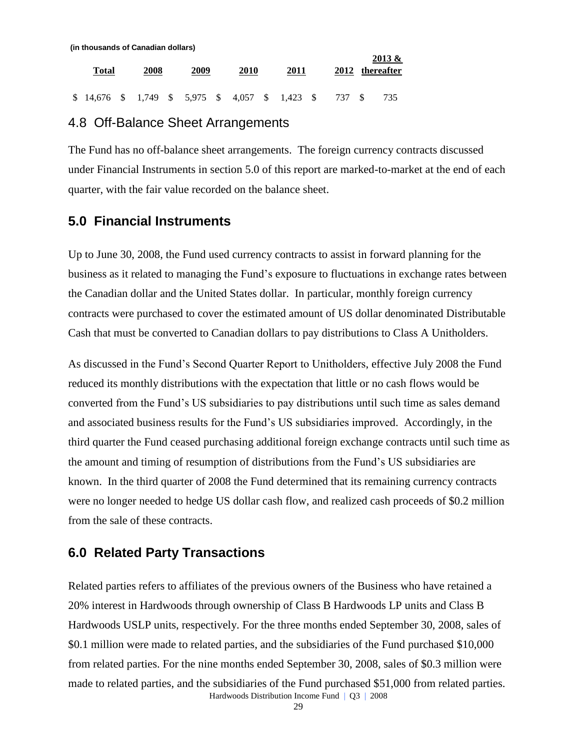(in thousands of Canadian dollars)

| Total | 2008 | 2009 | 2010 | 2011 | 2012 | 2013 & thereafter |
|---|---|---|---|---|---|---|
| $ 14,676 | $ 1,749 | $ 5,975 | $ 4,057 | $ 1,423 | $ 737 | $ 735 |

## 4.8 Off-Balance Sheet Arrangements

The Fund has no off-balance sheet arrangements. The foreign currency contracts discussed under Financial Instruments in section 5.0 of this report are marked-to-market at the end of each quarter, with the fair value recorded on the balance sheet.

## 5.0 Financial Instruments

Up to June 30, 2008, the Fund used currency contracts to assist in forward planning for the business as it related to managing the Fund's exposure to fluctuations in exchange rates between the Canadian dollar and the United States dollar. In particular, monthly foreign currency contracts were purchased to cover the estimated amount of US dollar denominated Distributable Cash that must be converted to Canadian dollars to pay distributions to Class A Unitholders.

As discussed in the Fund's Second Quarter Report to Unitholders, effective July 2008 the Fund reduced its monthly distributions with the expectation that little or no cash flows would be converted from the Fund's US subsidiaries to pay distributions until such time as sales demand and associated business results for the Fund's US subsidiaries improved. Accordingly, in the third quarter the Fund ceased purchasing additional foreign exchange contracts until such time as the amount and timing of resumption of distributions from the Fund's US subsidiaries are known. In the third quarter of 2008 the Fund determined that its remaining currency contracts were no longer needed to hedge US dollar cash flow, and realized cash proceeds of $0.2 million from the sale of these contracts.

## 6.0 Related Party Transactions

Related parties refers to affiliates of the previous owners of the Business who have retained a 20% interest in Hardwoods through ownership of Class B Hardwoods LP units and Class B Hardwoods USLP units, respectively. For the three months ended September 30, 2008, sales of $0.1 million were made to related parties, and the subsidiaries of the Fund purchased $10,000 from related parties. For the nine months ended September 30, 2008, sales of $0.3 million were made to related parties, and the subsidiaries of the Fund purchased $51,000 from related parties.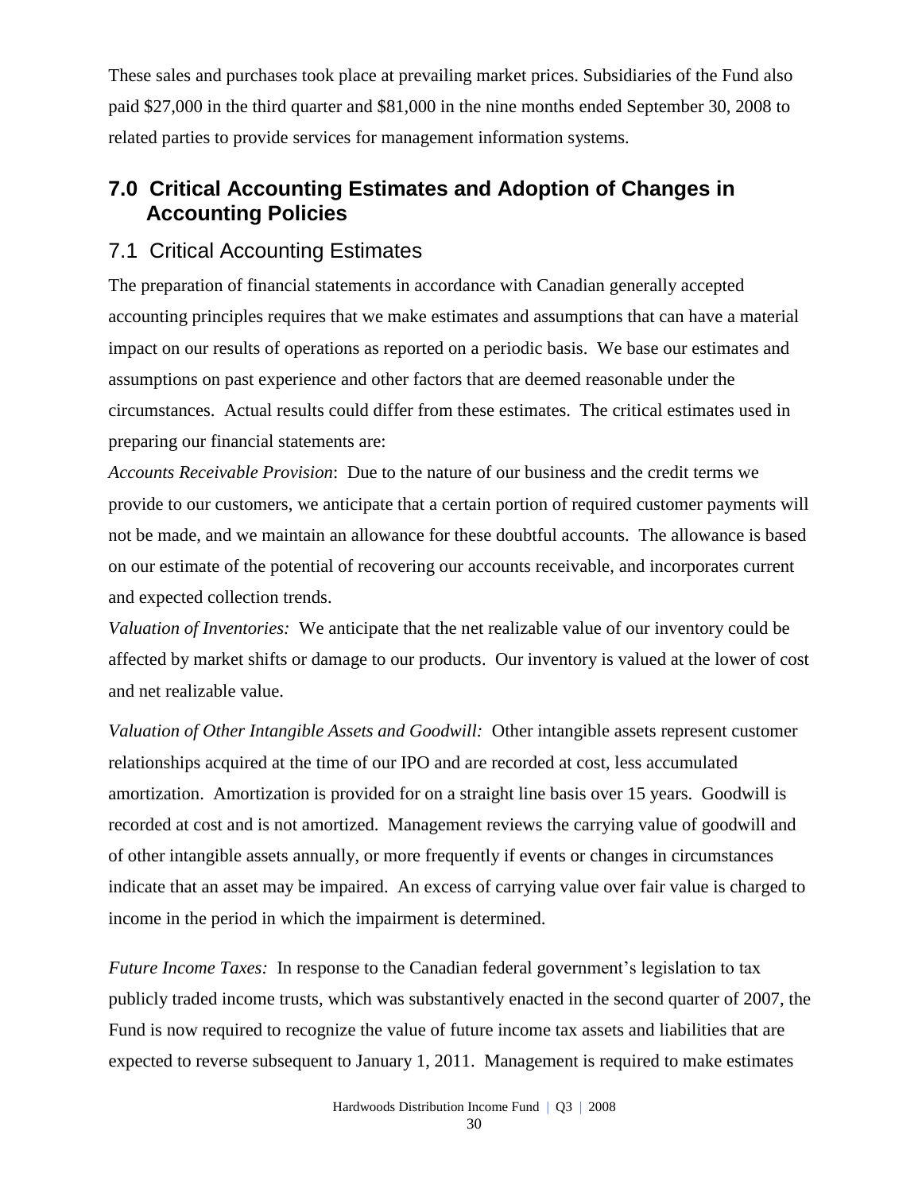These sales and purchases took place at prevailing market prices. Subsidiaries of the Fund also paid $27,000 in the third quarter and $81,000 in the nine months ended September 30, 2008 to related parties to provide services for management information systems.

## 7.0 Critical Accounting Estimates and Adoption of Changes in Accounting Policies

### 7.1 Critical Accounting Estimates

The preparation of financial statements in accordance with Canadian generally accepted accounting principles requires that we make estimates and assumptions that can have a material impact on our results of operations as reported on a periodic basis. We base our estimates and assumptions on past experience and other factors that are deemed reasonable under the circumstances. Actual results could differ from these estimates. The critical estimates used in preparing our financial statements are:

*Accounts Receivable Provision*: Due to the nature of our business and the credit terms we provide to our customers, we anticipate that a certain portion of required customer payments will not be made, and we maintain an allowance for these doubtful accounts. The allowance is based on our estimate of the potential of recovering our accounts receivable, and incorporates current and expected collection trends.

*Valuation of Inventories:* We anticipate that the net realizable value of our inventory could be affected by market shifts or damage to our products. Our inventory is valued at the lower of cost and net realizable value.

*Valuation of Other Intangible Assets and Goodwill:* Other intangible assets represent customer relationships acquired at the time of our IPO and are recorded at cost, less accumulated amortization. Amortization is provided for on a straight line basis over 15 years. Goodwill is recorded at cost and is not amortized. Management reviews the carrying value of goodwill and of other intangible assets annually, or more frequently if events or changes in circumstances indicate that an asset may be impaired. An excess of carrying value over fair value is charged to income in the period in which the impairment is determined.

*Future Income Taxes:* In response to the Canadian federal government's legislation to tax publicly traded income trusts, which was substantively enacted in the second quarter of 2007, the Fund is now required to recognize the value of future income tax assets and liabilities that are expected to reverse subsequent to January 1, 2011. Management is required to make estimates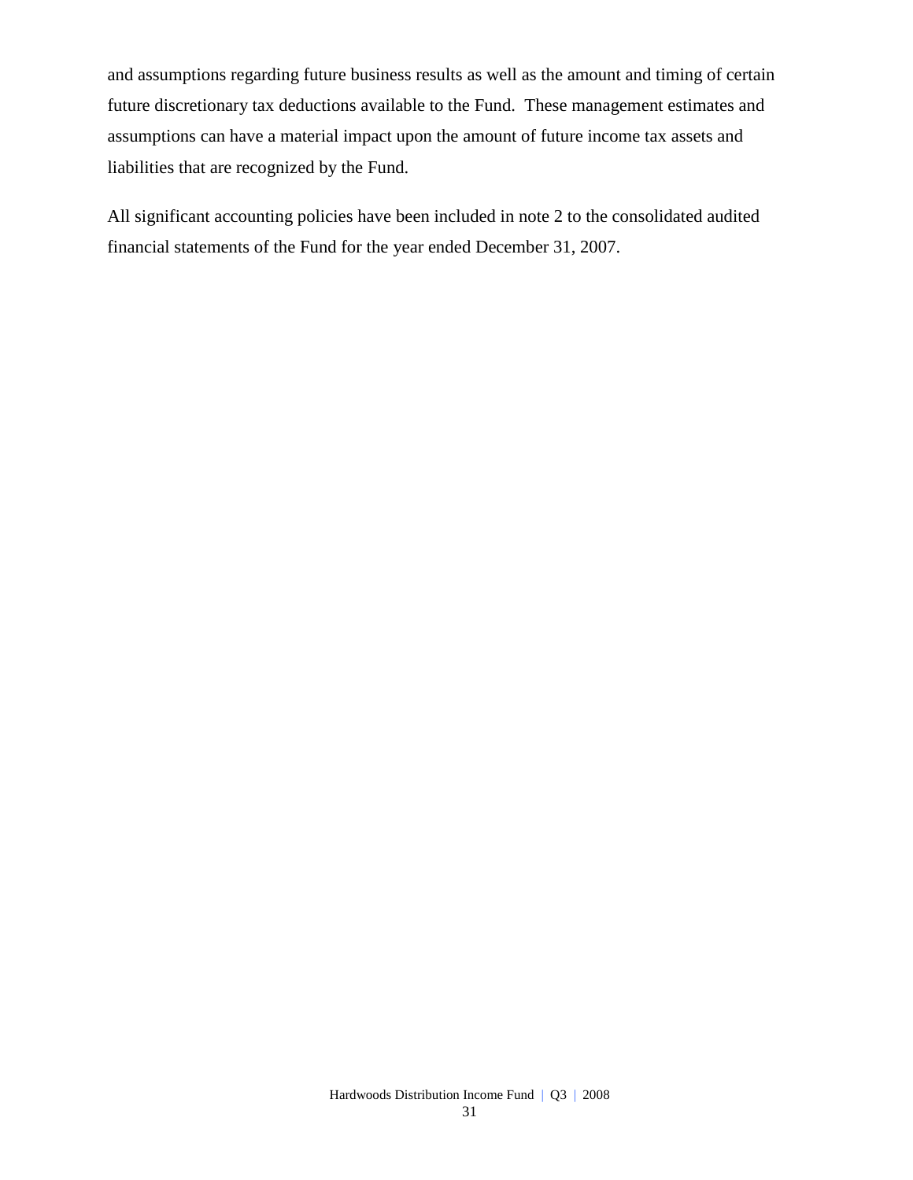and assumptions regarding future business results as well as the amount and timing of certain future discretionary tax deductions available to the Fund. These management estimates and assumptions can have a material impact upon the amount of future income tax assets and liabilities that are recognized by the Fund.

All significant accounting policies have been included in note 2 to the consolidated audited financial statements of the Fund for the year ended December 31, 2007.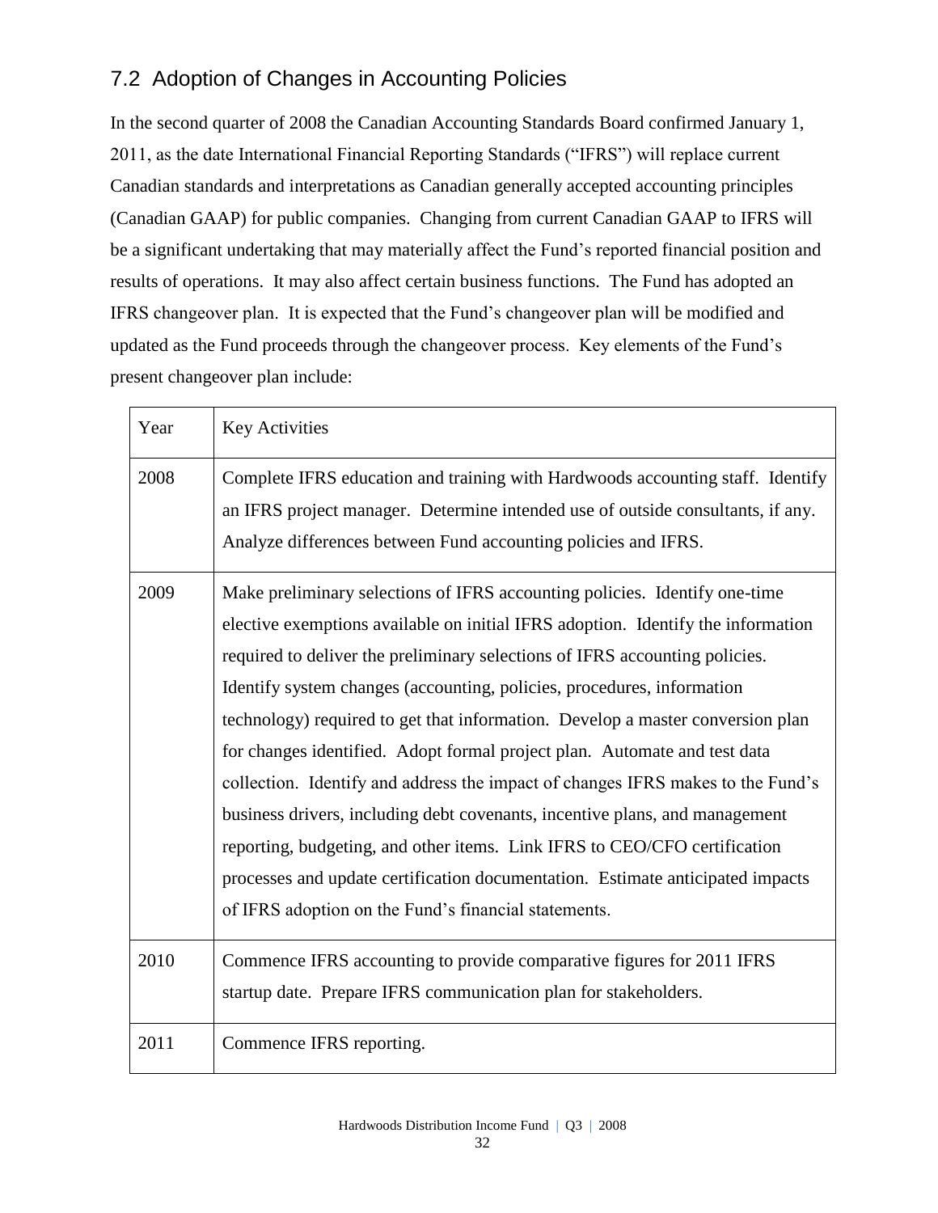## 7.2 Adoption of Changes in Accounting Policies

In the second quarter of 2008 the Canadian Accounting Standards Board confirmed January 1, 2011, as the date International Financial Reporting Standards ("IFRS") will replace current Canadian standards and interpretations as Canadian generally accepted accounting principles (Canadian GAAP) for public companies. Changing from current Canadian GAAP to IFRS will be a significant undertaking that may materially affect the Fund's reported financial position and results of operations. It may also affect certain business functions. The Fund has adopted an IFRS changeover plan. It is expected that the Fund's changeover plan will be modified and updated as the Fund proceeds through the changeover process. Key elements of the Fund's present changeover plan include:

| Year | Key Activities |
| --- | --- |
| 2008 | Complete IFRS education and training with Hardwoods accounting staff. Identify an IFRS project manager. Determine intended use of outside consultants, if any. Analyze differences between Fund accounting policies and IFRS. |
| 2009 | Make preliminary selections of IFRS accounting policies. Identify one-time elective exemptions available on initial IFRS adoption. Identify the information required to deliver the preliminary selections of IFRS accounting policies. Identify system changes (accounting, policies, procedures, information technology) required to get that information. Develop a master conversion plan for changes identified. Adopt formal project plan. Automate and test data collection. Identify and address the impact of changes IFRS makes to the Fund's business drivers, including debt covenants, incentive plans, and management reporting, budgeting, and other items. Link IFRS to CEO/CFO certification processes and update certification documentation. Estimate anticipated impacts of IFRS adoption on the Fund's financial statements. |
| 2010 | Commence IFRS accounting to provide comparative figures for 2011 IFRS startup date. Prepare IFRS communication plan for stakeholders. |
| 2011 | Commence IFRS reporting. |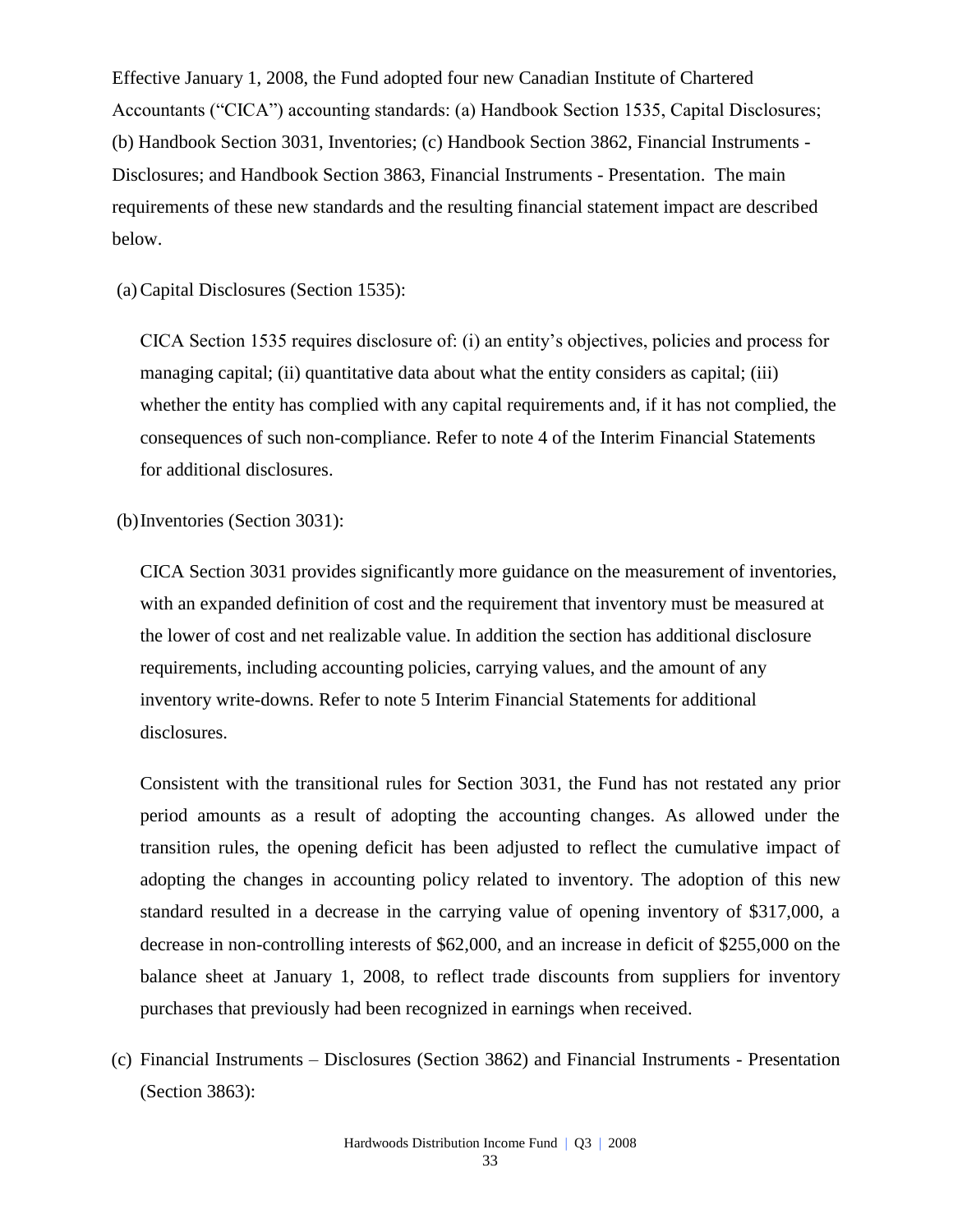Effective January 1, 2008, the Fund adopted four new Canadian Institute of Chartered Accountants ("CICA") accounting standards: (a) Handbook Section 1535, Capital Disclosures; (b) Handbook Section 3031, Inventories; (c) Handbook Section 3862, Financial Instruments - Disclosures; and Handbook Section 3863, Financial Instruments - Presentation. The main requirements of these new standards and the resulting financial statement impact are described below.

(a) Capital Disclosures (Section 1535):

CICA Section 1535 requires disclosure of: (i) an entity's objectives, policies and process for managing capital; (ii) quantitative data about what the entity considers as capital; (iii) whether the entity has complied with any capital requirements and, if it has not complied, the consequences of such non-compliance. Refer to note 4 of the Interim Financial Statements for additional disclosures.

(b) Inventories (Section 3031):

CICA Section 3031 provides significantly more guidance on the measurement of inventories, with an expanded definition of cost and the requirement that inventory must be measured at the lower of cost and net realizable value. In addition the section has additional disclosure requirements, including accounting policies, carrying values, and the amount of any inventory write-downs. Refer to note 5 Interim Financial Statements for additional disclosures.

Consistent with the transitional rules for Section 3031, the Fund has not restated any prior period amounts as a result of adopting the accounting changes. As allowed under the transition rules, the opening deficit has been adjusted to reflect the cumulative impact of adopting the changes in accounting policy related to inventory. The adoption of this new standard resulted in a decrease in the carrying value of opening inventory of $317,000, a decrease in non-controlling interests of $62,000, and an increase in deficit of $255,000 on the balance sheet at January 1, 2008, to reflect trade discounts from suppliers for inventory purchases that previously had been recognized in earnings when received.

(c) Financial Instruments – Disclosures (Section 3862) and Financial Instruments - Presentation (Section 3863):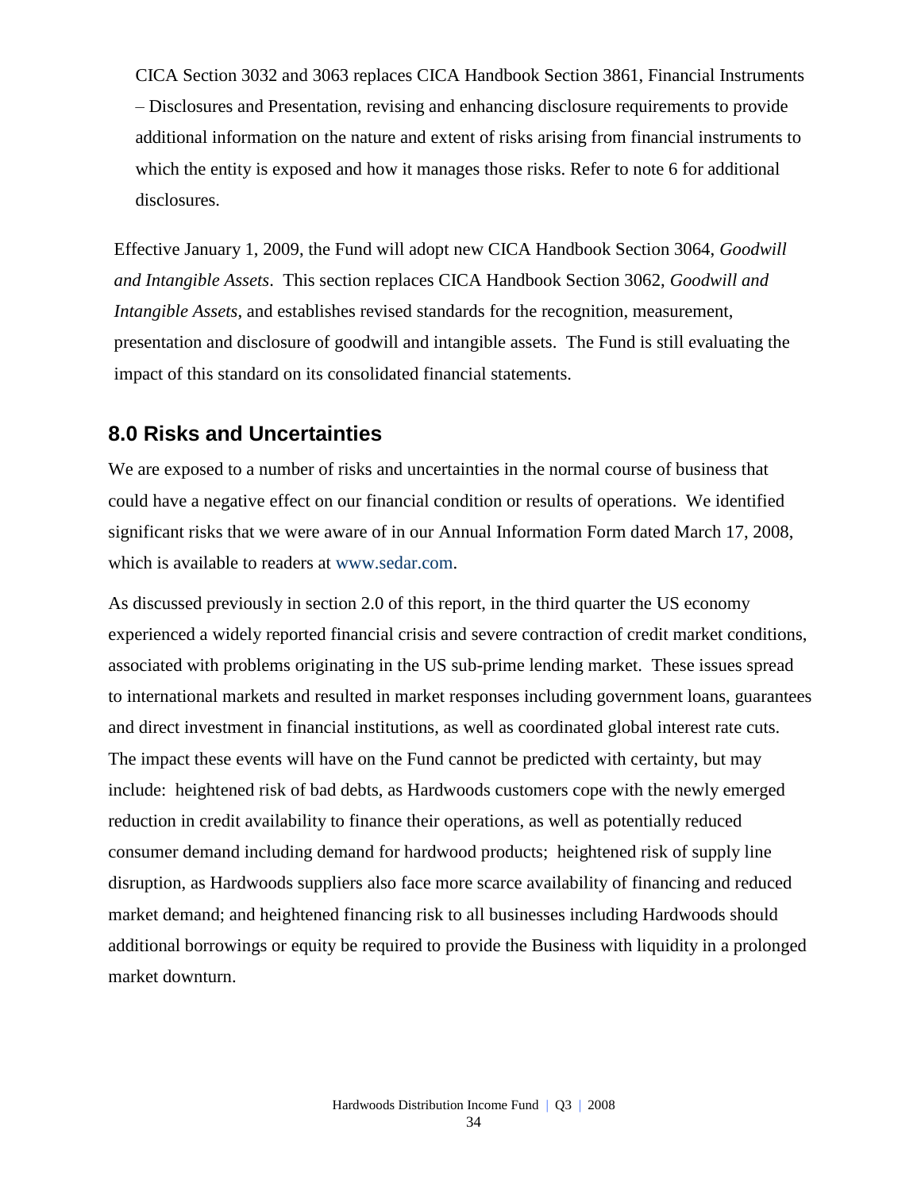CICA Section 3032 and 3063 replaces CICA Handbook Section 3861, Financial Instruments – Disclosures and Presentation, revising and enhancing disclosure requirements to provide additional information on the nature and extent of risks arising from financial instruments to which the entity is exposed and how it manages those risks. Refer to note 6 for additional disclosures.

Effective January 1, 2009, the Fund will adopt new CICA Handbook Section 3064, *Goodwill and Intangible Assets*. This section replaces CICA Handbook Section 3062, *Goodwill and Intangible Assets*, and establishes revised standards for the recognition, measurement, presentation and disclosure of goodwill and intangible assets. The Fund is still evaluating the impact of this standard on its consolidated financial statements.

## 8.0 Risks and Uncertainties

We are exposed to a number of risks and uncertainties in the normal course of business that could have a negative effect on our financial condition or results of operations. We identified significant risks that we were aware of in our Annual Information Form dated March 17, 2008, which is available to readers at www.sedar.com.

As discussed previously in section 2.0 of this report, in the third quarter the US economy experienced a widely reported financial crisis and severe contraction of credit market conditions, associated with problems originating in the US sub-prime lending market. These issues spread to international markets and resulted in market responses including government loans, guarantees and direct investment in financial institutions, as well as coordinated global interest rate cuts. The impact these events will have on the Fund cannot be predicted with certainty, but may include: heightened risk of bad debts, as Hardwoods customers cope with the newly emerged reduction in credit availability to finance their operations, as well as potentially reduced consumer demand including demand for hardwood products; heightened risk of supply line disruption, as Hardwoods suppliers also face more scarce availability of financing and reduced market demand; and heightened financing risk to all businesses including Hardwoods should additional borrowings or equity be required to provide the Business with liquidity in a prolonged market downturn.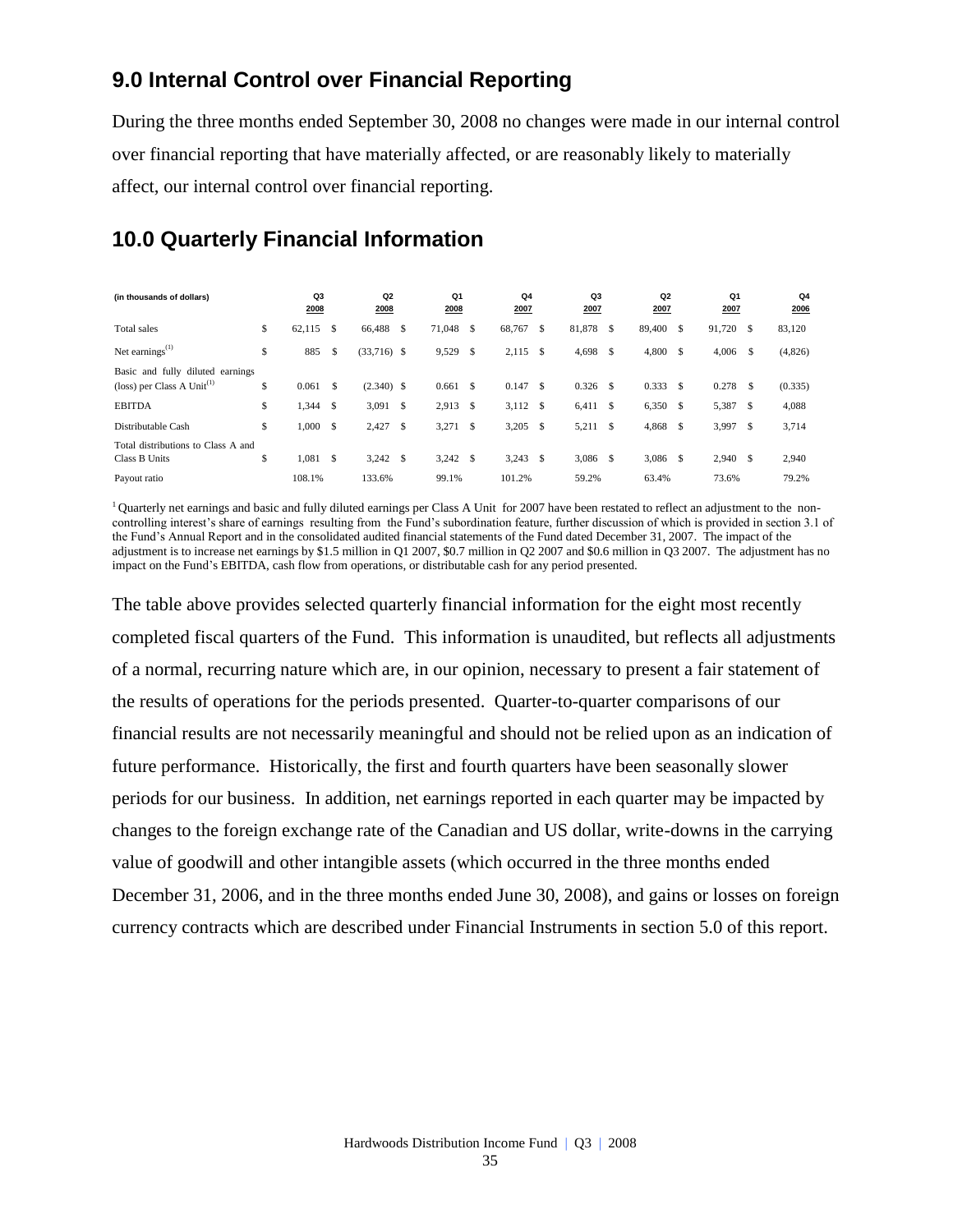## 9.0 Internal Control over Financial Reporting

During the three months ended September 30, 2008 no changes were made in our internal control over financial reporting that have materially affected, or are reasonably likely to materially affect, our internal control over financial reporting.

## 10.0 Quarterly Financial Information

| (in thousands of dollars) | Q3 2008 | Q2 2008 | Q1 2008 | Q4 2007 | Q3 2007 | Q2 2007 | Q1 2007 | Q4 2006 |
|---|---|---|---|---|---|---|---|---|
| Total sales | $ 62,115 | $ 66,488 | $ 71,048 | $ 68,767 | $ 81,878 | $ 89,400 | $ 91,720 | $ 83,120 |
| Net earnings[(1)] | $ 885 | $ (33,716) | $ 9,529 | $ 2,115 | $ 4,698 | $ 4,800 | $ 4,006 | $ (4,826) |
| Basic and fully diluted earnings (loss) per Class A Unit[(1)] | $ 0.061 | $ (2.340) | $ 0.661 | $ 0.147 | $ 0.326 | $ 0.333 | $ 0.278 | $ (0.335) |
| EBITDA | $ 1,344 | $ 3,091 | $ 2,913 | $ 3,112 | $ 6,411 | $ 6,350 | $ 5,387 | $ 4,088 |
| Distributable Cash | $ 1,000 | $ 2,427 | $ 3,271 | $ 3,205 | $ 5,211 | $ 4,868 | $ 3,997 | $ 3,714 |
| Total distributions to Class A and Class B Units | $ 1,081 | $ 3,242 | $ 3,242 | $ 3,243 | $ 3,086 | $ 3,086 | $ 2,940 | $ 2,940 |
| Payout ratio | 108.1% | 133.6% | 99.1% | 101.2% | 59.2% | 63.4% | 73.6% | 79.2% |

[1] Quarterly net earnings and basic and fully diluted earnings per Class A Unit for 2007 have been restated to reflect an adjustment to the non-controlling interest's share of earnings resulting from the Fund's subordination feature, further discussion of which is provided in section 3.1 of the Fund's Annual Report and in the consolidated audited financial statements of the Fund dated December 31, 2007. The impact of the adjustment is to increase net earnings by $1.5 million in Q1 2007, $0.7 million in Q2 2007 and $0.6 million in Q3 2007. The adjustment has no impact on the Fund's EBITDA, cash flow from operations, or distributable cash for any period presented.

The table above provides selected quarterly financial information for the eight most recently completed fiscal quarters of the Fund. This information is unaudited, but reflects all adjustments of a normal, recurring nature which are, in our opinion, necessary to present a fair statement of the results of operations for the periods presented. Quarter-to-quarter comparisons of our financial results are not necessarily meaningful and should not be relied upon as an indication of future performance. Historically, the first and fourth quarters have been seasonally slower periods for our business. In addition, net earnings reported in each quarter may be impacted by changes to the foreign exchange rate of the Canadian and US dollar, write-downs in the carrying value of goodwill and other intangible assets (which occurred in the three months ended December 31, 2006, and in the three months ended June 30, 2008), and gains or losses on foreign currency contracts which are described under Financial Instruments in section 5.0 of this report.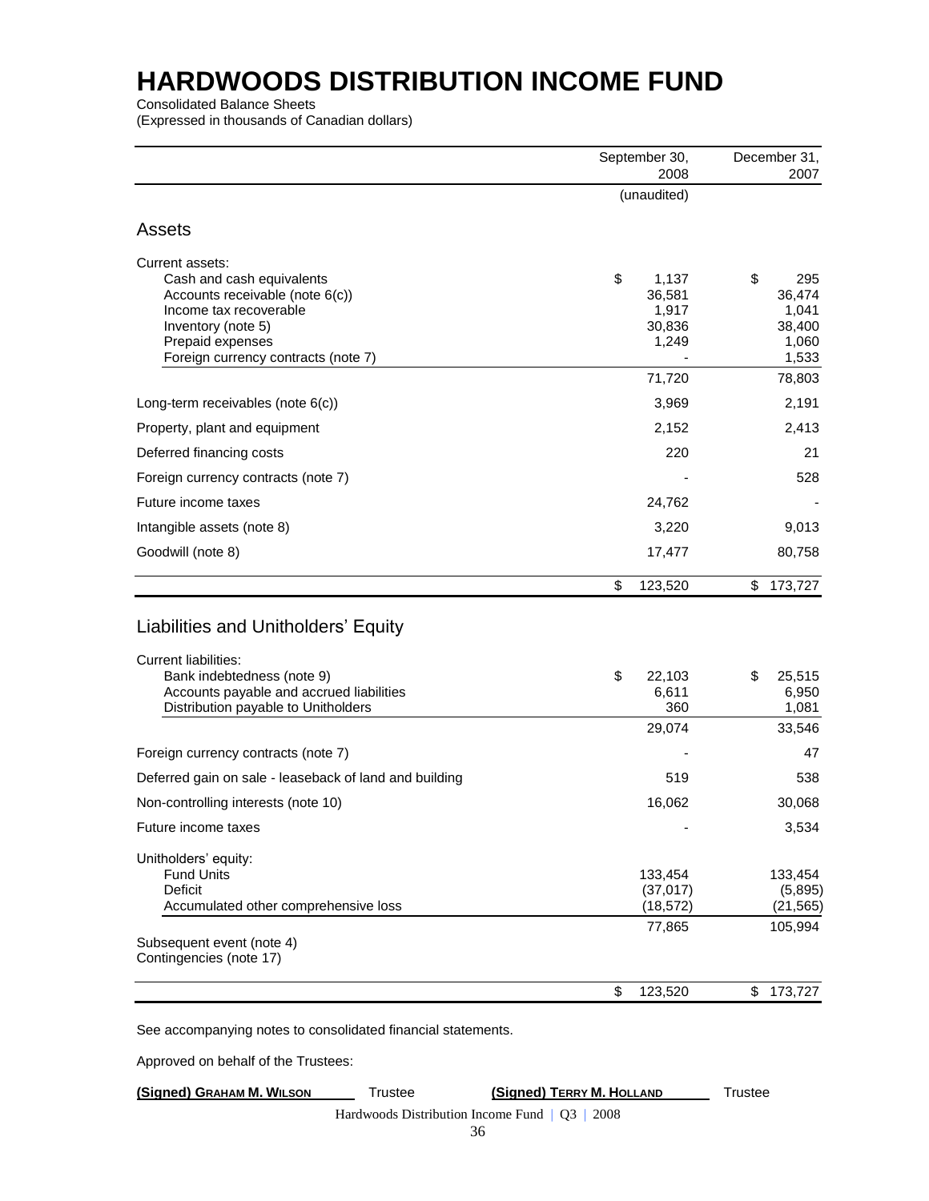# HARDWOODS DISTRIBUTION INCOME FUND

Consolidated Balance Sheets
(Expressed in thousands of Canadian dollars)

| | September 30, 2008 | December 31, 2007 |
|---|---|---|
| | (unaudited) | |
| **Assets** | | |
| Current assets: | | |
| Cash and cash equivalents | $ 1,137 | $ 295 |
| Accounts receivable (note 6(c)) | 36,581 | 36,474 |
| Income tax recoverable | 1,917 | 1,041 |
| Inventory (note 5) | 30,836 | 38,400 |
| Prepaid expenses | 1,249 | 1,060 |
| Foreign currency contracts (note 7) | - | 1,533 |
| | 71,720 | 78,803 |
| Long-term receivables (note 6(c)) | 3,969 | 2,191 |
| Property, plant and equipment | 2,152 | 2,413 |
| Deferred financing costs | 220 | 21 |
| Foreign currency contracts (note 7) | - | 528 |
| Future income taxes | 24,762 | - |
| Intangible assets (note 8) | 3,220 | 9,013 |
| Goodwill (note 8) | 17,477 | 80,758 |
| | $ 123,520 | $ 173,727 |
| **Liabilities and Unitholders' Equity** | | |
| Current liabilities: | | |
| Bank indebtedness (note 9) | $ 22,103 | $ 25,515 |
| Accounts payable and accrued liabilities | 6,611 | 6,950 |
| Distribution payable to Unitholders | 360 | 1,081 |
| | 29,074 | 33,546 |
| Foreign currency contracts (note 7) | - | 47 |
| Deferred gain on sale - leaseback of land and building | 519 | 538 |
| Non-controlling interests (note 10) | 16,062 | 30,068 |
| Future income taxes | - | 3,534 |
| Unitholders' equity: | | |
| Fund Units | 133,454 | 133,454 |
| Deficit | (37,017) | (5,895) |
| Accumulated other comprehensive loss | (18,572) | (21,565) |
| | 77,865 | 105,994 |
| Subsequent event (note 4) | | |
| Contingencies (note 17) | | |
| | $ 123,520 | $ 173,727 |

See accompanying notes to consolidated financial statements.

Approved on behalf of the Trustees:

(Signed) Graham M. Wilson — Trustee &nbsp;&nbsp;&nbsp;&nbsp; (Signed) Terry M. Holland — Trustee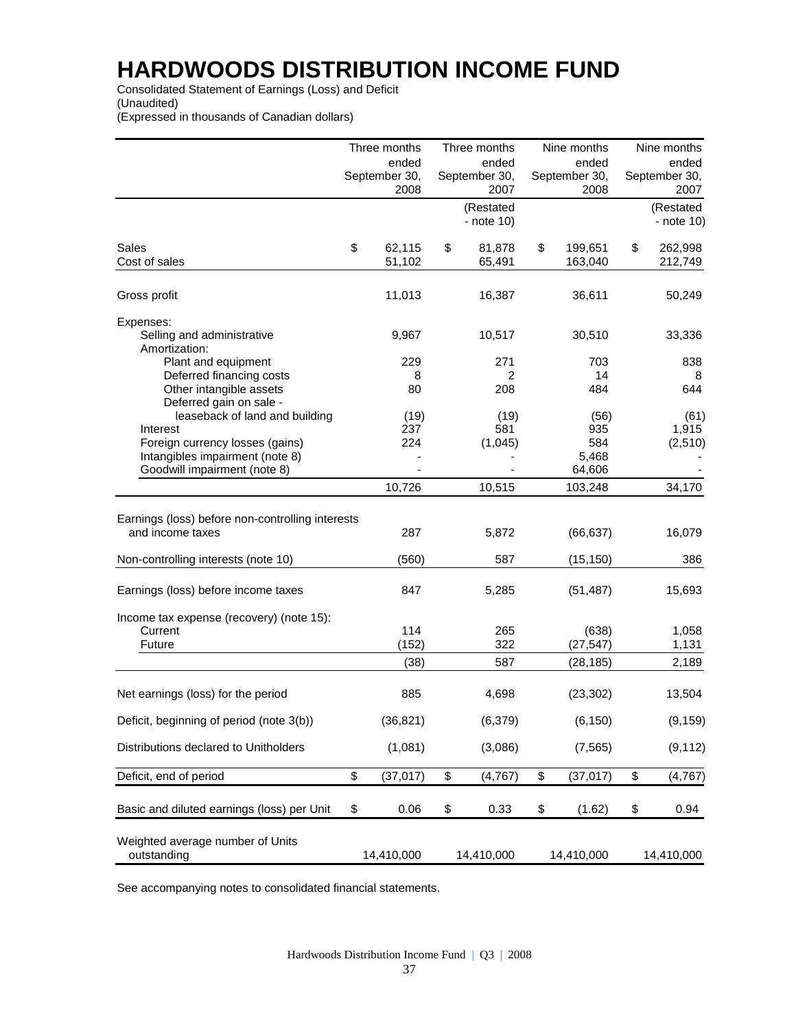# HARDWOODS DISTRIBUTION INCOME FUND

Consolidated Statement of Earnings (Loss) and Deficit
(Unaudited)
(Expressed in thousands of Canadian dollars)

| | Three months ended September 30, 2008 | Three months ended September 30, 2007 | Nine months ended September 30, 2008 | Nine months ended September 30, 2007 |
|---|---|---|---|---|
| | | (Restated - note 10) | | (Restated - note 10) |
| Sales | $ 62,115 | $ 81,878 | $ 199,651 | $ 262,998 |
| Cost of sales | 51,102 | 65,491 | 163,040 | 212,749 |
| Gross profit | 11,013 | 16,387 | 36,611 | 50,249 |
| Expenses: | | | | |
| Selling and administrative | 9,967 | 10,517 | 30,510 | 33,336 |
| Amortization: | | | | |
| Plant and equipment | 229 | 271 | 703 | 838 |
| Deferred financing costs | 8 | 2 | 14 | 8 |
| Other intangible assets | 80 | 208 | 484 | 644 |
| Deferred gain on sale - leaseback of land and building | (19) | (19) | (56) | (61) |
| Interest | 237 | 581 | 935 | 1,915 |
| Foreign currency losses (gains) | 224 | (1,045) | 584 | (2,510) |
| Intangibles impairment (note 8) | - | - | 5,468 | - |
| Goodwill impairment (note 8) | - | - | 64,606 | - |
| | 10,726 | 10,515 | 103,248 | 34,170 |
| Earnings (loss) before non-controlling interests and income taxes | 287 | 5,872 | (66,637) | 16,079 |
| Non-controlling interests (note 10) | (560) | 587 | (15,150) | 386 |
| Earnings (loss) before income taxes | 847 | 5,285 | (51,487) | 15,693 |
| Income tax expense (recovery) (note 15): | | | | |
| Current | 114 | 265 | (638) | 1,058 |
| Future | (152) | 322 | (27,547) | 1,131 |
| | (38) | 587 | (28,185) | 2,189 |
| Net earnings (loss) for the period | 885 | 4,698 | (23,302) | 13,504 |
| Deficit, beginning of period (note 3(b)) | (36,821) | (6,379) | (6,150) | (9,159) |
| Distributions declared to Unitholders | (1,081) | (3,086) | (7,565) | (9,112) |
| Deficit, end of period | $ (37,017) | $ (4,767) | $ (37,017) | $ (4,767) |
| Basic and diluted earnings (loss) per Unit | $ 0.06 | $ 0.33 | $ (1.62) | $ 0.94 |
| Weighted average number of Units outstanding | 14,410,000 | 14,410,000 | 14,410,000 | 14,410,000 |

See accompanying notes to consolidated financial statements.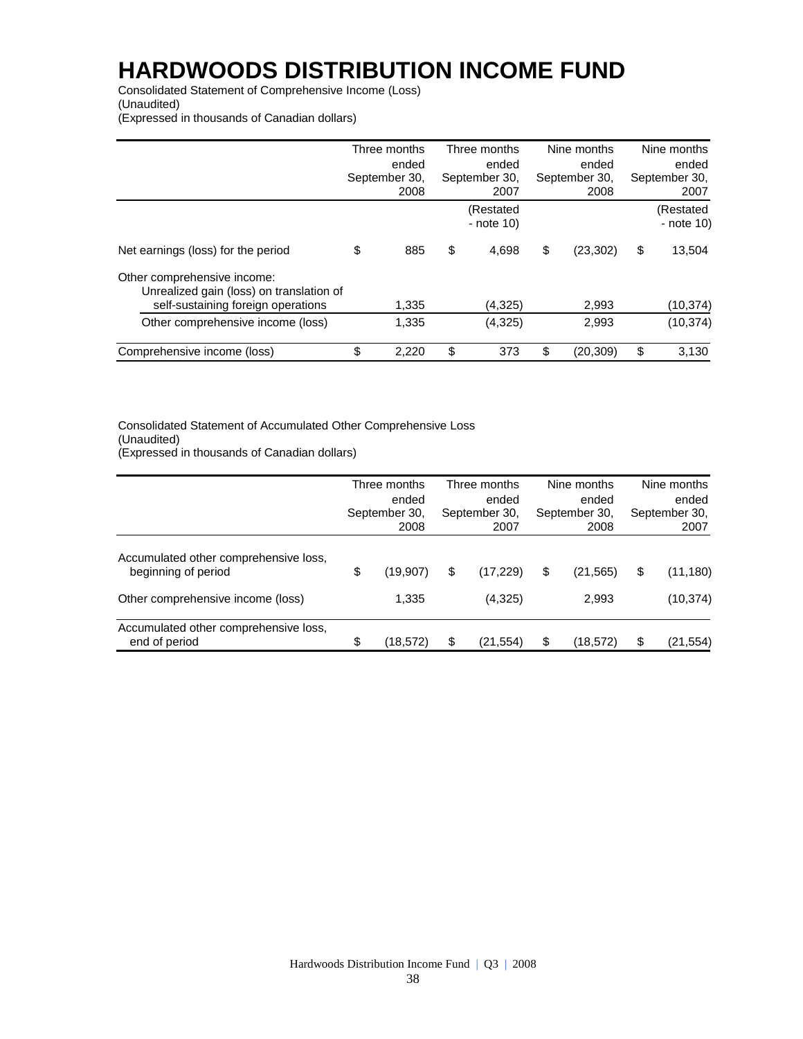# HARDWOODS DISTRIBUTION INCOME FUND

Consolidated Statement of Comprehensive Income (Loss)
(Unaudited)
(Expressed in thousands of Canadian dollars)

| | Three months ended September 30, 2008 | Three months ended September 30, 2007 | Nine months ended September 30, 2008 | Nine months ended September 30, 2007 |
|---|---|---|---|---|
| | | (Restated - note 10) | | (Restated - note 10) |
| Net earnings (loss) for the period | $ 885 | $ 4,698 | $ (23,302) | $ 13,504 |
| Other comprehensive income: | | | | |
| Unrealized gain (loss) on translation of self-sustaining foreign operations | 1,335 | (4,325) | 2,993 | (10,374) |
| Other comprehensive income (loss) | 1,335 | (4,325) | 2,993 | (10,374) |
| Comprehensive income (loss) | $ 2,220 | $ 373 | $ (20,309) | $ 3,130 |

Consolidated Statement of Accumulated Other Comprehensive Loss
(Unaudited)
(Expressed in thousands of Canadian dollars)

| | Three months ended September 30, 2008 | Three months ended September 30, 2007 | Nine months ended September 30, 2008 | Nine months ended September 30, 2007 |
|---|---|---|---|---|
| Accumulated other comprehensive loss, beginning of period | $ (19,907) | $ (17,229) | $ (21,565) | $ (11,180) |
| Other comprehensive income (loss) | 1,335 | (4,325) | 2,993 | (10,374) |
| Accumulated other comprehensive loss, end of period | $ (18,572) | $ (21,554) | $ (18,572) | $ (21,554) |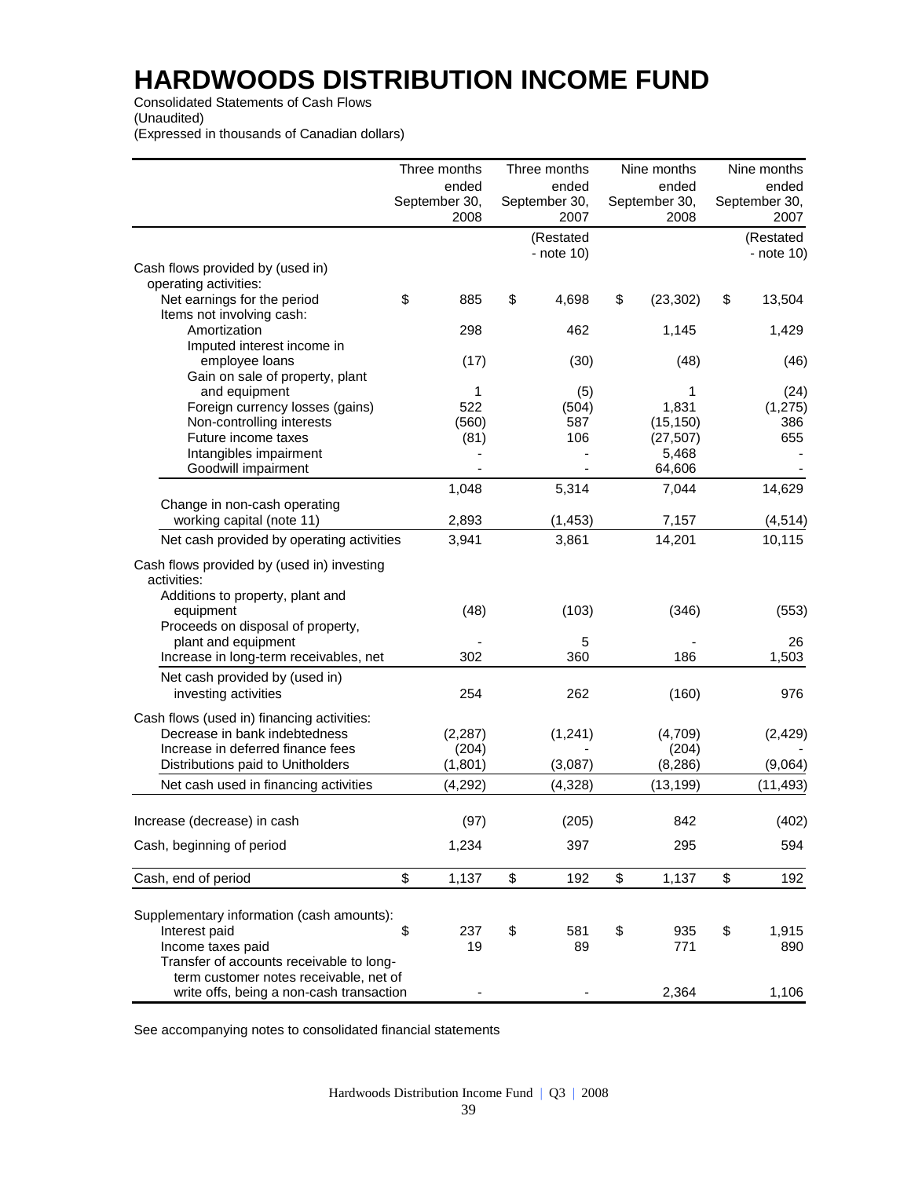# HARDWOODS DISTRIBUTION INCOME FUND

Consolidated Statements of Cash Flows
(Unaudited)
(Expressed in thousands of Canadian dollars)

| | Three months ended September 30, 2008 | Three months ended September 30, 2007 | Nine months ended September 30, 2008 | Nine months ended September 30, 2007 |
|---|---|---|---|---|
| | | (Restated - note 10) | | (Restated - note 10) |
| Cash flows provided by (used in) operating activities: | | | | |
| Net earnings for the period | $ 885 | $ 4,698 | $ (23,302) | $ 13,504 |
| Items not involving cash: | | | | |
| Amortization | 298 | 462 | 1,145 | 1,429 |
| Imputed interest income in employee loans | (17) | (30) | (48) | (46) |
| Gain on sale of property, plant and equipment | 1 | (5) | 1 | (24) |
| Foreign currency losses (gains) | 522 | (504) | 1,831 | (1,275) |
| Non-controlling interests | (560) | 587 | (15,150) | 386 |
| Future income taxes | (81) | 106 | (27,507) | 655 |
| Intangibles impairment | - | - | 5,468 | - |
| Goodwill impairment | - | - | 64,606 | - |
| | 1,048 | 5,314 | 7,044 | 14,629 |
| Change in non-cash operating working capital (note 11) | 2,893 | (1,453) | 7,157 | (4,514) |
| Net cash provided by operating activities | 3,941 | 3,861 | 14,201 | 10,115 |
| Cash flows provided by (used in) investing activities: | | | | |
| Additions to property, plant and equipment | (48) | (103) | (346) | (553) |
| Proceeds on disposal of property, plant and equipment | - | 5 | - | 26 |
| Increase in long-term receivables, net | 302 | 360 | 186 | 1,503 |
| Net cash provided by (used in) investing activities | 254 | 262 | (160) | 976 |
| Cash flows (used in) financing activities: | | | | |
| Decrease in bank indebtedness | (2,287) | (1,241) | (4,709) | (2,429) |
| Increase in deferred finance fees | (204) | - | (204) | - |
| Distributions paid to Unitholders | (1,801) | (3,087) | (8,286) | (9,064) |
| Net cash used in financing activities | (4,292) | (4,328) | (13,199) | (11,493) |
| Increase (decrease) in cash | (97) | (205) | 842 | (402) |
| Cash, beginning of period | 1,234 | 397 | 295 | 594 |
| Cash, end of period | $ 1,137 | $ 192 | $ 1,137 | $ 192 |
| Supplementary information (cash amounts): | | | | |
| Interest paid | $ 237 | $ 581 | $ 935 | $ 1,915 |
| Income taxes paid | 19 | 89 | 771 | 890 |
| Transfer of accounts receivable to long-term customer notes receivable, net of write offs, being a non-cash transaction | - | - | 2,364 | 1,106 |

See accompanying notes to consolidated financial statements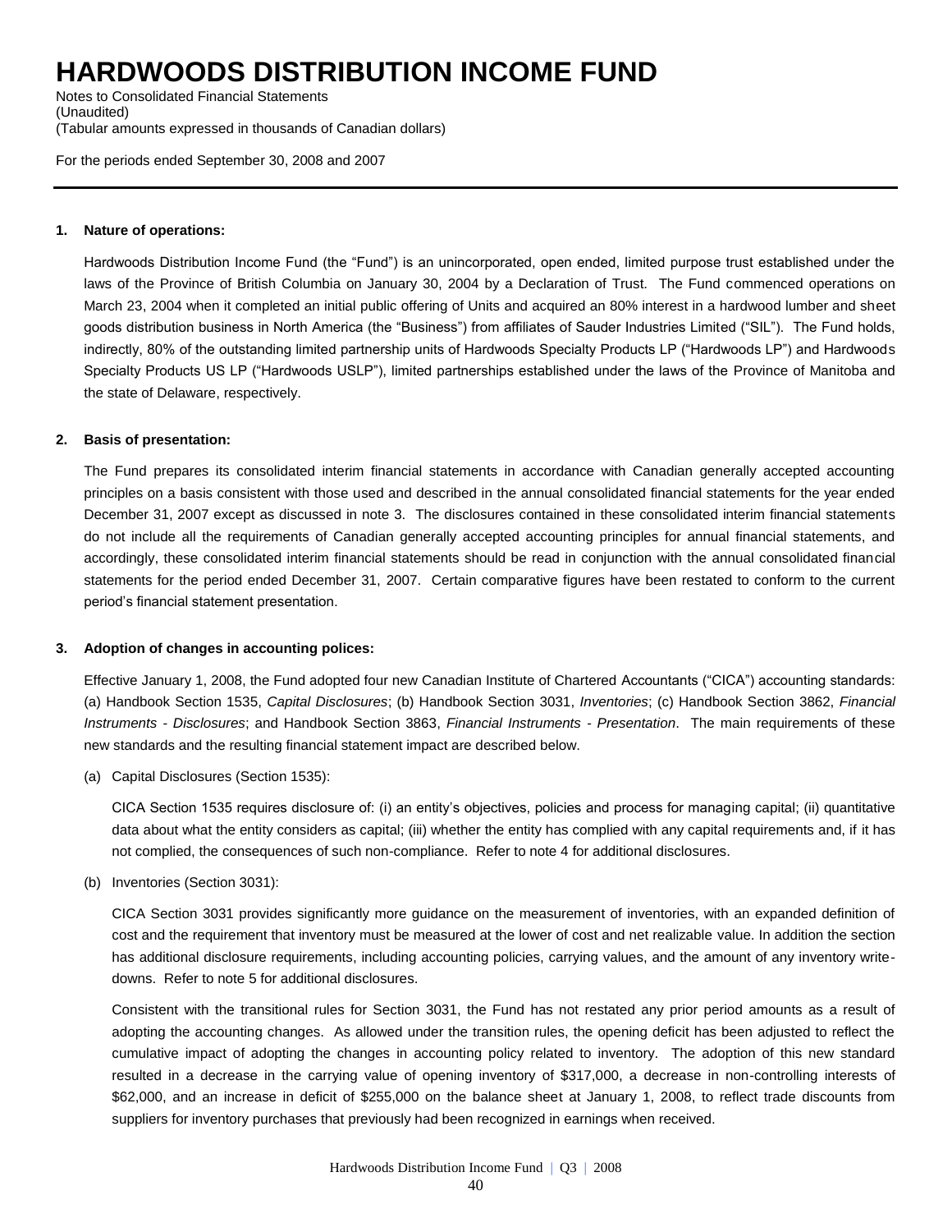# HARDWOODS DISTRIBUTION INCOME FUND

Notes to Consolidated Financial Statements
(Unaudited)
(Tabular amounts expressed in thousands of Canadian dollars)

For the periods ended September 30, 2008 and 2007

---

**1. Nature of operations:**

Hardwoods Distribution Income Fund (the "Fund") is an unincorporated, open ended, limited purpose trust established under the laws of the Province of British Columbia on January 30, 2004 by a Declaration of Trust. The Fund commenced operations on March 23, 2004 when it completed an initial public offering of Units and acquired an 80% interest in a hardwood lumber and sheet goods distribution business in North America (the "Business") from affiliates of Sauder Industries Limited ("SIL"). The Fund holds, indirectly, 80% of the outstanding limited partnership units of Hardwoods Specialty Products LP ("Hardwoods LP") and Hardwoods Specialty Products US LP ("Hardwoods USLP"), limited partnerships established under the laws of the Province of Manitoba and the state of Delaware, respectively.

**2. Basis of presentation:**

The Fund prepares its consolidated interim financial statements in accordance with Canadian generally accepted accounting principles on a basis consistent with those used and described in the annual consolidated financial statements for the year ended December 31, 2007 except as discussed in note 3. The disclosures contained in these consolidated interim financial statements do not include all the requirements of Canadian generally accepted accounting principles for annual financial statements, and accordingly, these consolidated interim financial statements should be read in conjunction with the annual consolidated financial statements for the period ended December 31, 2007. Certain comparative figures have been restated to conform to the current period's financial statement presentation.

**3. Adoption of changes in accounting polices:**

Effective January 1, 2008, the Fund adopted four new Canadian Institute of Chartered Accountants ("CICA") accounting standards: (a) Handbook Section 1535, *Capital Disclosures*; (b) Handbook Section 3031, *Inventories*; (c) Handbook Section 3862, *Financial Instruments - Disclosures*; and Handbook Section 3863, *Financial Instruments - Presentation*. The main requirements of these new standards and the resulting financial statement impact are described below.

(a) Capital Disclosures (Section 1535):

CICA Section 1535 requires disclosure of: (i) an entity's objectives, policies and process for managing capital; (ii) quantitative data about what the entity considers as capital; (iii) whether the entity has complied with any capital requirements and, if it has not complied, the consequences of such non-compliance. Refer to note 4 for additional disclosures.

(b) Inventories (Section 3031):

CICA Section 3031 provides significantly more guidance on the measurement of inventories, with an expanded definition of cost and the requirement that inventory must be measured at the lower of cost and net realizable value. In addition the section has additional disclosure requirements, including accounting policies, carrying values, and the amount of any inventory write-downs. Refer to note 5 for additional disclosures.

Consistent with the transitional rules for Section 3031, the Fund has not restated any prior period amounts as a result of adopting the accounting changes. As allowed under the transition rules, the opening deficit has been adjusted to reflect the cumulative impact of adopting the changes in accounting policy related to inventory. The adoption of this new standard resulted in a decrease in the carrying value of opening inventory of $317,000, a decrease in non-controlling interests of $62,000, and an increase in deficit of $255,000 on the balance sheet at January 1, 2008, to reflect trade discounts from suppliers for inventory purchases that previously had been recognized in earnings when received.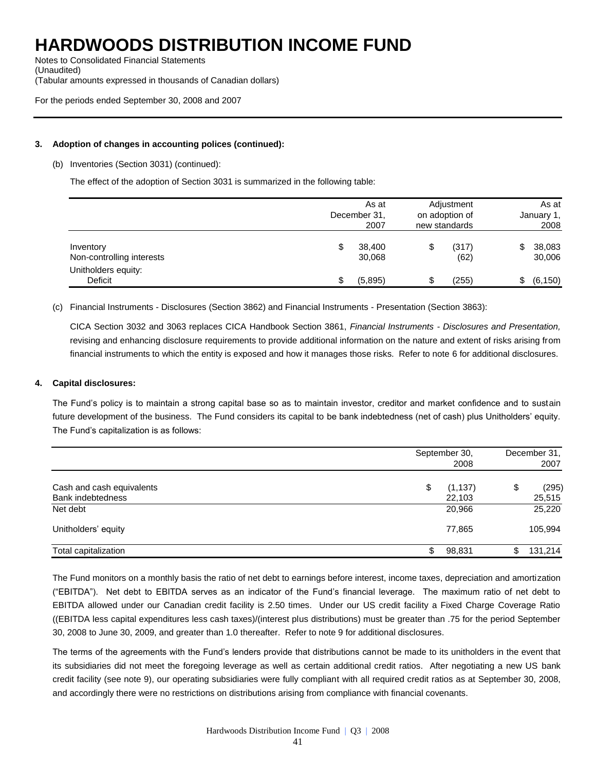# HARDWOODS DISTRIBUTION INCOME FUND

Notes to Consolidated Financial Statements
(Unaudited)
(Tabular amounts expressed in thousands of Canadian dollars)

For the periods ended September 30, 2008 and 2007

**3. Adoption of changes in accounting polices (continued):**

(b) Inventories (Section 3031) (continued):

The effect of the adoption of Section 3031 is summarized in the following table:

| | As at December 31, 2007 | Adjustment on adoption of new standards | As at January 1, 2008 |
|---|---|---|---|
| Inventory | $ 38,400 | $ (317) | $ 38,083 |
| Non-controlling interests | 30,068 | (62) | 30,006 |
| Unitholders equity: | | | |
| Deficit | $ (5,895) | $ (255) | $ (6,150) |

(c) Financial Instruments - Disclosures (Section 3862) and Financial Instruments - Presentation (Section 3863):

CICA Section 3032 and 3063 replaces CICA Handbook Section 3861, *Financial Instruments - Disclosures and Presentation,* revising and enhancing disclosure requirements to provide additional information on the nature and extent of risks arising from financial instruments to which the entity is exposed and how it manages those risks. Refer to note 6 for additional disclosures.

**4. Capital disclosures:**

The Fund's policy is to maintain a strong capital base so as to maintain investor, creditor and market confidence and to sustain future development of the business. The Fund considers its capital to be bank indebtedness (net of cash) plus Unitholders' equity. The Fund's capitalization is as follows:

| | September 30, 2008 | December 31, 2007 |
|---|---|---|
| Cash and cash equivalents | $ (1,137) | $ (295) |
| Bank indebtedness | 22,103 | 25,515 |
| Net debt | 20,966 | 25,220 |
| Unitholders' equity | 77,865 | 105,994 |
| Total capitalization | $ 98,831 | $ 131,214 |

The Fund monitors on a monthly basis the ratio of net debt to earnings before interest, income taxes, depreciation and amortization ("EBITDA"). Net debt to EBITDA serves as an indicator of the Fund's financial leverage. The maximum ratio of net debt to EBITDA allowed under our Canadian credit facility is 2.50 times. Under our US credit facility a Fixed Charge Coverage Ratio ((EBITDA less capital expenditures less cash taxes)/(interest plus distributions) must be greater than .75 for the period September 30, 2008 to June 30, 2009, and greater than 1.0 thereafter. Refer to note 9 for additional disclosures.

The terms of the agreements with the Fund's lenders provide that distributions cannot be made to its unitholders in the event that its subsidiaries did not meet the foregoing leverage as well as certain additional credit ratios. After negotiating a new US bank credit facility (see note 9), our operating subsidiaries were fully compliant with all required credit ratios as at September 30, 2008, and accordingly there were no restrictions on distributions arising from compliance with financial covenants.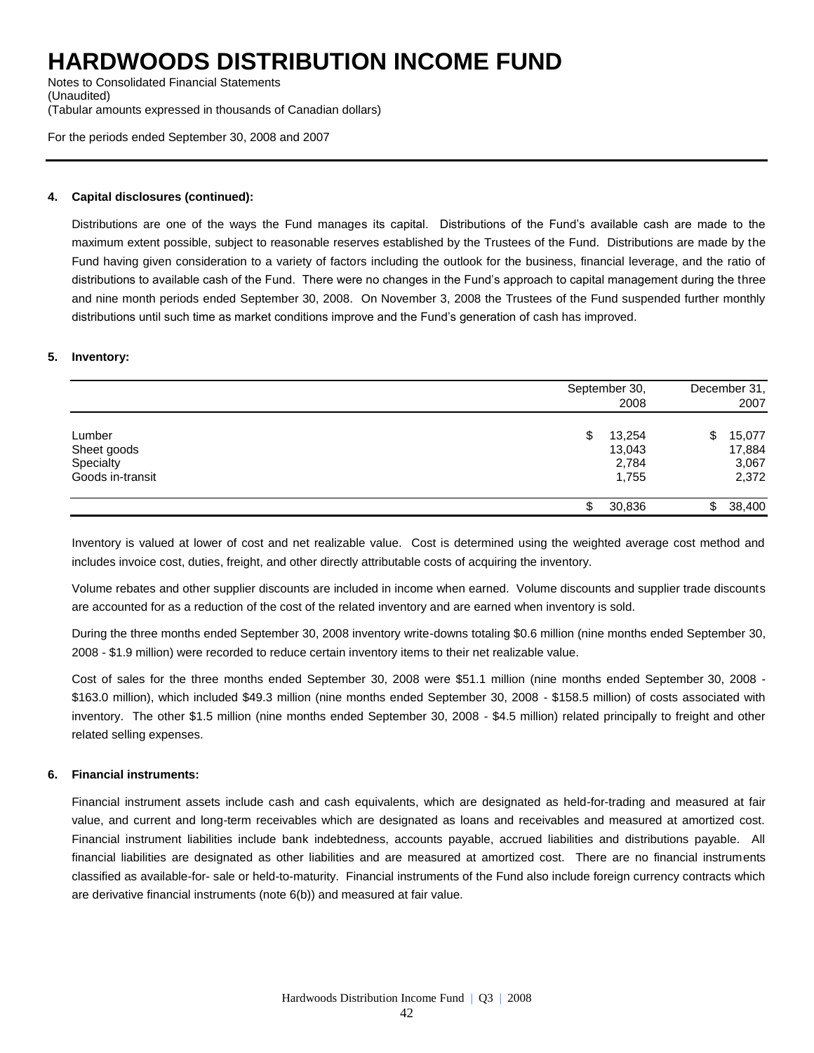# HARDWOODS DISTRIBUTION INCOME FUND

Notes to Consolidated Financial Statements
(Unaudited)
(Tabular amounts expressed in thousands of Canadian dollars)

For the periods ended September 30, 2008 and 2007

**4. Capital disclosures (continued):**

Distributions are one of the ways the Fund manages its capital. Distributions of the Fund's available cash are made to the maximum extent possible, subject to reasonable reserves established by the Trustees of the Fund. Distributions are made by the Fund having given consideration to a variety of factors including the outlook for the business, financial leverage, and the ratio of distributions to available cash of the Fund. There were no changes in the Fund's approach to capital management during the three and nine month periods ended September 30, 2008. On November 3, 2008 the Trustees of the Fund suspended further monthly distributions until such time as market conditions improve and the Fund's generation of cash has improved.

**5. Inventory:**

| | September 30, 2008 | December 31, 2007 |
|---|---|---|
| Lumber | $ 13,254 | $ 15,077 |
| Sheet goods | 13,043 | 17,884 |
| Specialty | 2,784 | 3,067 |
| Goods in-transit | 1,755 | 2,372 |
| | $ 30,836 | $ 38,400 |

Inventory is valued at lower of cost and net realizable value. Cost is determined using the weighted average cost method and includes invoice cost, duties, freight, and other directly attributable costs of acquiring the inventory.

Volume rebates and other supplier discounts are included in income when earned. Volume discounts and supplier trade discounts are accounted for as a reduction of the cost of the related inventory and are earned when inventory is sold.

During the three months ended September 30, 2008 inventory write-downs totaling $0.6 million (nine months ended September 30, 2008 - $1.9 million) were recorded to reduce certain inventory items to their net realizable value.

Cost of sales for the three months ended September 30, 2008 were $51.1 million (nine months ended September 30, 2008 - $163.0 million), which included $49.3 million (nine months ended September 30, 2008 - $158.5 million) of costs associated with inventory. The other $1.5 million (nine months ended September 30, 2008 - $4.5 million) related principally to freight and other related selling expenses.

**6. Financial instruments:**

Financial instrument assets include cash and cash equivalents, which are designated as held-for-trading and measured at fair value, and current and long-term receivables which are designated as loans and receivables and measured at amortized cost. Financial instrument liabilities include bank indebtedness, accounts payable, accrued liabilities and distributions payable. All financial liabilities are designated as other liabilities and are measured at amortized cost. There are no financial instruments classified as available-for- sale or held-to-maturity. Financial instruments of the Fund also include foreign currency contracts which are derivative financial instruments (note 6(b)) and measured at fair value.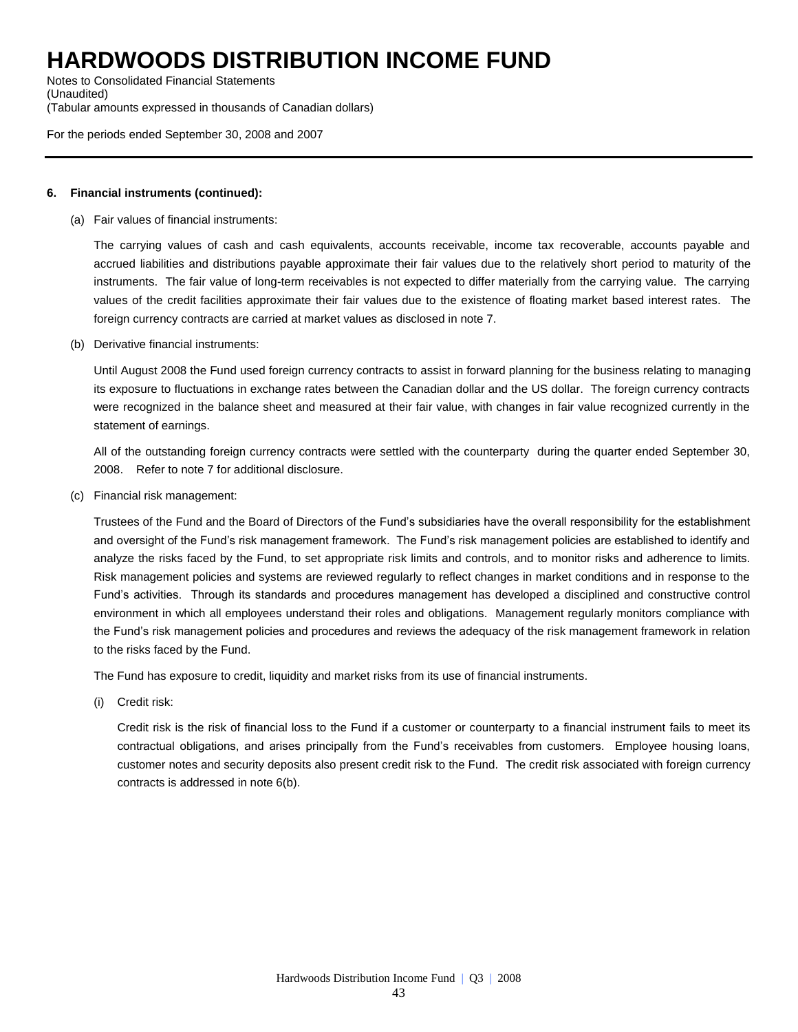# HARDWOODS DISTRIBUTION INCOME FUND

Notes to Consolidated Financial Statements
(Unaudited)
(Tabular amounts expressed in thousands of Canadian dollars)

For the periods ended September 30, 2008 and 2007

**6. Financial instruments (continued):**

(a) Fair values of financial instruments:

The carrying values of cash and cash equivalents, accounts receivable, income tax recoverable, accounts payable and accrued liabilities and distributions payable approximate their fair values due to the relatively short period to maturity of the instruments. The fair value of long-term receivables is not expected to differ materially from the carrying value. The carrying values of the credit facilities approximate their fair values due to the existence of floating market based interest rates. The foreign currency contracts are carried at market values as disclosed in note 7.

(b) Derivative financial instruments:

Until August 2008 the Fund used foreign currency contracts to assist in forward planning for the business relating to managing its exposure to fluctuations in exchange rates between the Canadian dollar and the US dollar. The foreign currency contracts were recognized in the balance sheet and measured at their fair value, with changes in fair value recognized currently in the statement of earnings.

All of the outstanding foreign currency contracts were settled with the counterparty during the quarter ended September 30, 2008. Refer to note 7 for additional disclosure.

(c) Financial risk management:

Trustees of the Fund and the Board of Directors of the Fund's subsidiaries have the overall responsibility for the establishment and oversight of the Fund's risk management framework. The Fund's risk management policies are established to identify and analyze the risks faced by the Fund, to set appropriate risk limits and controls, and to monitor risks and adherence to limits. Risk management policies and systems are reviewed regularly to reflect changes in market conditions and in response to the Fund's activities. Through its standards and procedures management has developed a disciplined and constructive control environment in which all employees understand their roles and obligations. Management regularly monitors compliance with the Fund's risk management policies and procedures and reviews the adequacy of the risk management framework in relation to the risks faced by the Fund.

The Fund has exposure to credit, liquidity and market risks from its use of financial instruments.

(i) Credit risk:

Credit risk is the risk of financial loss to the Fund if a customer or counterparty to a financial instrument fails to meet its contractual obligations, and arises principally from the Fund's receivables from customers. Employee housing loans, customer notes and security deposits also present credit risk to the Fund. The credit risk associated with foreign currency contracts is addressed in note 6(b).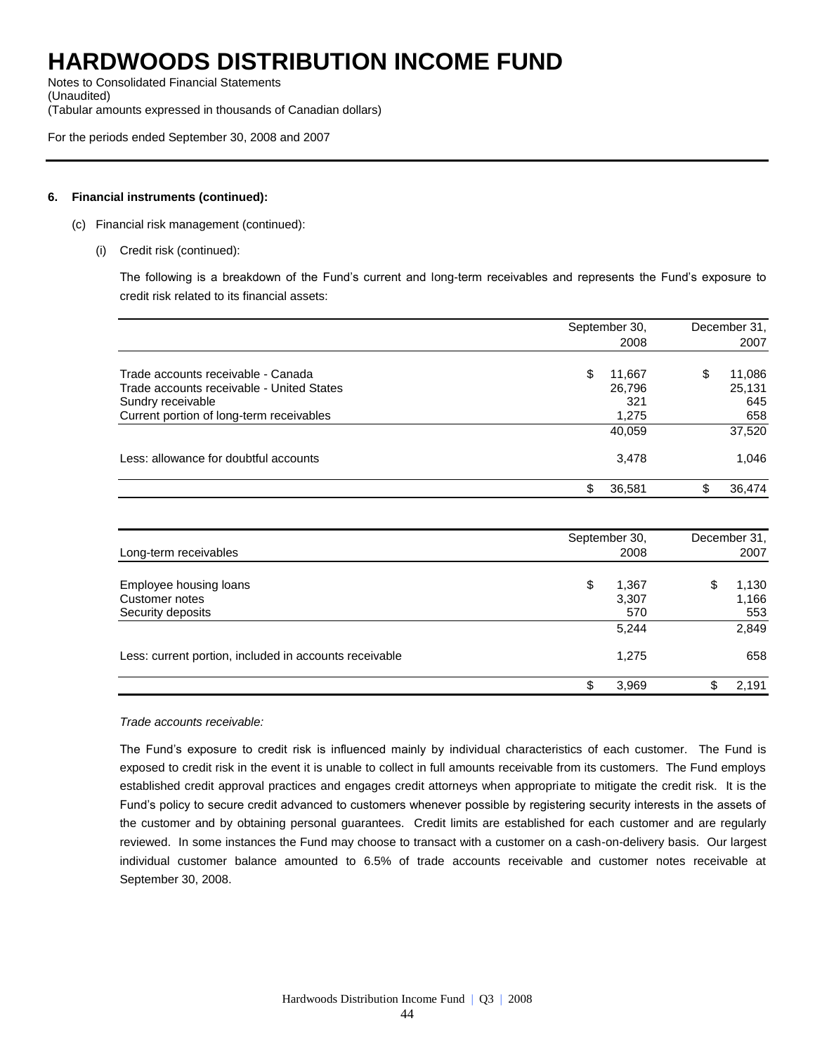# HARDWOODS DISTRIBUTION INCOME FUND

Notes to Consolidated Financial Statements
(Unaudited)
(Tabular amounts expressed in thousands of Canadian dollars)

For the periods ended September 30, 2008 and 2007

**6. Financial instruments (continued):**

(c) Financial risk management (continued):

(i) Credit risk (continued):

The following is a breakdown of the Fund's current and long-term receivables and represents the Fund's exposure to credit risk related to its financial assets:

| | September 30, 2008 | December 31, 2007 |
|---|---|---|
| Trade accounts receivable - Canada | $ 11,667 | $ 11,086 |
| Trade accounts receivable - United States | 26,796 | 25,131 |
| Sundry receivable | 321 | 645 |
| Current portion of long-term receivables | 1,275 | 658 |
| | 40,059 | 37,520 |
| Less: allowance for doubtful accounts | 3,478 | 1,046 |
| | $ 36,581 | $ 36,474 |

| Long-term receivables | September 30, 2008 | December 31, 2007 |
|---|---|---|
| Employee housing loans | $ 1,367 | $ 1,130 |
| Customer notes | 3,307 | 1,166 |
| Security deposits | 570 | 553 |
| | 5,244 | 2,849 |
| Less: current portion, included in accounts receivable | 1,275 | 658 |
| | $ 3,969 | $ 2,191 |

*Trade accounts receivable:*

The Fund's exposure to credit risk is influenced mainly by individual characteristics of each customer. The Fund is exposed to credit risk in the event it is unable to collect in full amounts receivable from its customers. The Fund employs established credit approval practices and engages credit attorneys when appropriate to mitigate the credit risk. It is the Fund's policy to secure credit advanced to customers whenever possible by registering security interests in the assets of the customer and by obtaining personal guarantees. Credit limits are established for each customer and are regularly reviewed. In some instances the Fund may choose to transact with a customer on a cash-on-delivery basis. Our largest individual customer balance amounted to 6.5% of trade accounts receivable and customer notes receivable at September 30, 2008.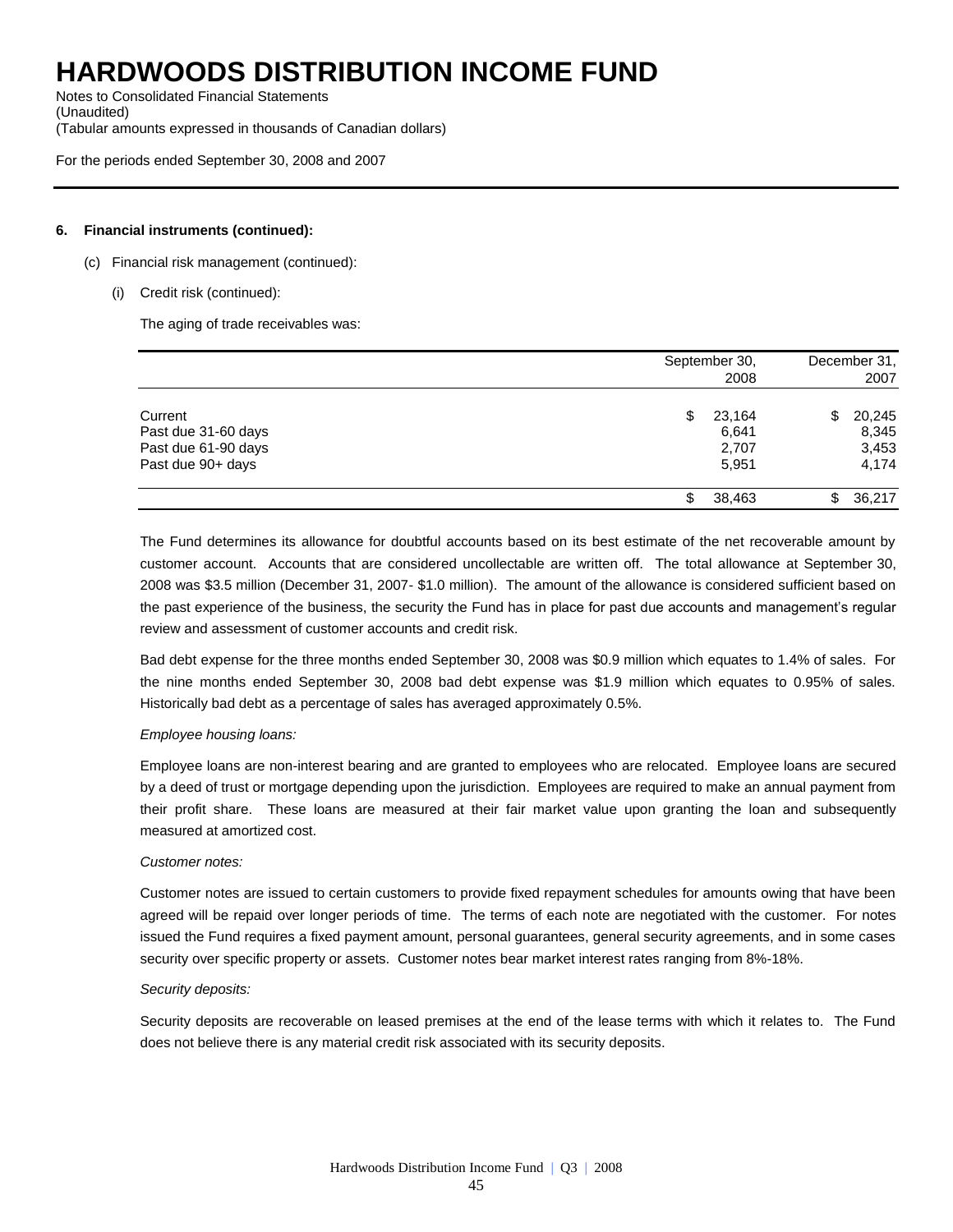# HARDWOODS DISTRIBUTION INCOME FUND

Notes to Consolidated Financial Statements
(Unaudited)
(Tabular amounts expressed in thousands of Canadian dollars)

For the periods ended September 30, 2008 and 2007

**6. Financial instruments (continued):**

(c) Financial risk management (continued):

(i) Credit risk (continued):

The aging of trade receivables was:

| | September 30, 2008 | December 31, 2007 |
|---|---|---|
| Current | $ 23,164 | $ 20,245 |
| Past due 31-60 days | 6,641 | 8,345 |
| Past due 61-90 days | 2,707 | 3,453 |
| Past due 90+ days | 5,951 | 4,174 |
| | $ 38,463 | $ 36,217 |

The Fund determines its allowance for doubtful accounts based on its best estimate of the net recoverable amount by customer account. Accounts that are considered uncollectable are written off. The total allowance at September 30, 2008 was $3.5 million (December 31, 2007- $1.0 million). The amount of the allowance is considered sufficient based on the past experience of the business, the security the Fund has in place for past due accounts and management's regular review and assessment of customer accounts and credit risk.

Bad debt expense for the three months ended September 30, 2008 was $0.9 million which equates to 1.4% of sales. For the nine months ended September 30, 2008 bad debt expense was $1.9 million which equates to 0.95% of sales. Historically bad debt as a percentage of sales has averaged approximately 0.5%.

*Employee housing loans:*

Employee loans are non-interest bearing and are granted to employees who are relocated. Employee loans are secured by a deed of trust or mortgage depending upon the jurisdiction. Employees are required to make an annual payment from their profit share. These loans are measured at their fair market value upon granting the loan and subsequently measured at amortized cost.

*Customer notes:*

Customer notes are issued to certain customers to provide fixed repayment schedules for amounts owing that have been agreed will be repaid over longer periods of time. The terms of each note are negotiated with the customer. For notes issued the Fund requires a fixed payment amount, personal guarantees, general security agreements, and in some cases security over specific property or assets. Customer notes bear market interest rates ranging from 8%-18%.

*Security deposits:*

Security deposits are recoverable on leased premises at the end of the lease terms with which it relates to. The Fund does not believe there is any material credit risk associated with its security deposits.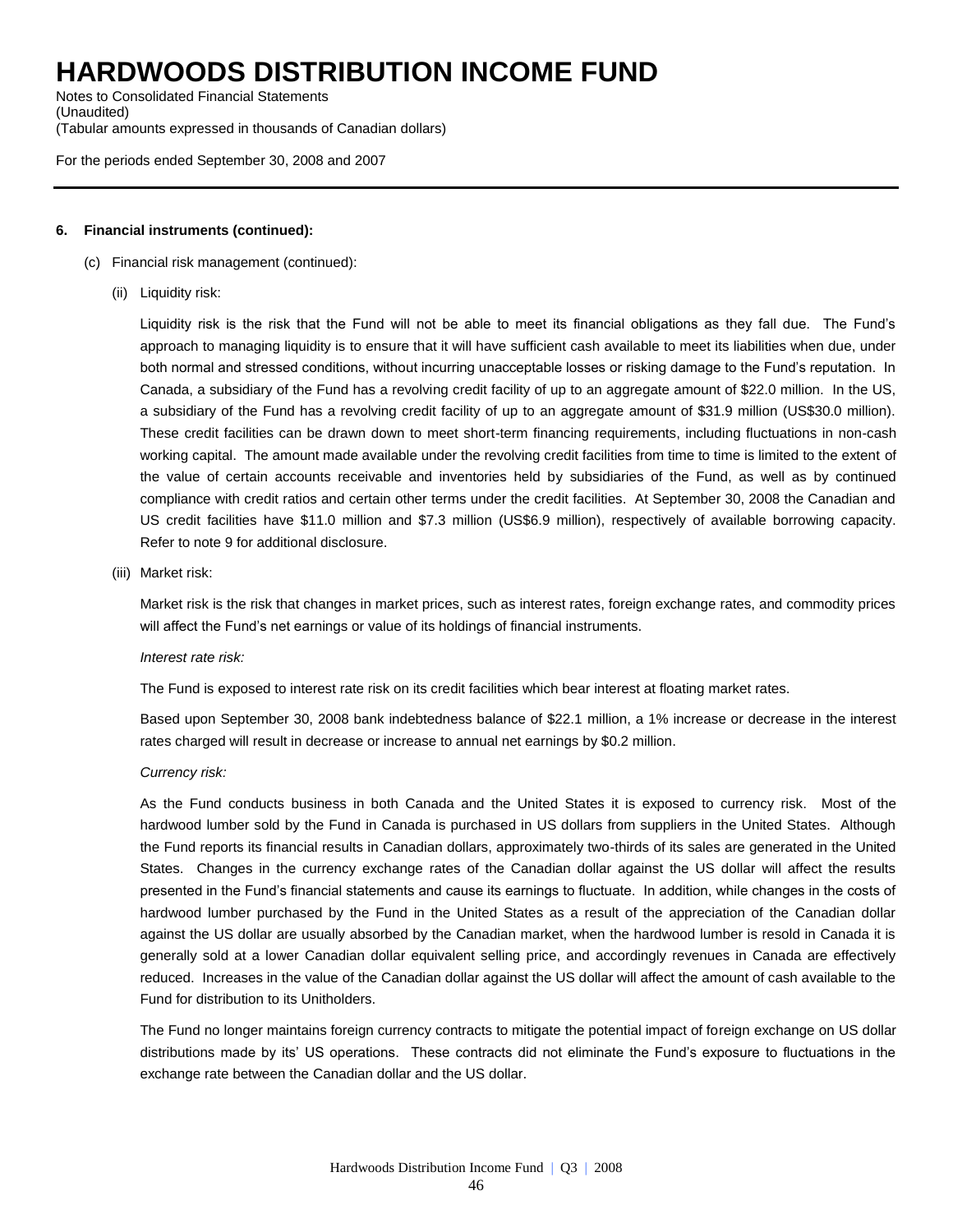# HARDWOODS DISTRIBUTION INCOME FUND

Notes to Consolidated Financial Statements
(Unaudited)
(Tabular amounts expressed in thousands of Canadian dollars)

For the periods ended September 30, 2008 and 2007

**6. Financial instruments (continued):**

(c) Financial risk management (continued):

(ii) Liquidity risk:

Liquidity risk is the risk that the Fund will not be able to meet its financial obligations as they fall due. The Fund's approach to managing liquidity is to ensure that it will have sufficient cash available to meet its liabilities when due, under both normal and stressed conditions, without incurring unacceptable losses or risking damage to the Fund's reputation. In Canada, a subsidiary of the Fund has a revolving credit facility of up to an aggregate amount of $22.0 million. In the US, a subsidiary of the Fund has a revolving credit facility of up to an aggregate amount of $31.9 million (US$30.0 million). These credit facilities can be drawn down to meet short-term financing requirements, including fluctuations in non-cash working capital. The amount made available under the revolving credit facilities from time to time is limited to the extent of the value of certain accounts receivable and inventories held by subsidiaries of the Fund, as well as by continued compliance with credit ratios and certain other terms under the credit facilities. At September 30, 2008 the Canadian and US credit facilities have $11.0 million and $7.3 million (US$6.9 million), respectively of available borrowing capacity. Refer to note 9 for additional disclosure.

(iii) Market risk:

Market risk is the risk that changes in market prices, such as interest rates, foreign exchange rates, and commodity prices will affect the Fund's net earnings or value of its holdings of financial instruments.

*Interest rate risk:*

The Fund is exposed to interest rate risk on its credit facilities which bear interest at floating market rates.

Based upon September 30, 2008 bank indebtedness balance of $22.1 million, a 1% increase or decrease in the interest rates charged will result in decrease or increase to annual net earnings by $0.2 million.

*Currency risk:*

As the Fund conducts business in both Canada and the United States it is exposed to currency risk. Most of the hardwood lumber sold by the Fund in Canada is purchased in US dollars from suppliers in the United States. Although the Fund reports its financial results in Canadian dollars, approximately two-thirds of its sales are generated in the United States. Changes in the currency exchange rates of the Canadian dollar against the US dollar will affect the results presented in the Fund's financial statements and cause its earnings to fluctuate. In addition, while changes in the costs of hardwood lumber purchased by the Fund in the United States as a result of the appreciation of the Canadian dollar against the US dollar are usually absorbed by the Canadian market, when the hardwood lumber is resold in Canada it is generally sold at a lower Canadian dollar equivalent selling price, and accordingly revenues in Canada are effectively reduced. Increases in the value of the Canadian dollar against the US dollar will affect the amount of cash available to the Fund for distribution to its Unitholders.

The Fund no longer maintains foreign currency contracts to mitigate the potential impact of foreign exchange on US dollar distributions made by its' US operations. These contracts did not eliminate the Fund's exposure to fluctuations in the exchange rate between the Canadian dollar and the US dollar.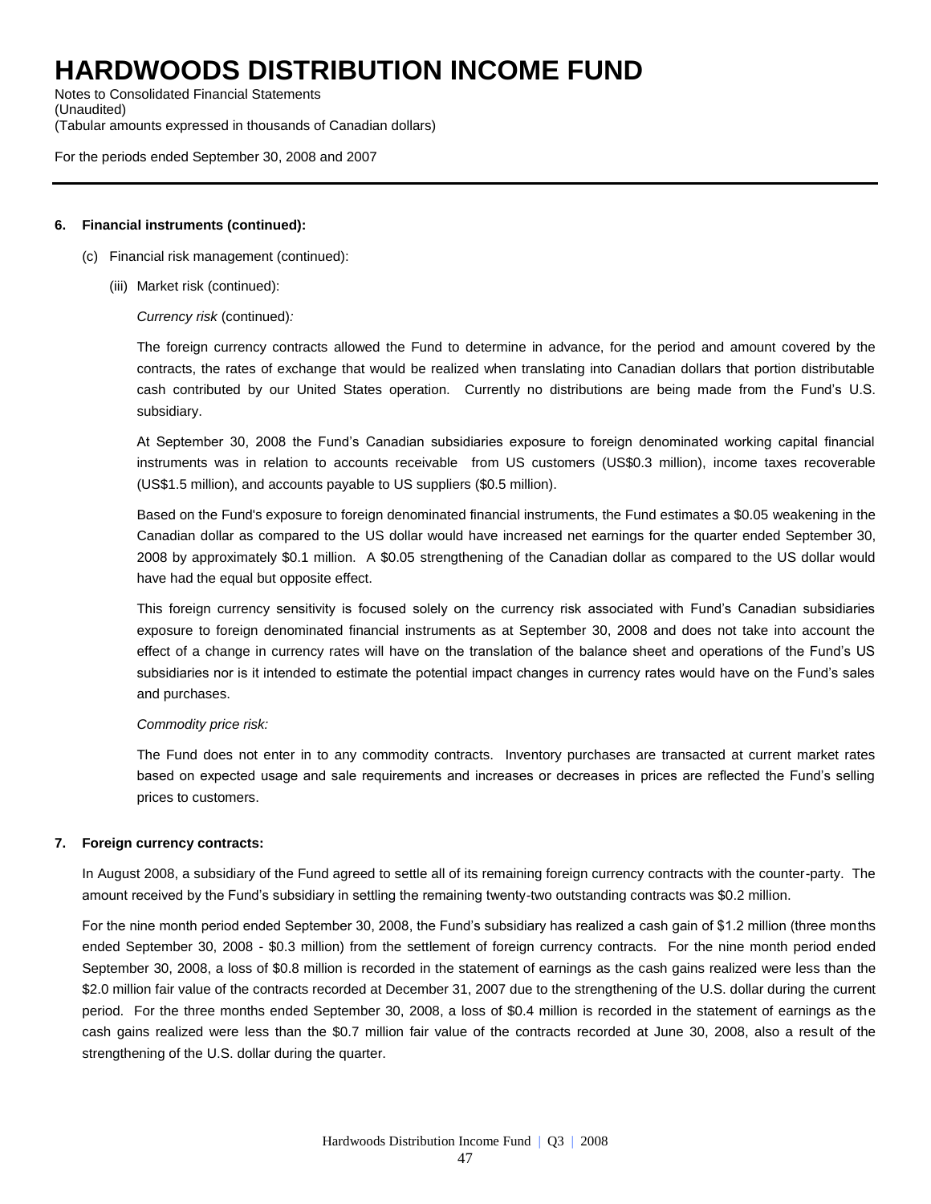# HARDWOODS DISTRIBUTION INCOME FUND

Notes to Consolidated Financial Statements
(Unaudited)
(Tabular amounts expressed in thousands of Canadian dollars)

For the periods ended September 30, 2008 and 2007

---

**6. Financial instruments (continued):**

(c) Financial risk management (continued):

(iii) Market risk (continued):

*Currency risk* (continued):

The foreign currency contracts allowed the Fund to determine in advance, for the period and amount covered by the contracts, the rates of exchange that would be realized when translating into Canadian dollars that portion distributable cash contributed by our United States operation. Currently no distributions are being made from the Fund's U.S. subsidiary.

At September 30, 2008 the Fund's Canadian subsidiaries exposure to foreign denominated working capital financial instruments was in relation to accounts receivable from US customers (US$0.3 million), income taxes recoverable (US$1.5 million), and accounts payable to US suppliers ($0.5 million).

Based on the Fund's exposure to foreign denominated financial instruments, the Fund estimates a $0.05 weakening in the Canadian dollar as compared to the US dollar would have increased net earnings for the quarter ended September 30, 2008 by approximately $0.1 million. A $0.05 strengthening of the Canadian dollar as compared to the US dollar would have had the equal but opposite effect.

This foreign currency sensitivity is focused solely on the currency risk associated with Fund's Canadian subsidiaries exposure to foreign denominated financial instruments as at September 30, 2008 and does not take into account the effect of a change in currency rates will have on the translation of the balance sheet and operations of the Fund's US subsidiaries nor is it intended to estimate the potential impact changes in currency rates would have on the Fund's sales and purchases.

*Commodity price risk:*

The Fund does not enter in to any commodity contracts. Inventory purchases are transacted at current market rates based on expected usage and sale requirements and increases or decreases in prices are reflected the Fund's selling prices to customers.

**7. Foreign currency contracts:**

In August 2008, a subsidiary of the Fund agreed to settle all of its remaining foreign currency contracts with the counter-party. The amount received by the Fund's subsidiary in settling the remaining twenty-two outstanding contracts was $0.2 million.

For the nine month period ended September 30, 2008, the Fund's subsidiary has realized a cash gain of $1.2 million (three months ended September 30, 2008 - $0.3 million) from the settlement of foreign currency contracts. For the nine month period ended September 30, 2008, a loss of $0.8 million is recorded in the statement of earnings as the cash gains realized were less than the $2.0 million fair value of the contracts recorded at December 31, 2007 due to the strengthening of the U.S. dollar during the current period. For the three months ended September 30, 2008, a loss of $0.4 million is recorded in the statement of earnings as the cash gains realized were less than the $0.7 million fair value of the contracts recorded at June 30, 2008, also a result of the strengthening of the U.S. dollar during the quarter.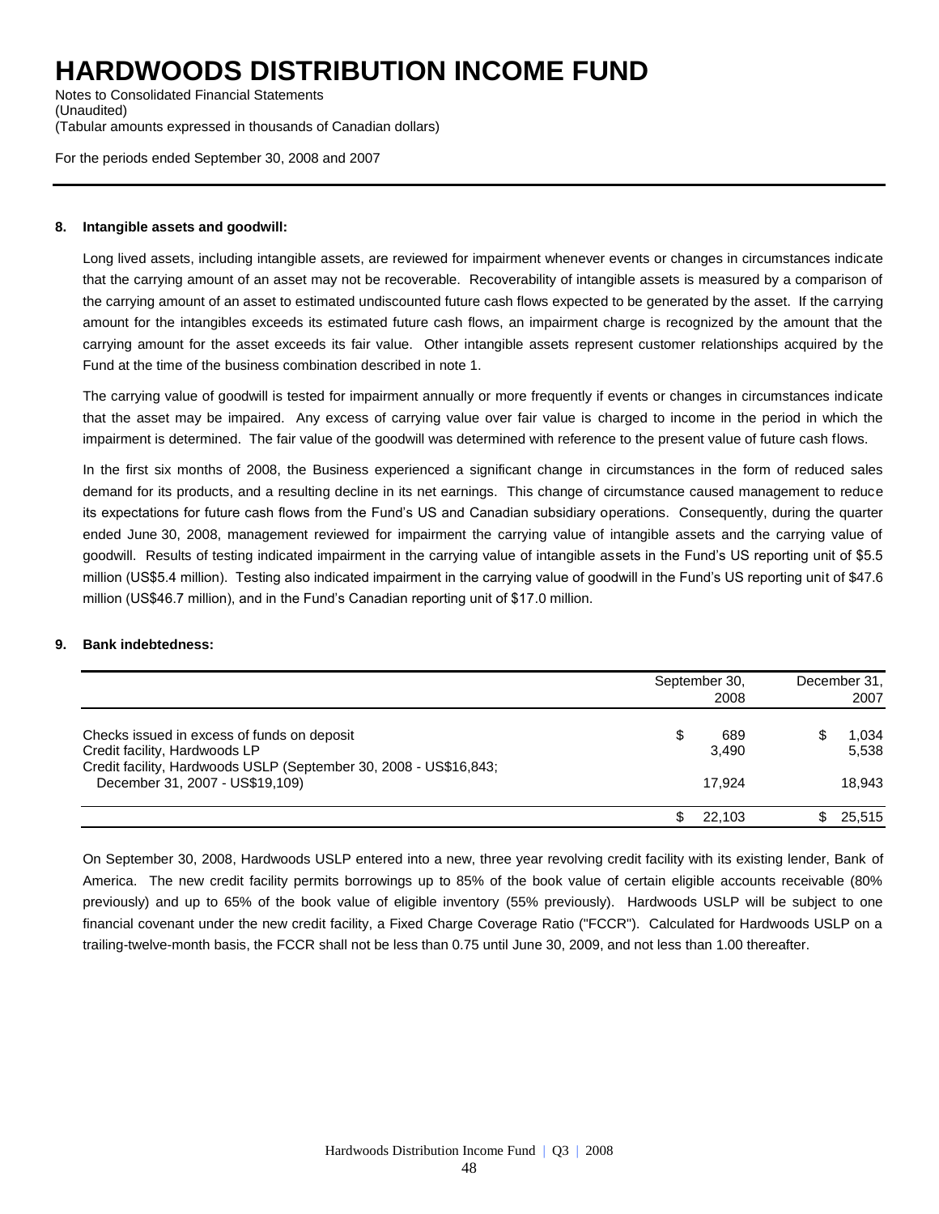# HARDWOODS DISTRIBUTION INCOME FUND

Notes to Consolidated Financial Statements
(Unaudited)
(Tabular amounts expressed in thousands of Canadian dollars)

For the periods ended September 30, 2008 and 2007

---

**8. Intangible assets and goodwill:**

Long lived assets, including intangible assets, are reviewed for impairment whenever events or changes in circumstances indicate that the carrying amount of an asset may not be recoverable. Recoverability of intangible assets is measured by a comparison of the carrying amount of an asset to estimated undiscounted future cash flows expected to be generated by the asset. If the carrying amount for the intangibles exceeds its estimated future cash flows, an impairment charge is recognized by the amount that the carrying amount for the asset exceeds its fair value. Other intangible assets represent customer relationships acquired by the Fund at the time of the business combination described in note 1.

The carrying value of goodwill is tested for impairment annually or more frequently if events or changes in circumstances indicate that the asset may be impaired. Any excess of carrying value over fair value is charged to income in the period in which the impairment is determined. The fair value of the goodwill was determined with reference to the present value of future cash flows.

In the first six months of 2008, the Business experienced a significant change in circumstances in the form of reduced sales demand for its products, and a resulting decline in its net earnings. This change of circumstance caused management to reduce its expectations for future cash flows from the Fund's US and Canadian subsidiary operations. Consequently, during the quarter ended June 30, 2008, management reviewed for impairment the carrying value of intangible assets and the carrying value of goodwill. Results of testing indicated impairment in the carrying value of intangible assets in the Fund's US reporting unit of $5.5 million (US$5.4 million). Testing also indicated impairment in the carrying value of goodwill in the Fund's US reporting unit of $47.6 million (US$46.7 million), and in the Fund's Canadian reporting unit of $17.0 million.

**9. Bank indebtedness:**

| | September 30, 2008 | December 31, 2007 |
|---|---|---|
| Checks issued in excess of funds on deposit | $ 689 | $ 1,034 |
| Credit facility, Hardwoods LP | 3,490 | 5,538 |
| Credit facility, Hardwoods USLP (September 30, 2008 - US$16,843; December 31, 2007 - US$19,109) | 17,924 | 18,943 |
| | $ 22,103 | $ 25,515 |

On September 30, 2008, Hardwoods USLP entered into a new, three year revolving credit facility with its existing lender, Bank of America. The new credit facility permits borrowings up to 85% of the book value of certain eligible accounts receivable (80% previously) and up to 65% of the book value of eligible inventory (55% previously). Hardwoods USLP will be subject to one financial covenant under the new credit facility, a Fixed Charge Coverage Ratio ("FCCR"). Calculated for Hardwoods USLP on a trailing-twelve-month basis, the FCCR shall not be less than 0.75 until June 30, 2009, and not less than 1.00 thereafter.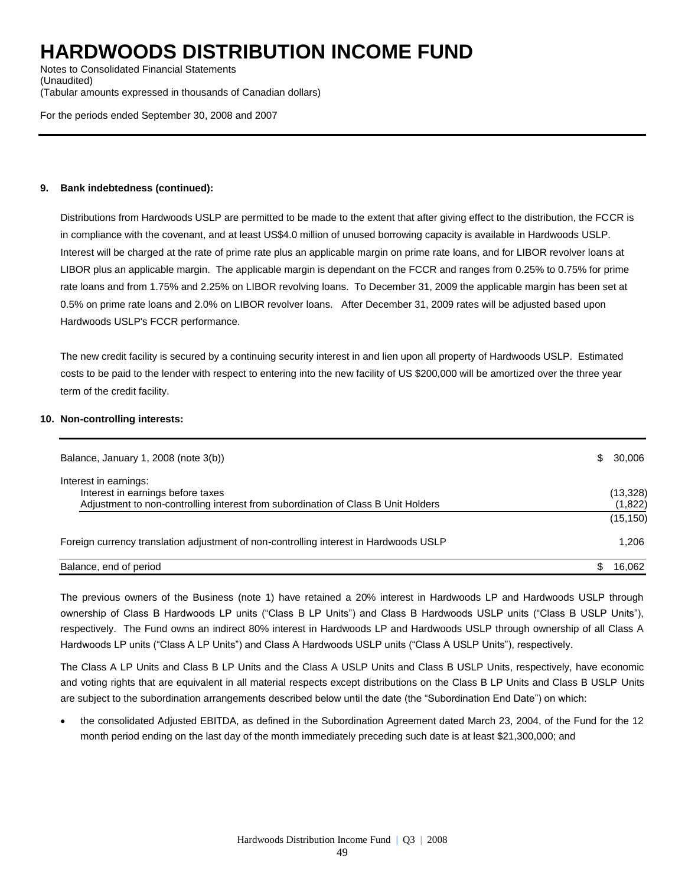# HARDWOODS DISTRIBUTION INCOME FUND

Notes to Consolidated Financial Statements
(Unaudited)
(Tabular amounts expressed in thousands of Canadian dollars)

For the periods ended September 30, 2008 and 2007

**9. Bank indebtedness (continued):**

Distributions from Hardwoods USLP are permitted to be made to the extent that after giving effect to the distribution, the FCCR is in compliance with the covenant, and at least US$4.0 million of unused borrowing capacity is available in Hardwoods USLP. Interest will be charged at the rate of prime rate plus an applicable margin on prime rate loans, and for LIBOR revolver loans at LIBOR plus an applicable margin. The applicable margin is dependant on the FCCR and ranges from 0.25% to 0.75% for prime rate loans and from 1.75% and 2.25% on LIBOR revolving loans. To December 31, 2009 the applicable margin has been set at 0.5% on prime rate loans and 2.0% on LIBOR revolver loans. After December 31, 2009 rates will be adjusted based upon Hardwoods USLP's FCCR performance.

The new credit facility is secured by a continuing security interest in and lien upon all property of Hardwoods USLP. Estimated costs to be paid to the lender with respect to entering into the new facility of US $200,000 will be amortized over the three year term of the credit facility.

**10. Non-controlling interests:**

| | |
|---|---|
| Balance, January 1, 2008 (note 3(b)) | $ 30,006 |
| Interest in earnings: | |
| Interest in earnings before taxes | (13,328) |
| Adjustment to non-controlling interest from subordination of Class B Unit Holders | (1,822) |
| | (15,150) |
| Foreign currency translation adjustment of non-controlling interest in Hardwoods USLP | 1,206 |
| Balance, end of period | $ 16,062 |

The previous owners of the Business (note 1) have retained a 20% interest in Hardwoods LP and Hardwoods USLP through ownership of Class B Hardwoods LP units ("Class B LP Units") and Class B Hardwoods USLP units ("Class B USLP Units"), respectively. The Fund owns an indirect 80% interest in Hardwoods LP and Hardwoods USLP through ownership of all Class A Hardwoods LP units ("Class A LP Units") and Class A Hardwoods USLP units ("Class A USLP Units"), respectively.

The Class A LP Units and Class B LP Units and the Class A USLP Units and Class B USLP Units, respectively, have economic and voting rights that are equivalent in all material respects except distributions on the Class B LP Units and Class B USLP Units are subject to the subordination arrangements described below until the date (the "Subordination End Date") on which:

- the consolidated Adjusted EBITDA, as defined in the Subordination Agreement dated March 23, 2004, of the Fund for the 12 month period ending on the last day of the month immediately preceding such date is at least $21,300,000; and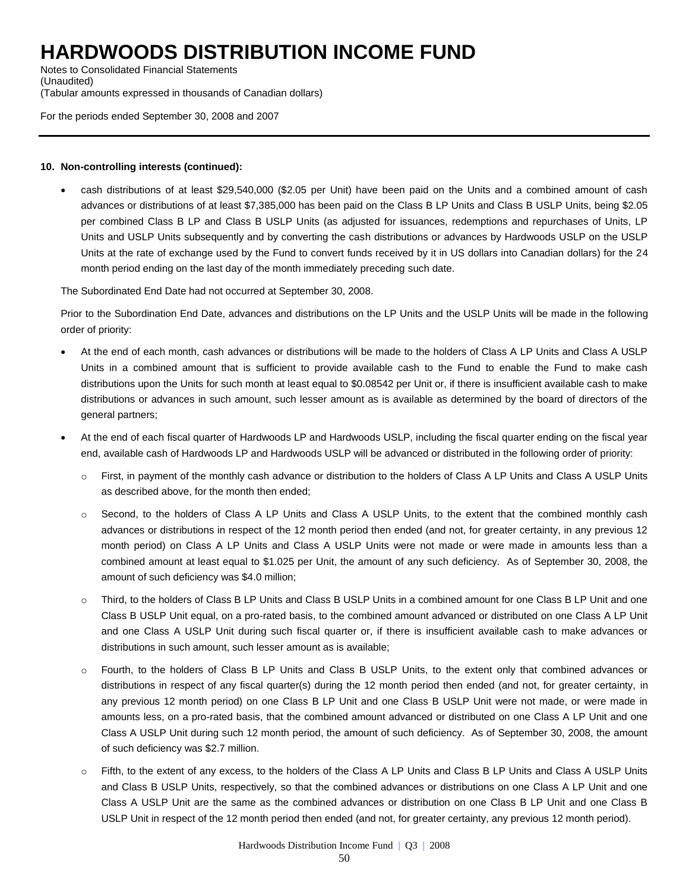**10. Non-controlling interests (continued):**

- cash distributions of at least $29,540,000 ($2.05 per Unit) have been paid on the Units and a combined amount of cash advances or distributions of at least $7,385,000 has been paid on the Class B LP Units and Class B USLP Units, being $2.05 per combined Class B LP and Class B USLP Units (as adjusted for issuances, redemptions and repurchases of Units, LP Units and USLP Units subsequently and by converting the cash distributions or advances by Hardwoods USLP on the USLP Units at the rate of exchange used by the Fund to convert funds received by it in US dollars into Canadian dollars) for the 24 month period ending on the last day of the month immediately preceding such date.

The Subordinated End Date had not occurred at September 30, 2008.

Prior to the Subordination End Date, advances and distributions on the LP Units and the USLP Units will be made in the following order of priority:

- At the end of each month, cash advances or distributions will be made to the holders of Class A LP Units and Class A USLP Units in a combined amount that is sufficient to provide available cash to the Fund to enable the Fund to make cash distributions upon the Units for such month at least equal to $0.08542 per Unit or, if there is insufficient available cash to make distributions or advances in such amount, such lesser amount as is available as determined by the board of directors of the general partners;
- At the end of each fiscal quarter of Hardwoods LP and Hardwoods USLP, including the fiscal quarter ending on the fiscal year end, available cash of Hardwoods LP and Hardwoods USLP will be advanced or distributed in the following order of priority:
  - First, in payment of the monthly cash advance or distribution to the holders of Class A LP Units and Class A USLP Units as described above, for the month then ended;
  - Second, to the holders of Class A LP Units and Class A USLP Units, to the extent that the combined monthly cash advances or distributions in respect of the 12 month period then ended (and not, for greater certainty, in any previous 12 month period) on Class A LP Units and Class A USLP Units were not made or were made in amounts less than a combined amount at least equal to $1.025 per Unit, the amount of any such deficiency. As of September 30, 2008, the amount of such deficiency was $4.0 million;
  - Third, to the holders of Class B LP Units and Class B USLP Units in a combined amount for one Class B LP Unit and one Class B USLP Unit equal, on a pro-rated basis, to the combined amount advanced or distributed on one Class A LP Unit and one Class A USLP Unit during such fiscal quarter or, if there is insufficient available cash to make advances or distributions in such amount, such lesser amount as is available;
  - Fourth, to the holders of Class B LP Units and Class B USLP Units, to the extent only that combined advances or distributions in respect of any fiscal quarter(s) during the 12 month period then ended (and not, for greater certainty, in any previous 12 month period) on one Class B LP Unit and one Class B USLP Unit were not made, or were made in amounts less, on a pro-rated basis, that the combined amount advanced or distributed on one Class A LP Unit and one Class A USLP Unit during such 12 month period, the amount of such deficiency. As of September 30, 2008, the amount of such deficiency was $2.7 million.
  - Fifth, to the extent of any excess, to the holders of the Class A LP Units and Class B LP Units and Class A USLP Units and Class B USLP Units, respectively, so that the combined advances or distributions on one Class A LP Unit and one Class A USLP Unit are the same as the combined advances or distribution on one Class B LP Unit and one Class B USLP Unit in respect of the 12 month period then ended (and not, for greater certainty, any previous 12 month period).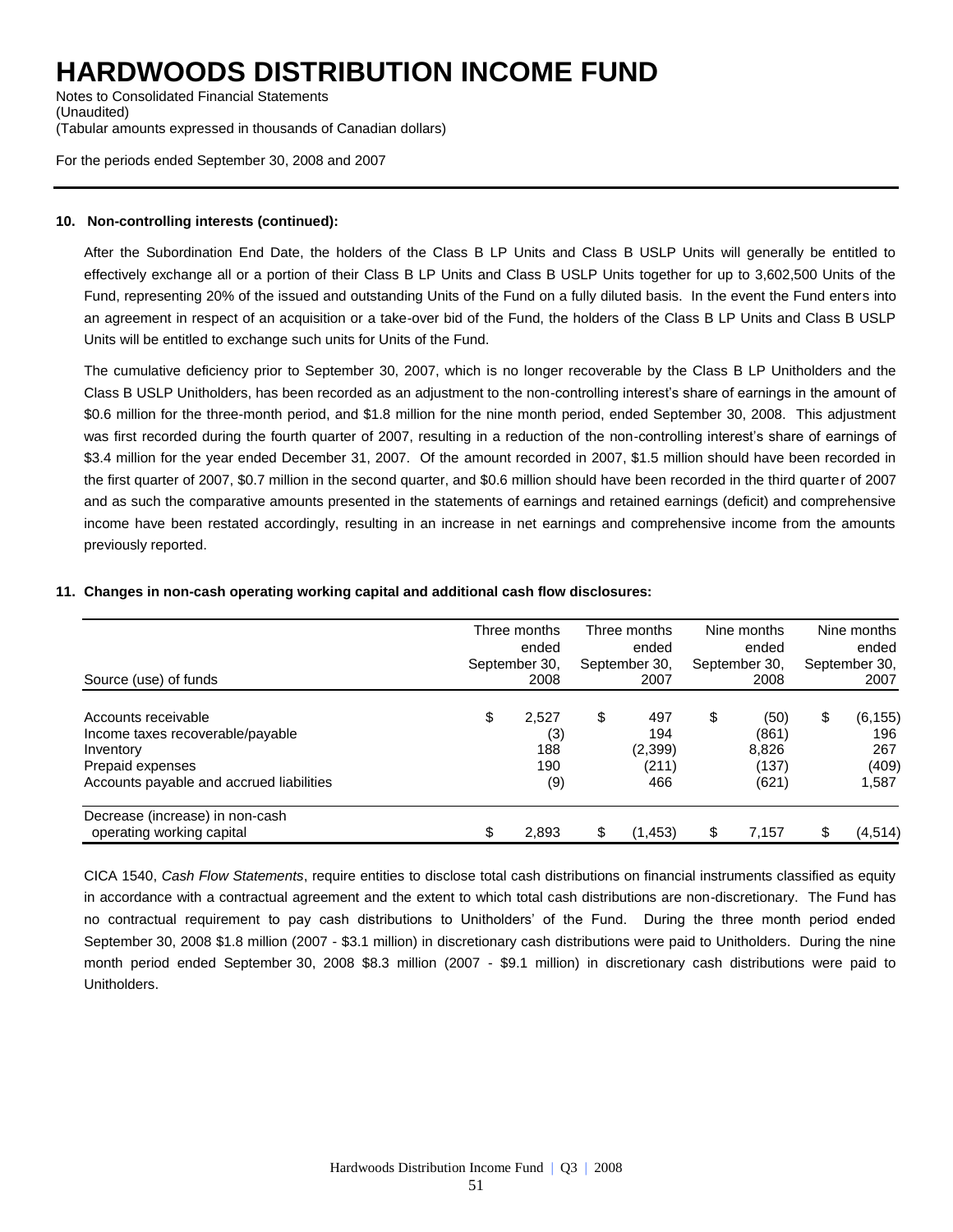# HARDWOODS DISTRIBUTION INCOME FUND

Notes to Consolidated Financial Statements
(Unaudited)
(Tabular amounts expressed in thousands of Canadian dollars)

For the periods ended September 30, 2008 and 2007

**10. Non-controlling interests (continued):**

After the Subordination End Date, the holders of the Class B LP Units and Class B USLP Units will generally be entitled to effectively exchange all or a portion of their Class B LP Units and Class B USLP Units together for up to 3,602,500 Units of the Fund, representing 20% of the issued and outstanding Units of the Fund on a fully diluted basis. In the event the Fund enters into an agreement in respect of an acquisition or a take-over bid of the Fund, the holders of the Class B LP Units and Class B USLP Units will be entitled to exchange such units for Units of the Fund.

The cumulative deficiency prior to September 30, 2007, which is no longer recoverable by the Class B LP Unitholders and the Class B USLP Unitholders, has been recorded as an adjustment to the non-controlling interest's share of earnings in the amount of $0.6 million for the three-month period, and $1.8 million for the nine month period, ended September 30, 2008. This adjustment was first recorded during the fourth quarter of 2007, resulting in a reduction of the non-controlling interest's share of earnings of $3.4 million for the year ended December 31, 2007. Of the amount recorded in 2007, $1.5 million should have been recorded in the first quarter of 2007, $0.7 million in the second quarter, and $0.6 million should have been recorded in the third quarter of 2007 and as such the comparative amounts presented in the statements of earnings and retained earnings (deficit) and comprehensive income have been restated accordingly, resulting in an increase in net earnings and comprehensive income from the amounts previously reported.

**11. Changes in non-cash operating working capital and additional cash flow disclosures:**

| Source (use) of funds | Three months ended September 30, 2008 | Three months ended September 30, 2007 | Nine months ended September 30, 2008 | Nine months ended September 30, 2007 |
|---|---|---|---|---|
| Accounts receivable | $ 2,527 | $ 497 | $ (50) | $ (6,155) |
| Income taxes recoverable/payable | (3) | 194 | (861) | 196 |
| Inventory | 188 | (2,399) | 8,826 | 267 |
| Prepaid expenses | 190 | (211) | (137) | (409) |
| Accounts payable and accrued liabilities | (9) | 466 | (621) | 1,587 |
| Decrease (increase) in non-cash operating working capital | $ 2,893 | $ (1,453) | $ 7,157 | $ (4,514) |

CICA 1540, *Cash Flow Statements*, require entities to disclose total cash distributions on financial instruments classified as equity in accordance with a contractual agreement and the extent to which total cash distributions are non-discretionary. The Fund has no contractual requirement to pay cash distributions to Unitholders' of the Fund. During the three month period ended September 30, 2008 $1.8 million (2007 - $3.1 million) in discretionary cash distributions were paid to Unitholders. During the nine month period ended September 30, 2008 $8.3 million (2007 - $9.1 million) in discretionary cash distributions were paid to Unitholders.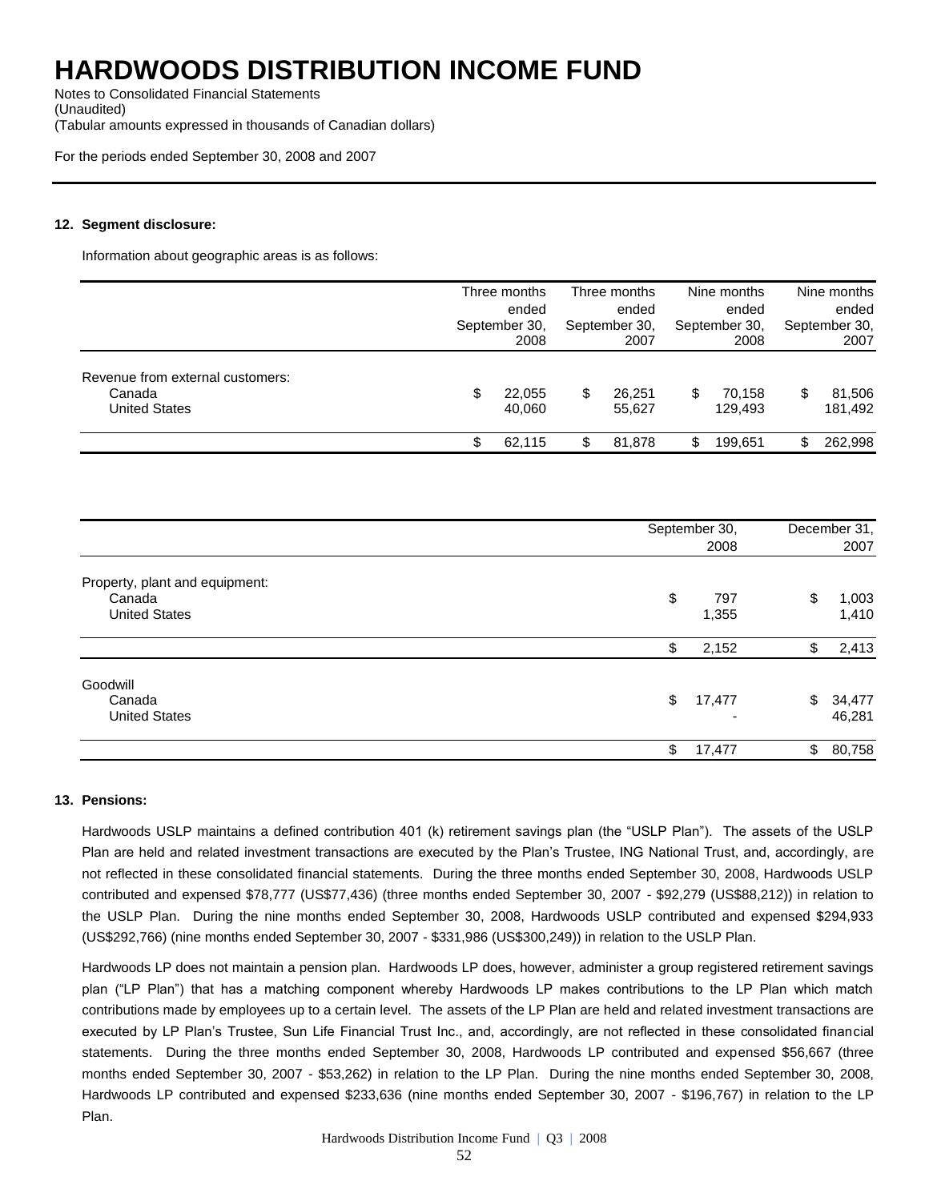# HARDWOODS DISTRIBUTION INCOME FUND

Notes to Consolidated Financial Statements
(Unaudited)
(Tabular amounts expressed in thousands of Canadian dollars)

For the periods ended September 30, 2008 and 2007

**12. Segment disclosure:**

Information about geographic areas is as follows:

| | Three months ended September 30, 2008 | Three months ended September 30, 2007 | Nine months ended September 30, 2008 | Nine months ended September 30, 2007 |
|---|---|---|---|---|
| Revenue from external customers: | | | | |
| Canada | $ 22,055 | $ 26,251 | $ 70,158 | $ 81,506 |
| United States | 40,060 | 55,627 | 129,493 | 181,492 |
| | $ 62,115 | $ 81,878 | $ 199,651 | $ 262,998 |

| | September 30, 2008 | December 31, 2007 |
|---|---|---|
| Property, plant and equipment: | | |
| Canada | $ 797 | $ 1,003 |
| United States | 1,355 | 1,410 |
| | $ 2,152 | $ 2,413 |
| Goodwill | | |
| Canada | $ 17,477 | $ 34,477 |
| United States | - | 46,281 |
| | $ 17,477 | $ 80,758 |

**13. Pensions:**

Hardwoods USLP maintains a defined contribution 401 (k) retirement savings plan (the "USLP Plan"). The assets of the USLP Plan are held and related investment transactions are executed by the Plan's Trustee, ING National Trust, and, accordingly, are not reflected in these consolidated financial statements. During the three months ended September 30, 2008, Hardwoods USLP contributed and expensed $78,777 (US$77,436) (three months ended September 30, 2007 - $92,279 (US$88,212)) in relation to the USLP Plan. During the nine months ended September 30, 2008, Hardwoods USLP contributed and expensed $294,933 (US$292,766) (nine months ended September 30, 2007 - $331,986 (US$300,249)) in relation to the USLP Plan.

Hardwoods LP does not maintain a pension plan. Hardwoods LP does, however, administer a group registered retirement savings plan ("LP Plan") that has a matching component whereby Hardwoods LP makes contributions to the LP Plan which match contributions made by employees up to a certain level. The assets of the LP Plan are held and related investment transactions are executed by LP Plan's Trustee, Sun Life Financial Trust Inc., and, accordingly, are not reflected in these consolidated financial statements. During the three months ended September 30, 2008, Hardwoods LP contributed and expensed $56,667 (three months ended September 30, 2007 - $53,262) in relation to the LP Plan. During the nine months ended September 30, 2008, Hardwoods LP contributed and expensed $233,636 (nine months ended September 30, 2007 - $196,767) in relation to the LP Plan.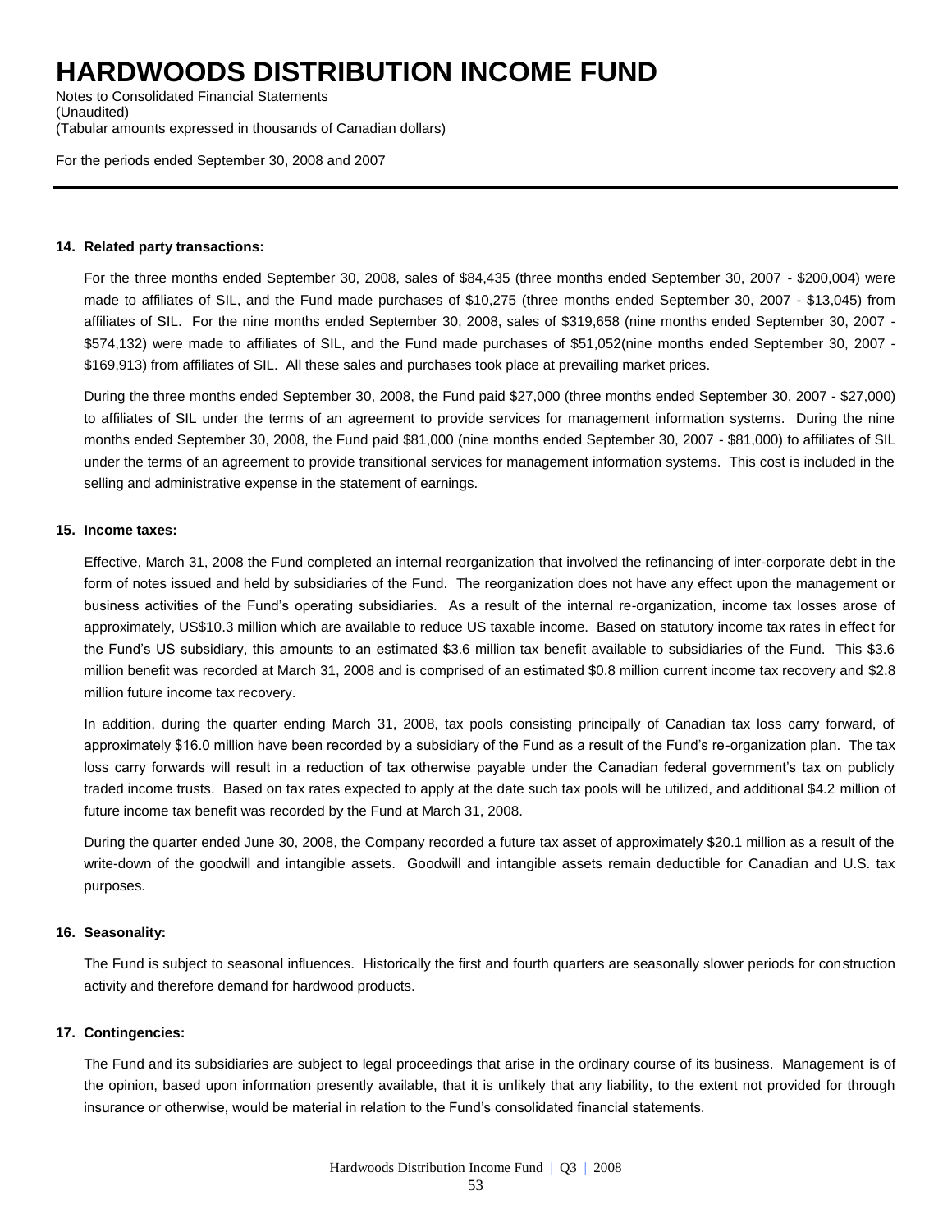# HARDWOODS DISTRIBUTION INCOME FUND

Notes to Consolidated Financial Statements
(Unaudited)
(Tabular amounts expressed in thousands of Canadian dollars)

For the periods ended September 30, 2008 and 2007

---

**14. Related party transactions:**

For the three months ended September 30, 2008, sales of $84,435 (three months ended September 30, 2007 - $200,004) were made to affiliates of SIL, and the Fund made purchases of $10,275 (three months ended September 30, 2007 - $13,045) from affiliates of SIL. For the nine months ended September 30, 2008, sales of $319,658 (nine months ended September 30, 2007 - $574,132) were made to affiliates of SIL, and the Fund made purchases of $51,052(nine months ended September 30, 2007 - $169,913) from affiliates of SIL. All these sales and purchases took place at prevailing market prices.

During the three months ended September 30, 2008, the Fund paid $27,000 (three months ended September 30, 2007 - $27,000) to affiliates of SIL under the terms of an agreement to provide services for management information systems. During the nine months ended September 30, 2008, the Fund paid $81,000 (nine months ended September 30, 2007 - $81,000) to affiliates of SIL under the terms of an agreement to provide transitional services for management information systems. This cost is included in the selling and administrative expense in the statement of earnings.

**15. Income taxes:**

Effective, March 31, 2008 the Fund completed an internal reorganization that involved the refinancing of inter-corporate debt in the form of notes issued and held by subsidiaries of the Fund. The reorganization does not have any effect upon the management or business activities of the Fund's operating subsidiaries. As a result of the internal re-organization, income tax losses arose of approximately, US$10.3 million which are available to reduce US taxable income. Based on statutory income tax rates in effect for the Fund's US subsidiary, this amounts to an estimated $3.6 million tax benefit available to subsidiaries of the Fund. This $3.6 million benefit was recorded at March 31, 2008 and is comprised of an estimated $0.8 million current income tax recovery and $2.8 million future income tax recovery.

In addition, during the quarter ending March 31, 2008, tax pools consisting principally of Canadian tax loss carry forward, of approximately $16.0 million have been recorded by a subsidiary of the Fund as a result of the Fund's re-organization plan. The tax loss carry forwards will result in a reduction of tax otherwise payable under the Canadian federal government's tax on publicly traded income trusts. Based on tax rates expected to apply at the date such tax pools will be utilized, and additional $4.2 million of future income tax benefit was recorded by the Fund at March 31, 2008.

During the quarter ended June 30, 2008, the Company recorded a future tax asset of approximately $20.1 million as a result of the write-down of the goodwill and intangible assets. Goodwill and intangible assets remain deductible for Canadian and U.S. tax purposes.

**16. Seasonality:**

The Fund is subject to seasonal influences. Historically the first and fourth quarters are seasonally slower periods for construction activity and therefore demand for hardwood products.

**17. Contingencies:**

The Fund and its subsidiaries are subject to legal proceedings that arise in the ordinary course of its business. Management is of the opinion, based upon information presently available, that it is unlikely that any liability, to the extent not provided for through insurance or otherwise, would be material in relation to the Fund's consolidated financial statements.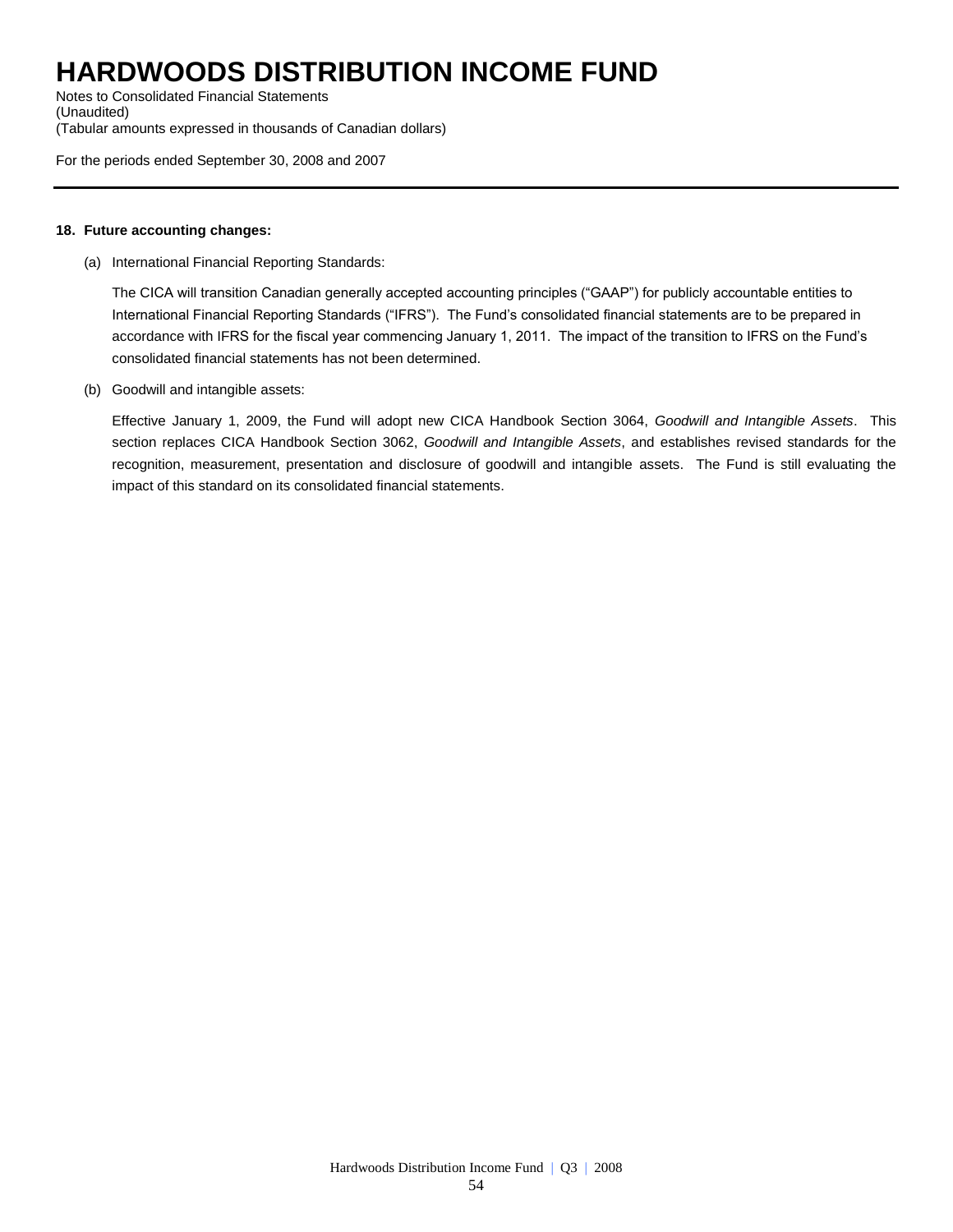# HARDWOODS DISTRIBUTION INCOME FUND

Notes to Consolidated Financial Statements
(Unaudited)
(Tabular amounts expressed in thousands of Canadian dollars)

For the periods ended September 30, 2008 and 2007

**18. Future accounting changes:**

(a) International Financial Reporting Standards:

The CICA will transition Canadian generally accepted accounting principles ("GAAP") for publicly accountable entities to International Financial Reporting Standards ("IFRS"). The Fund's consolidated financial statements are to be prepared in accordance with IFRS for the fiscal year commencing January 1, 2011. The impact of the transition to IFRS on the Fund's consolidated financial statements has not been determined.

(b) Goodwill and intangible assets:

Effective January 1, 2009, the Fund will adopt new CICA Handbook Section 3064, *Goodwill and Intangible Assets*. This section replaces CICA Handbook Section 3062, *Goodwill and Intangible Assets*, and establishes revised standards for the recognition, measurement, presentation and disclosure of goodwill and intangible assets. The Fund is still evaluating the impact of this standard on its consolidated financial statements.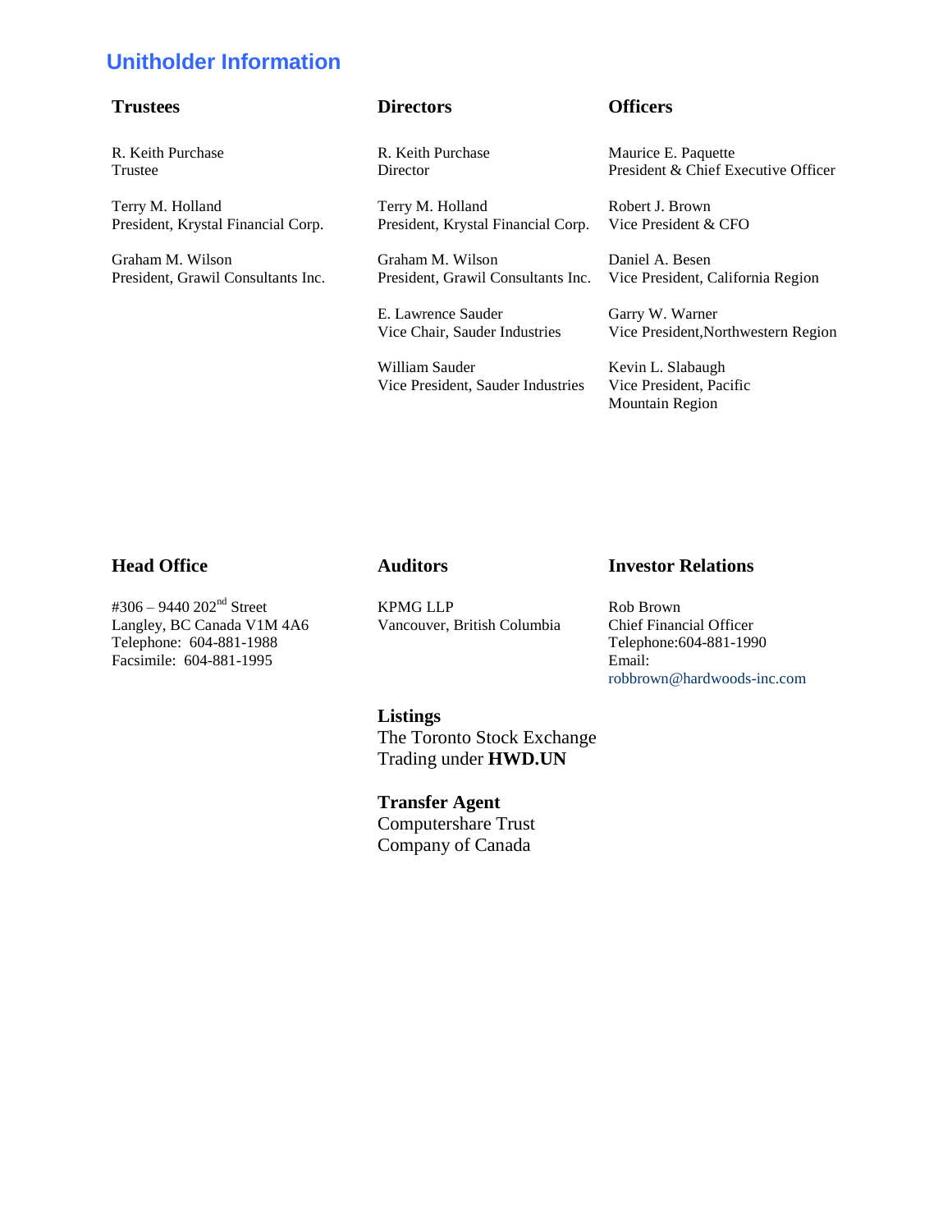# Unitholder Information

### Trustees

R. Keith Purchase
Trustee

Terry M. Holland
President, Krystal Financial Corp.

Graham M. Wilson
President, Grawil Consultants Inc.

### Directors

R. Keith Purchase
Director

Terry M. Holland
President, Krystal Financial Corp.

Graham M. Wilson
President, Grawil Consultants Inc.

E. Lawrence Sauder
Vice Chair, Sauder Industries

William Sauder
Vice President, Sauder Industries

### Officers

Maurice E. Paquette
President & Chief Executive Officer

Robert J. Brown
Vice President & CFO

Daniel A. Besen
Vice President, California Region

Garry W. Warner
Vice President,Northwestern Region

Kevin L. Slabaugh
Vice President, Pacific Mountain Region

### Head Office

#306 – 9440 202nd Street
Langley, BC Canada V1M 4A6
Telephone: 604-881-1988
Facsimile: 604-881-1995

### Auditors

KPMG LLP
Vancouver, British Columbia

### Listings

The Toronto Stock Exchange
Trading under **HWD.UN**

### Transfer Agent

Computershare Trust
Company of Canada

### Investor Relations

Rob Brown
Chief Financial Officer
Telephone:604-881-1990
Email:
robbrown@hardwoods-inc.com